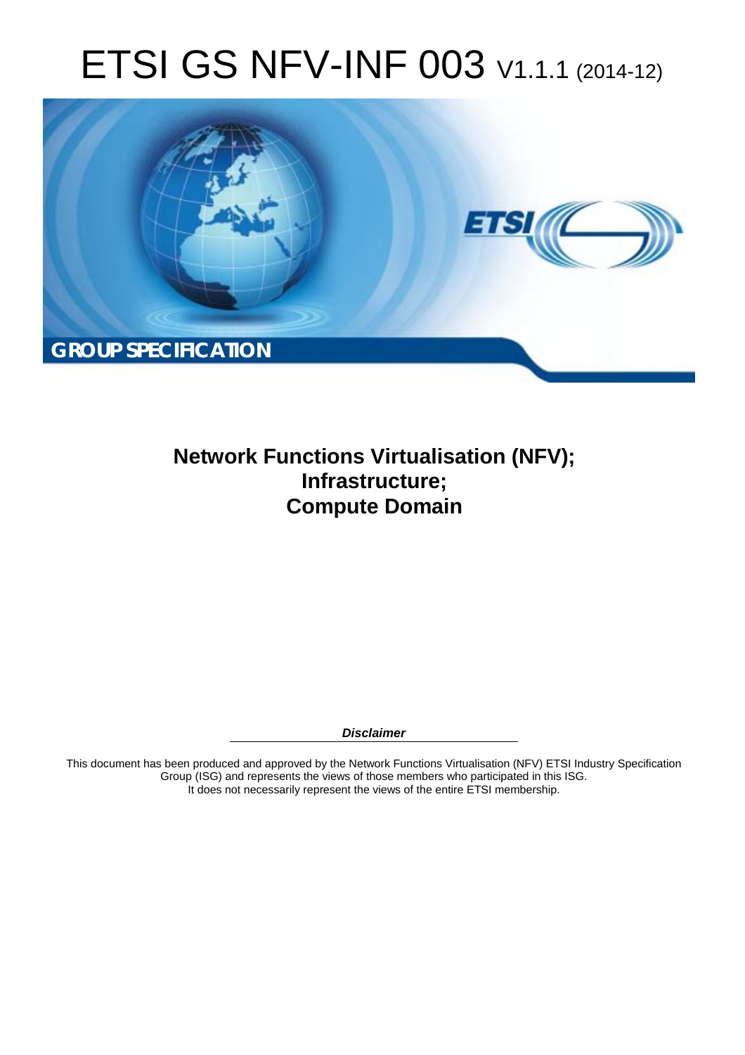# ETSI GS NFV-INF 003 V1.1.1 (2014-12)

**GROUP SPECIFICATION**

## Network Functions Virtualisation (NFV); Infrastructure; Compute Domain

***Disclaimer***

This document has been produced and approved by the Network Functions Virtualisation (NFV) ETSI Industry Specification Group (ISG) and represents the views of those members who participated in this ISG. It does not necessarily represent the views of the entire ETSI membership.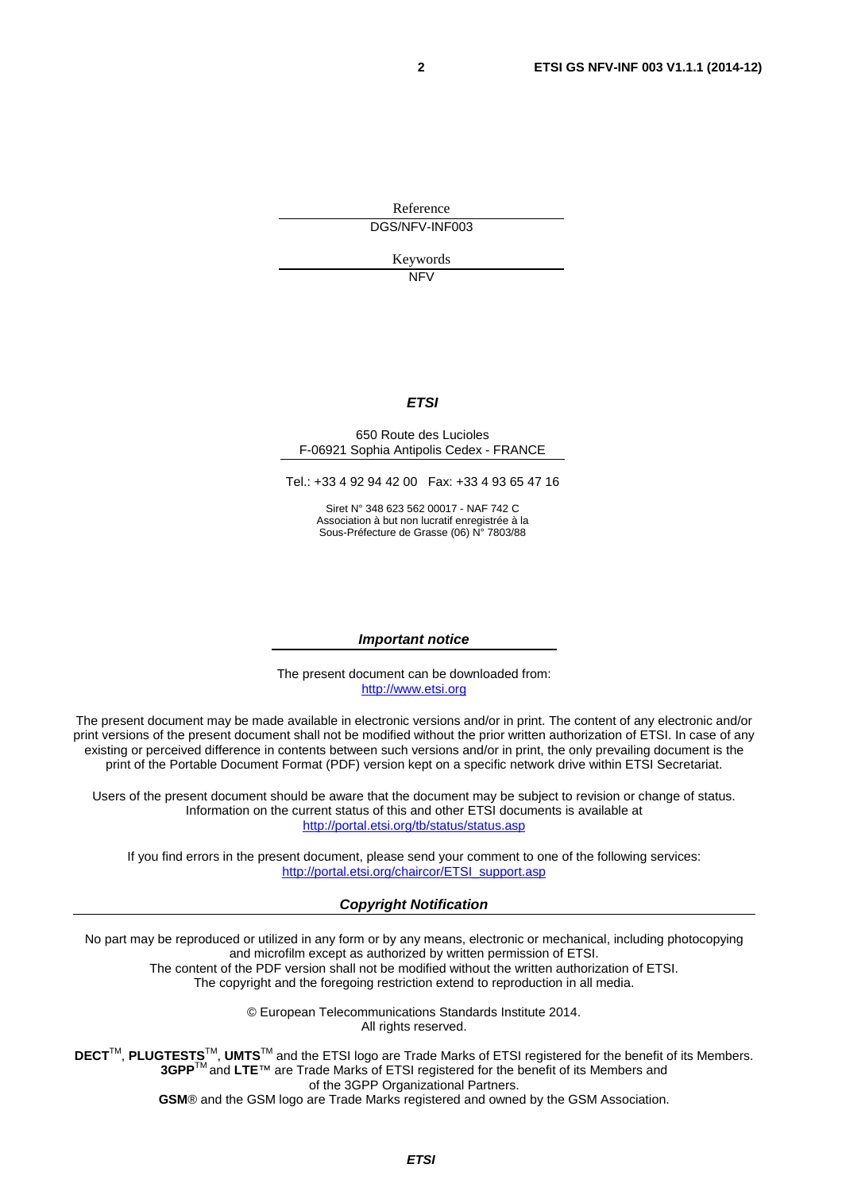Reference

DGS/NFV-INF003

Keywords

NFV

***ETSI***

650 Route des Lucioles
F-06921 Sophia Antipolis Cedex - FRANCE

Tel.: +33 4 92 94 42 00 Fax: +33 4 93 65 47 16

Siret N° 348 623 562 00017 - NAF 742 C
Association à but non lucratif enregistrée à la
Sous-Préfecture de Grasse (06) N° 7803/88

***Important notice***

The present document can be downloaded from:
http://www.etsi.org

The present document may be made available in electronic versions and/or in print. The content of any electronic and/or print versions of the present document shall not be modified without the prior written authorization of ETSI. In case of any existing or perceived difference in contents between such versions and/or in print, the only prevailing document is the print of the Portable Document Format (PDF) version kept on a specific network drive within ETSI Secretariat.

Users of the present document should be aware that the document may be subject to revision or change of status. Information on the current status of this and other ETSI documents is available at
http://portal.etsi.org/tb/status/status.asp

If you find errors in the present document, please send your comment to one of the following services:
http://portal.etsi.org/chaircor/ETSI_support.asp

***Copyright Notification***

No part may be reproduced or utilized in any form or by any means, electronic or mechanical, including photocopying and microfilm except as authorized by written permission of ETSI.
The content of the PDF version shall not be modified without the written authorization of ETSI.
The copyright and the foregoing restriction extend to reproduction in all media.

© European Telecommunications Standards Institute 2014.
All rights reserved.

**DECT**™, **PLUGTESTS**™, **UMTS**™ and the ETSI logo are Trade Marks of ETSI registered for the benefit of its Members.
**3GPP**™ and **LTE**™ are Trade Marks of ETSI registered for the benefit of its Members and of the 3GPP Organizational Partners.
**GSM**® and the GSM logo are Trade Marks registered and owned by the GSM Association.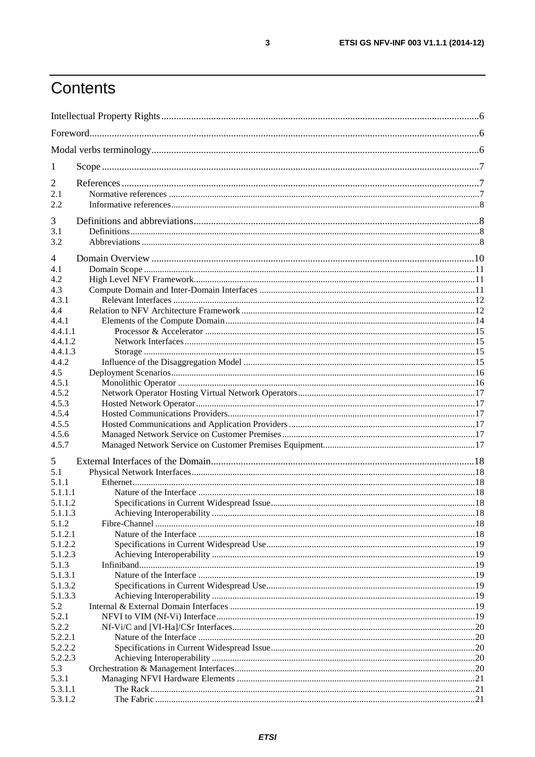# Contents

Intellectual Property Rights ....................................................................................................................................6

Foreword.........................................................................................................................................................6

Modal verbs terminology....................................................................................................................................6

1 Scope ........................................................................................................................................................7

2 References ................................................................................................................................................7

2.1 Normative references .........................................................................................................................7

2.2 Informative references.........................................................................................................................8

3 Definitions and abbreviations...................................................................................................................8

3.1 Definitions ...........................................................................................................................................8

3.2 Abbreviations .......................................................................................................................................8

4 Domain Overview ..................................................................................................................................10

4.1 Domain Scope ....................................................................................................................................11

4.2 High Level NFV Framework..............................................................................................................11

4.3 Compute Domain and Inter-Domain Interfaces .................................................................................11

4.3.1 Relevant Interfaces .......................................................................................................................12

4.4 Relation to NFV Architecture Framework .........................................................................................12

4.4.1 Elements of the Compute Domain ................................................................................................14

4.4.1.1 Processor & Accelerator ..........................................................................................................15

4.4.1.2 Network Interfaces ..................................................................................................................15

4.4.1.3 Storage .....................................................................................................................................15

4.4.2 Influence of the Disaggregation Model ........................................................................................15

4.5 Deployment Scenarios........................................................................................................................16

4.5.1 Monolithic Operator .....................................................................................................................16

4.5.2 Network Operator Hosting Virtual Network Operators.................................................................17

4.5.3 Hosted Network Operator .............................................................................................................17

4.5.4 Hosted Communications Providers................................................................................................17

4.5.5 Hosted Communications and Application Providers ....................................................................17

4.5.6 Managed Network Service on Customer Premises........................................................................17

4.5.7 Managed Network Service on Customer Premises Equipment......................................................17

5 External Interfaces of the Domain...........................................................................................................18

5.1 Physical Network Interfaces...............................................................................................................18

5.1.1 Ethernet.........................................................................................................................................18

5.1.1.1 Nature of the Interface ............................................................................................................18

5.1.1.2 Specifications in Current Widespread Issue............................................................................18

5.1.1.3 Achieving Interoperability ......................................................................................................18

5.1.2 Fibre-Channel ...............................................................................................................................18

5.1.2.1 Nature of the Interface ............................................................................................................18

5.1.2.2 Specifications in Current Widespread Use..............................................................................19

5.1.2.3 Achieving Interoperability ......................................................................................................19

5.1.3 Infiniband......................................................................................................................................19

5.1.3.1 Nature of the Interface ............................................................................................................19

5.1.3.2 Specifications in Current Widespread Use..............................................................................19

5.1.3.3 Achieving Interoperability ......................................................................................................19

5.2 Internal & External Domain Interfaces ..............................................................................................19

5.2.1 NFVI to VIM (Nf-Vi) Interface....................................................................................................19

5.2.2 Nf-Vi/C and [VI-Ha]/CSr Interfaces.............................................................................................20

5.2.2.1 Nature of the Interface ............................................................................................................20

5.2.2.2 Specifications in Current Widespread Issue............................................................................20

5.2.2.3 Achieving Interoperability ......................................................................................................20

5.3 Orchestration & Management Interfaces............................................................................................20

5.3.1 Managing NFVI Hardware Elements ...........................................................................................21

5.3.1.1 The Rack ................................................................................................................................21

5.3.1.2 The Fabric ..............................................................................................................................21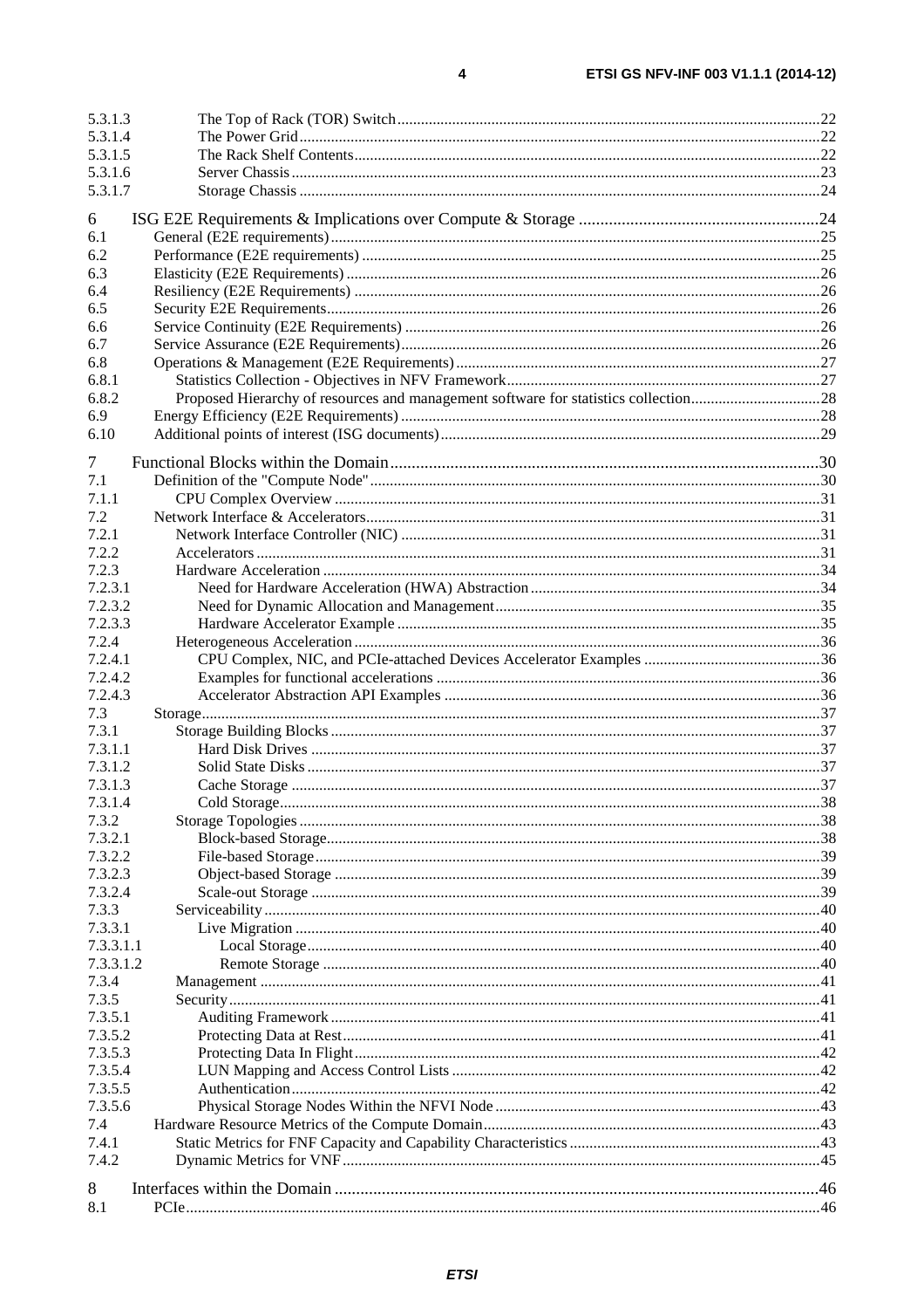5.3.1.3 The Top of Rack (TOR) Switch ..... 22
5.3.1.4 The Power Grid ..... 22
5.3.1.5 The Rack Shelf Contents ..... 22
5.3.1.6 Server Chassis ..... 23
5.3.1.7 Storage Chassis ..... 24

6 ISG E2E Requirements & Implications over Compute & Storage ..... 24
6.1 General (E2E requirements) ..... 25
6.2 Performance (E2E requirements) ..... 25
6.3 Elasticity (E2E Requirements) ..... 26
6.4 Resiliency (E2E Requirements) ..... 26
6.5 Security E2E Requirements ..... 26
6.6 Service Continuity (E2E Requirements) ..... 26
6.7 Service Assurance (E2E Requirements) ..... 26
6.8 Operations & Management (E2E Requirements) ..... 27
6.8.1 Statistics Collection - Objectives in NFV Framework ..... 27
6.8.2 Proposed Hierarchy of resources and management software for statistics collection ..... 28
6.9 Energy Efficiency (E2E Requirements) ..... 28
6.10 Additional points of interest (ISG documents) ..... 29

7 Functional Blocks within the Domain ..... 30
7.1 Definition of the "Compute Node" ..... 30
7.1.1 CPU Complex Overview ..... 31
7.2 Network Interface & Accelerators ..... 31
7.2.1 Network Interface Controller (NIC) ..... 31
7.2.2 Accelerators ..... 31
7.2.3 Hardware Acceleration ..... 34
7.2.3.1 Need for Hardware Acceleration (HWA) Abstraction ..... 34
7.2.3.2 Need for Dynamic Allocation and Management ..... 35
7.2.3.3 Hardware Accelerator Example ..... 35
7.2.4 Heterogeneous Acceleration ..... 36
7.2.4.1 CPU Complex, NIC, and PCIe-attached Devices Accelerator Examples ..... 36
7.2.4.2 Examples for functional accelerations ..... 36
7.2.4.3 Accelerator Abstraction API Examples ..... 36
7.3 Storage ..... 37
7.3.1 Storage Building Blocks ..... 37
7.3.1.1 Hard Disk Drives ..... 37
7.3.1.2 Solid State Disks ..... 37
7.3.1.3 Cache Storage ..... 37
7.3.1.4 Cold Storage ..... 38
7.3.2 Storage Topologies ..... 38
7.3.2.1 Block-based Storage ..... 38
7.3.2.2 File-based Storage ..... 39
7.3.2.3 Object-based Storage ..... 39
7.3.2.4 Scale-out Storage ..... 39
7.3.3 Serviceability ..... 40
7.3.3.1 Live Migration ..... 40
7.3.3.1.1 Local Storage ..... 40
7.3.3.1.2 Remote Storage ..... 40
7.3.4 Management ..... 41
7.3.5 Security ..... 41
7.3.5.1 Auditing Framework ..... 41
7.3.5.2 Protecting Data at Rest ..... 41
7.3.5.3 Protecting Data In Flight ..... 42
7.3.5.4 LUN Mapping and Access Control Lists ..... 42
7.3.5.5 Authentication ..... 42
7.3.5.6 Physical Storage Nodes Within the NFVI Node ..... 43
7.4 Hardware Resource Metrics of the Compute Domain ..... 43
7.4.1 Static Metrics for FNF Capacity and Capability Characteristics ..... 43
7.4.2 Dynamic Metrics for VNF ..... 45

8 Interfaces within the Domain ..... 46
8.1 PCIe ..... 46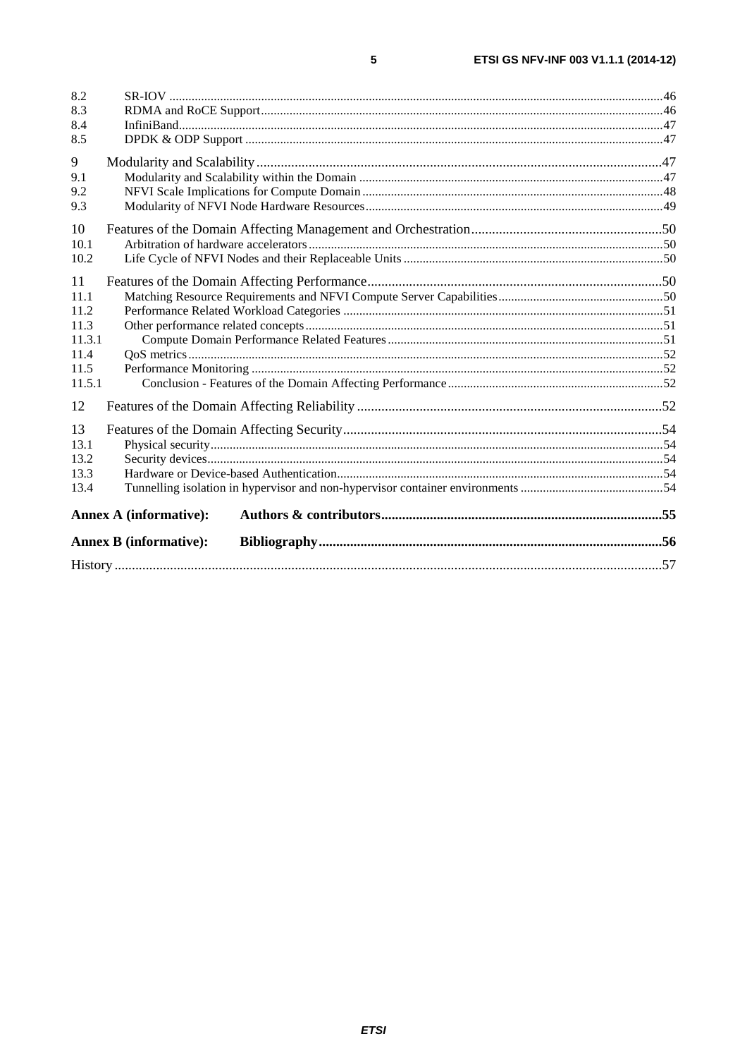8.2 SR-IOV .......................................................................................................................................................46
8.3 RDMA and RoCE Support...........................................................................................................................46
8.4 InfiniBand......................................................................................................................................................47
8.5 DPDK & ODP Support .................................................................................................................................47

9 Modularity and Scalability ...................................................................................................................47
9.1 Modularity and Scalability within the Domain .............................................................................................47
9.2 NFVI Scale Implications for Compute Domain ............................................................................................48
9.3 Modularity of NFVI Node Hardware Resources...........................................................................................49

10 Features of the Domain Affecting Management and Orchestration......................................................50
10.1 Arbitration of hardware accelerators.............................................................................................................50
10.2 Life Cycle of NFVI Nodes and their Replaceable Units ...............................................................................50

11 Features of the Domain Affecting Performance....................................................................................50
11.1 Matching Resource Requirements and NFVI Compute Server Capabilities..................................................50
11.2 Performance Related Workload Categories ...................................................................................................51
11.3 Other performance related concepts...............................................................................................................51
11.3.1 Compute Domain Performance Related Features.....................................................................................51
11.4 QoS metrics....................................................................................................................................................52
11.5 Performance Monitoring ................................................................................................................................52
11.5.1 Conclusion - Features of the Domain Affecting Performance..................................................................52

12 Features of the Domain Affecting Reliability .......................................................................................52

13 Features of the Domain Affecting Security...........................................................................................54
13.1 Physical security.............................................................................................................................................54
13.2 Security devices..............................................................................................................................................54
13.3 Hardware or Device-based Authentication.....................................................................................................54
13.4 Tunnelling isolation in hypervisor and non-hypervisor container environments ...........................................54

**Annex A (informative): Authors & contributors...............................................................................55**

**Annex B (informative): Bibliography.................................................................................................56**

History ..........................................................................................................................................................57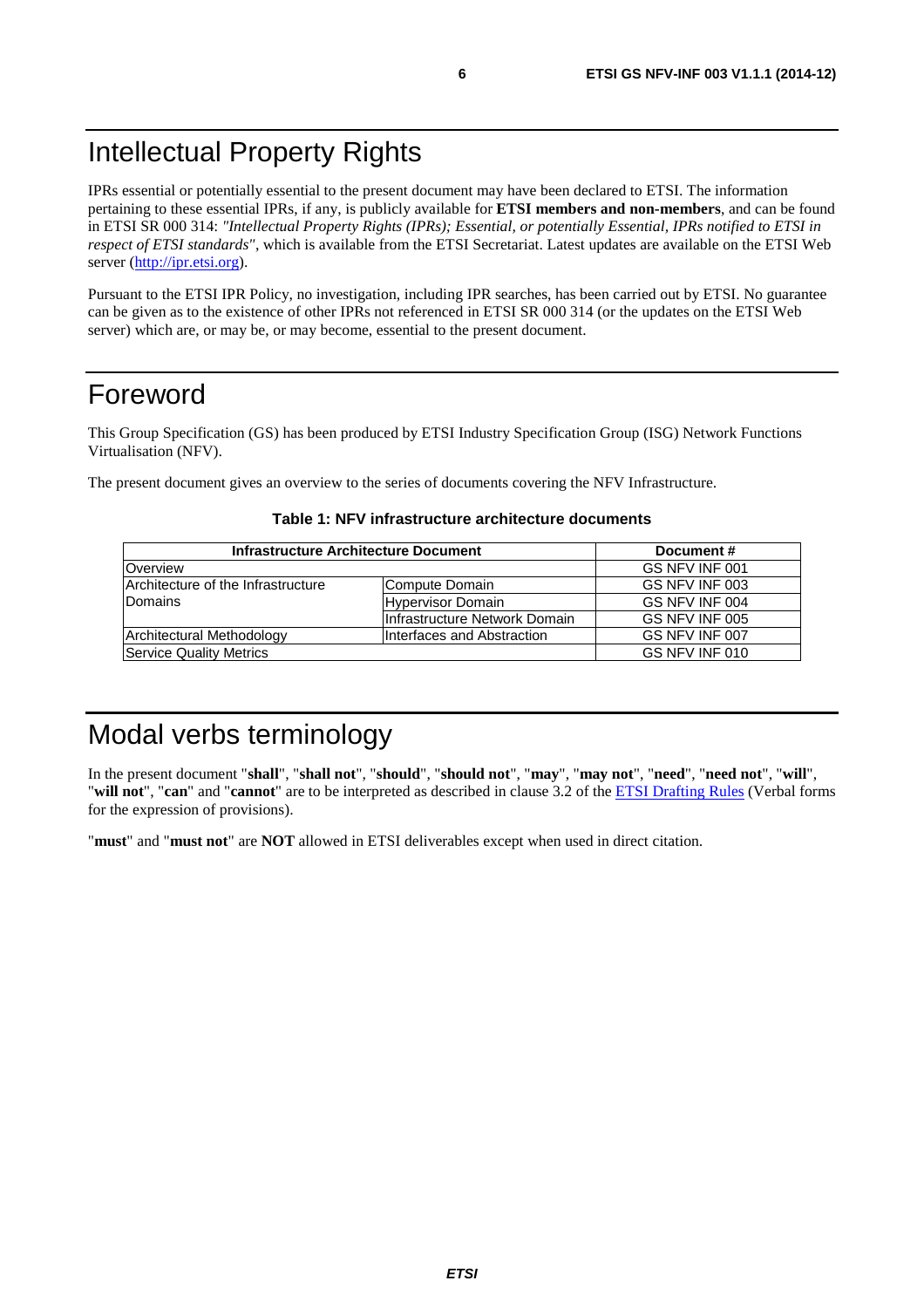# Intellectual Property Rights

IPRs essential or potentially essential to the present document may have been declared to ETSI. The information pertaining to these essential IPRs, if any, is publicly available for **ETSI members and non-members**, and can be found in ETSI SR 000 314: *"Intellectual Property Rights (IPRs); Essential, or potentially Essential, IPRs notified to ETSI in respect of ETSI standards"*, which is available from the ETSI Secretariat. Latest updates are available on the ETSI Web server (http://ipr.etsi.org).

Pursuant to the ETSI IPR Policy, no investigation, including IPR searches, has been carried out by ETSI. No guarantee can be given as to the existence of other IPRs not referenced in ETSI SR 000 314 (or the updates on the ETSI Web server) which are, or may be, or may become, essential to the present document.

# Foreword

This Group Specification (GS) has been produced by ETSI Industry Specification Group (ISG) Network Functions Virtualisation (NFV).

The present document gives an overview to the series of documents covering the NFV Infrastructure.

**Table 1: NFV infrastructure architecture documents**

| Infrastructure Architecture Document | | Document # |
|---|---|---|
| Overview | | GS NFV INF 001 |
| Architecture of the Infrastructure Domains | Compute Domain | GS NFV INF 003 |
| | Hypervisor Domain | GS NFV INF 004 |
| | Infrastructure Network Domain | GS NFV INF 005 |
| Architectural Methodology | Interfaces and Abstraction | GS NFV INF 007 |
| Service Quality Metrics | | GS NFV INF 010 |

# Modal verbs terminology

In the present document "**shall**", "**shall not**", "**should**", "**should not**", "**may**", "**may not**", "**need**", "**need not**", "**will**", "**will not**", "**can**" and "**cannot**" are to be interpreted as described in clause 3.2 of the ETSI Drafting Rules (Verbal forms for the expression of provisions).

"**must**" and "**must not**" are **NOT** allowed in ETSI deliverables except when used in direct citation.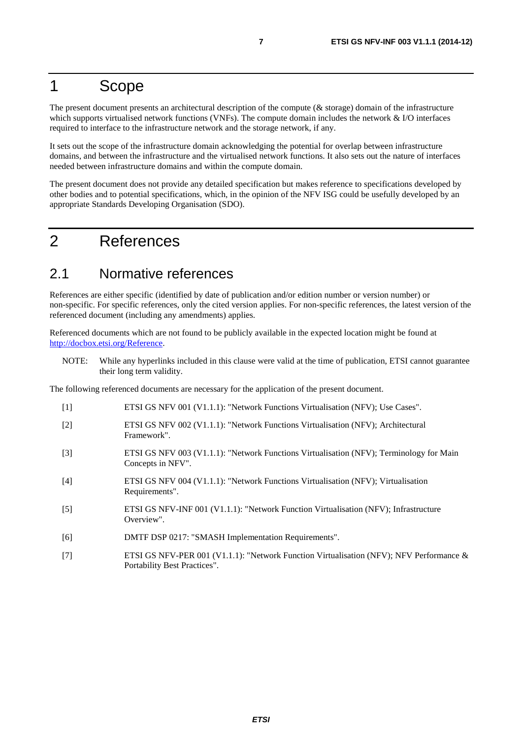# 1 Scope

The present document presents an architectural description of the compute (& storage) domain of the infrastructure which supports virtualised network functions (VNFs). The compute domain includes the network & I/O interfaces required to interface to the infrastructure network and the storage network, if any.

It sets out the scope of the infrastructure domain acknowledging the potential for overlap between infrastructure domains, and between the infrastructure and the virtualised network functions. It also sets out the nature of interfaces needed between infrastructure domains and within the compute domain.

The present document does not provide any detailed specification but makes reference to specifications developed by other bodies and to potential specifications, which, in the opinion of the NFV ISG could be usefully developed by an appropriate Standards Developing Organisation (SDO).

# 2 References

## 2.1 Normative references

References are either specific (identified by date of publication and/or edition number or version number) or non-specific. For specific references, only the cited version applies. For non-specific references, the latest version of the referenced document (including any amendments) applies.

Referenced documents which are not found to be publicly available in the expected location might be found at [http://docbox.etsi.org/Reference](http://docbox.etsi.org/Reference).

NOTE: While any hyperlinks included in this clause were valid at the time of publication, ETSI cannot guarantee their long term validity.

The following referenced documents are necessary for the application of the present document.

[1] ETSI GS NFV 001 (V1.1.1): "Network Functions Virtualisation (NFV); Use Cases".

[2] ETSI GS NFV 002 (V1.1.1): "Network Functions Virtualisation (NFV); Architectural Framework".

[3] ETSI GS NFV 003 (V1.1.1): "Network Functions Virtualisation (NFV); Terminology for Main Concepts in NFV".

[4] ETSI GS NFV 004 (V1.1.1): "Network Functions Virtualisation (NFV); Virtualisation Requirements".

[5] ETSI GS NFV-INF 001 (V1.1.1): "Network Function Virtualisation (NFV); Infrastructure Overview".

[6] DMTF DSP 0217: "SMASH Implementation Requirements".

[7] ETSI GS NFV-PER 001 (V1.1.1): "Network Function Virtualisation (NFV); NFV Performance & Portability Best Practices".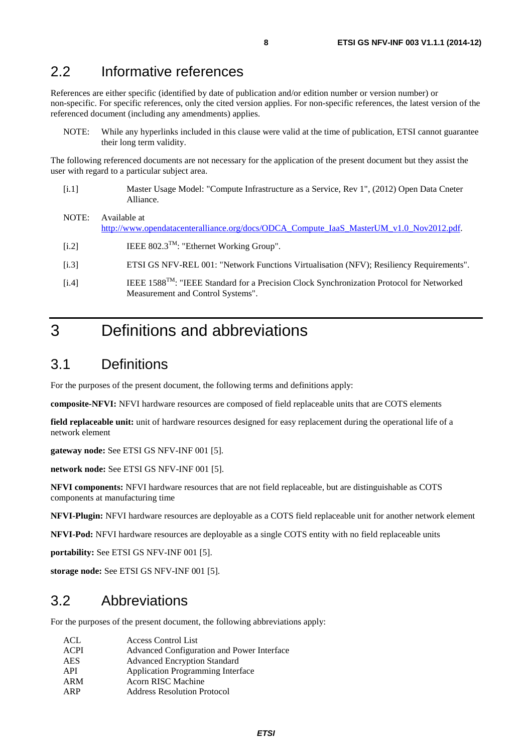## 2.2 Informative references

References are either specific (identified by date of publication and/or edition number or version number) or non-specific. For specific references, only the cited version applies. For non-specific references, the latest version of the referenced document (including any amendments) applies.

NOTE: While any hyperlinks included in this clause were valid at the time of publication, ETSI cannot guarantee their long term validity.

The following referenced documents are not necessary for the application of the present document but they assist the user with regard to a particular subject area.

[i.1] Master Usage Model: "Compute Infrastructure as a Service, Rev 1", (2012) Open Data Cneter Alliance.

NOTE: Available at http://www.opendatacenteralliance.org/docs/ODCA_Compute_IaaS_MasterUM_v1.0_Nov2012.pdf.

[i.2] IEEE 802.3™: "Ethernet Working Group".

[i.3] ETSI GS NFV-REL 001: "Network Functions Virtualisation (NFV); Resiliency Requirements".

[i.4] IEEE 1588™: "IEEE Standard for a Precision Clock Synchronization Protocol for Networked Measurement and Control Systems".

# 3 Definitions and abbreviations

## 3.1 Definitions

For the purposes of the present document, the following terms and definitions apply:

**composite-NFVI:** NFVI hardware resources are composed of field replaceable units that are COTS elements

**field replaceable unit:** unit of hardware resources designed for easy replacement during the operational life of a network element

**gateway node:** See ETSI GS NFV-INF 001 [5].

**network node:** See ETSI GS NFV-INF 001 [5].

**NFVI components:** NFVI hardware resources that are not field replaceable, but are distinguishable as COTS components at manufacturing time

**NFVI-Plugin:** NFVI hardware resources are deployable as a COTS field replaceable unit for another network element

**NFVI-Pod:** NFVI hardware resources are deployable as a single COTS entity with no field replaceable units

**portability:** See ETSI GS NFV-INF 001 [5].

**storage node:** See ETSI GS NFV-INF 001 [5].

## 3.2 Abbreviations

For the purposes of the present document, the following abbreviations apply:

| | |
|---|---|
| ACL | Access Control List |
| ACPI | Advanced Configuration and Power Interface |
| AES | Advanced Encryption Standard |
| API | Application Programming Interface |
| ARM | Acorn RISC Machine |
| ARP | Address Resolution Protocol |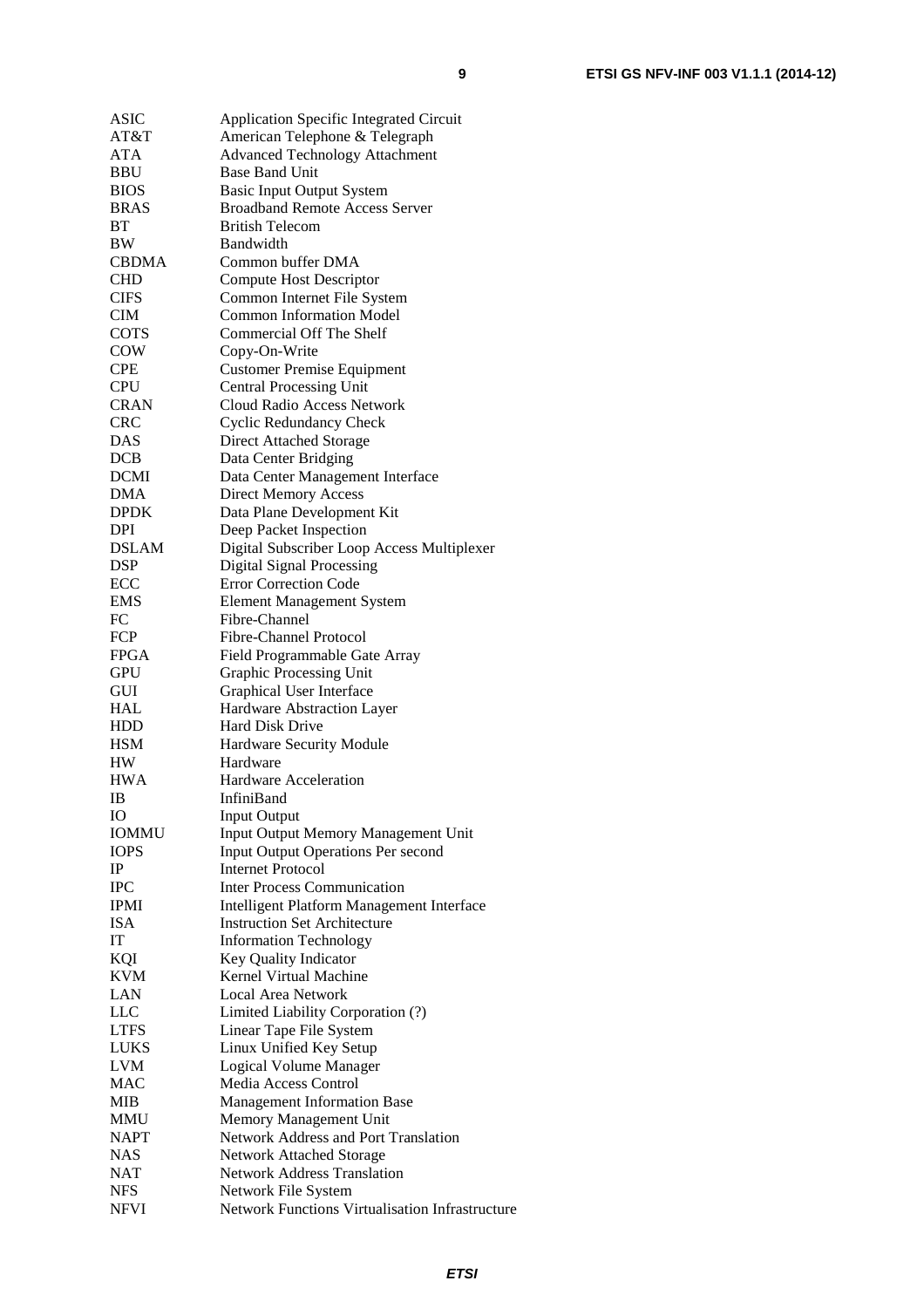| | |
|---|---|
| ASIC | Application Specific Integrated Circuit |
| AT&T | American Telephone & Telegraph |
| ATA | Advanced Technology Attachment |
| BBU | Base Band Unit |
| BIOS | Basic Input Output System |
| BRAS | Broadband Remote Access Server |
| BT | British Telecom |
| BW | Bandwidth |
| CBDMA | Common buffer DMA |
| CHD | Compute Host Descriptor |
| CIFS | Common Internet File System |
| CIM | Common Information Model |
| COTS | Commercial Off The Shelf |
| COW | Copy-On-Write |
| CPE | Customer Premise Equipment |
| CPU | Central Processing Unit |
| CRAN | Cloud Radio Access Network |
| CRC | Cyclic Redundancy Check |
| DAS | Direct Attached Storage |
| DCB | Data Center Bridging |
| DCMI | Data Center Management Interface |
| DMA | Direct Memory Access |
| DPDK | Data Plane Development Kit |
| DPI | Deep Packet Inspection |
| DSLAM | Digital Subscriber Loop Access Multiplexer |
| DSP | Digital Signal Processing |
| ECC | Error Correction Code |
| EMS | Element Management System |
| FC | Fibre-Channel |
| FCP | Fibre-Channel Protocol |
| FPGA | Field Programmable Gate Array |
| GPU | Graphic Processing Unit |
| GUI | Graphical User Interface |
| HAL | Hardware Abstraction Layer |
| HDD | Hard Disk Drive |
| HSM | Hardware Security Module |
| HW | Hardware |
| HWA | Hardware Acceleration |
| IB | InfiniBand |
| IO | Input Output |
| IOMMU | Input Output Memory Management Unit |
| IOPS | Input Output Operations Per second |
| IP | Internet Protocol |
| IPC | Inter Process Communication |
| IPMI | Intelligent Platform Management Interface |
| ISA | Instruction Set Architecture |
| IT | Information Technology |
| KQI | Key Quality Indicator |
| KVM | Kernel Virtual Machine |
| LAN | Local Area Network |
| LLC | Limited Liability Corporation (?) |
| LTFS | Linear Tape File System |
| LUKS | Linux Unified Key Setup |
| LVM | Logical Volume Manager |
| MAC | Media Access Control |
| MIB | Management Information Base |
| MMU | Memory Management Unit |
| NAPT | Network Address and Port Translation |
| NAS | Network Attached Storage |
| NAT | Network Address Translation |
| NFS | Network File System |
| NFVI | Network Functions Virtualisation Infrastructure |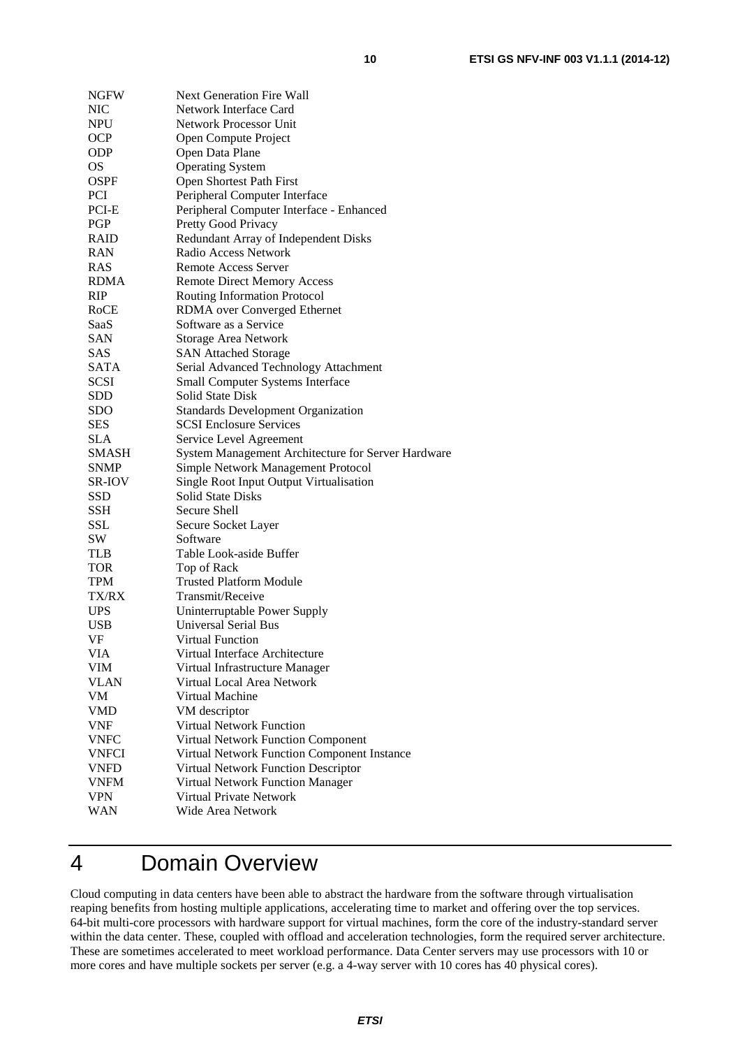| | |
|---|---|
| NGFW | Next Generation Fire Wall |
| NIC | Network Interface Card |
| NPU | Network Processor Unit |
| OCP | Open Compute Project |
| ODP | Open Data Plane |
| OS | Operating System |
| OSPF | Open Shortest Path First |
| PCI | Peripheral Computer Interface |
| PCI-E | Peripheral Computer Interface - Enhanced |
| PGP | Pretty Good Privacy |
| RAID | Redundant Array of Independent Disks |
| RAN | Radio Access Network |
| RAS | Remote Access Server |
| RDMA | Remote Direct Memory Access |
| RIP | Routing Information Protocol |
| RoCE | RDMA over Converged Ethernet |
| SaaS | Software as a Service |
| SAN | Storage Area Network |
| SAS | SAN Attached Storage |
| SATA | Serial Advanced Technology Attachment |
| SCSI | Small Computer Systems Interface |
| SDD | Solid State Disk |
| SDO | Standards Development Organization |
| SES | SCSI Enclosure Services |
| SLA | Service Level Agreement |
| SMASH | System Management Architecture for Server Hardware |
| SNMP | Simple Network Management Protocol |
| SR-IOV | Single Root Input Output Virtualisation |
| SSD | Solid State Disks |
| SSH | Secure Shell |
| SSL | Secure Socket Layer |
| SW | Software |
| TLB | Table Look-aside Buffer |
| TOR | Top of Rack |
| TPM | Trusted Platform Module |
| TX/RX | Transmit/Receive |
| UPS | Uninterruptable Power Supply |
| USB | Universal Serial Bus |
| VF | Virtual Function |
| VIA | Virtual Interface Architecture |
| VIM | Virtual Infrastructure Manager |
| VLAN | Virtual Local Area Network |
| VM | Virtual Machine |
| VMD | VM descriptor |
| VNF | Virtual Network Function |
| VNFC | Virtual Network Function Component |
| VNFCI | Virtual Network Function Component Instance |
| VNFD | Virtual Network Function Descriptor |
| VNFM | Virtual Network Function Manager |
| VPN | Virtual Private Network |
| WAN | Wide Area Network |

# 4 Domain Overview

Cloud computing in data centers have been able to abstract the hardware from the software through virtualisation reaping benefits from hosting multiple applications, accelerating time to market and offering over the top services. 64-bit multi-core processors with hardware support for virtual machines, form the core of the industry-standard server within the data center. These, coupled with offload and acceleration technologies, form the required server architecture. These are sometimes accelerated to meet workload performance. Data Center servers may use processors with 10 or more cores and have multiple sockets per server (e.g. a 4-way server with 10 cores has 40 physical cores).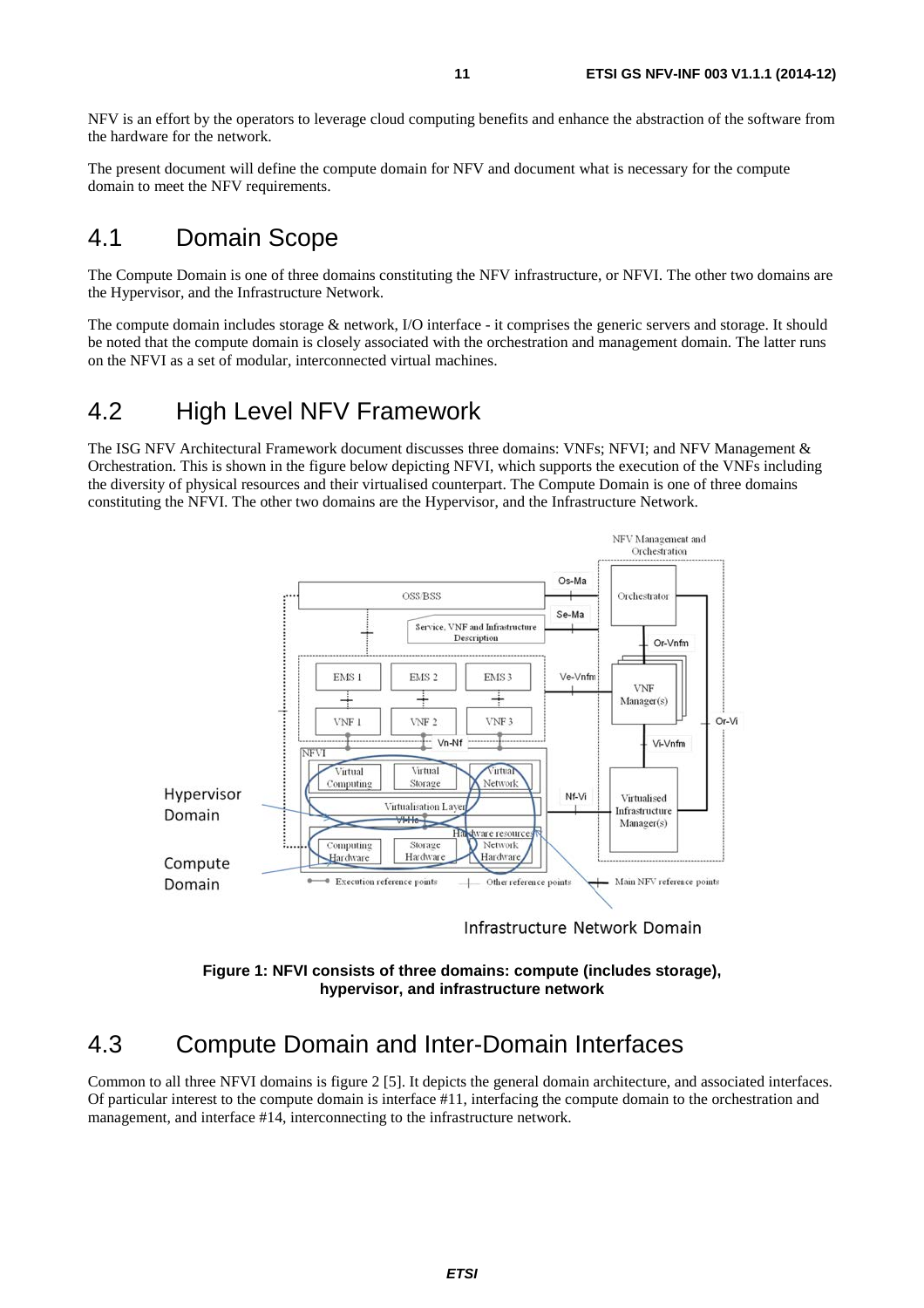NFV is an effort by the operators to leverage cloud computing benefits and enhance the abstraction of the software from the hardware for the network.

The present document will define the compute domain for NFV and document what is necessary for the compute domain to meet the NFV requirements.

## 4.1 Domain Scope

The Compute Domain is one of three domains constituting the NFV infrastructure, or NFVI. The other two domains are the Hypervisor, and the Infrastructure Network.

The compute domain includes storage & network, I/O interface - it comprises the generic servers and storage. It should be noted that the compute domain is closely associated with the orchestration and management domain. The latter runs on the NFVI as a set of modular, interconnected virtual machines.

## 4.2 High Level NFV Framework

The ISG NFV Architectural Framework document discusses three domains: VNFs; NFVI; and NFV Management & Orchestration. This is shown in the figure below depicting NFVI, which supports the execution of the VNFs including the diversity of physical resources and their virtualised counterpart. The Compute Domain is one of three domains constituting the NFVI. The other two domains are the Hypervisor, and the Infrastructure Network.

NFV Management and Orchestration
OSS/BSS
Os-Ma
Orchestrator
Se-Ma
Service, VNF and Infrastructure Description
Or-Vnfm
EMS 1
EMS 2
EMS 3
Ve-Vnfm
VNF Manager(s)
VNF 1
VNF 2
VNF 3
Or-Vi
Vn-Nf
Vi-Vnfm
NFVI
Virtual Computing
Virtual Storage
Virtual Network
Nf-Vi
Virtualisation Layer
Virtualised Infrastructure Manager(s)
Vl-Ha
Hardware resources
Computing Hardware
Storage Hardware
Network Hardware
Execution reference points
Other reference points
Main NFV reference points
Hypervisor Domain
Compute Domain
Infrastructure Network Domain

**Figure 1: NFVI consists of three domains: compute (includes storage), hypervisor, and infrastructure network**

## 4.3 Compute Domain and Inter-Domain Interfaces

Common to all three NFVI domains is figure 2 [5]. It depicts the general domain architecture, and associated interfaces. Of particular interest to the compute domain is interface #11, interfacing the compute domain to the orchestration and management, and interface #14, interconnecting to the infrastructure network.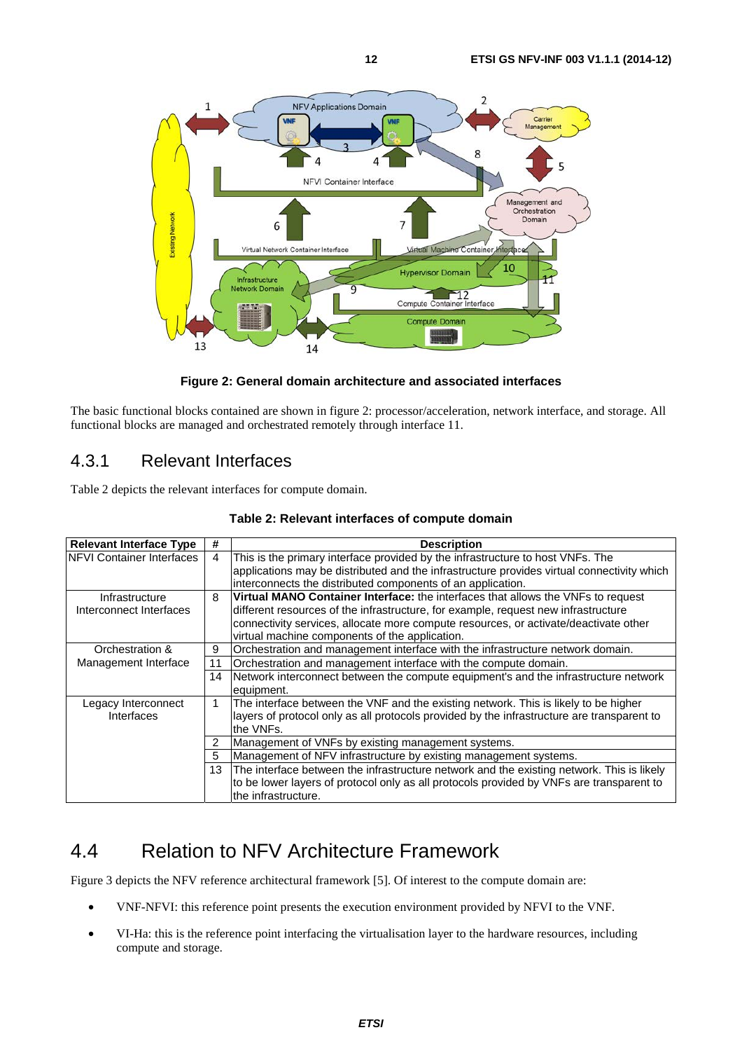Existing Network

NFV Applications Domain

VNF

VNF

1

2

3

4

4

5

6

7

8

9

10

11

12

13

14

Carrier Management

NFVI Container Interface

Management and Orchestration Domain

Virtual Network Container Interface

Virtual Machine Container Interface

Infrastructure Network Domain

Hypervisor Domain

Compute Container Interface

Compute Domain

**Figure 2: General domain architecture and associated interfaces**

The basic functional blocks contained are shown in figure 2: processor/acceleration, network interface, and storage. All functional blocks are managed and orchestrated remotely through interface 11.

### 4.3.1 Relevant Interfaces

Table 2 depicts the relevant interfaces for compute domain.

**Table 2: Relevant interfaces of compute domain**

| Relevant Interface Type | # | Description |
|---|---|---|
| NFVI Container Interfaces | 4 | This is the primary interface provided by the infrastructure to host VNFs. The applications may be distributed and the infrastructure provides virtual connectivity which interconnects the distributed components of an application. |
| Infrastructure Interconnect Interfaces | 8 | **Virtual MANO Container Interface:** the interfaces that allows the VNFs to request different resources of the infrastructure, for example, request new infrastructure connectivity services, allocate more compute resources, or activate/deactivate other virtual machine components of the application. |
| Orchestration & Management Interface | 9 | Orchestration and management interface with the infrastructure network domain. |
| | 11 | Orchestration and management interface with the compute domain. |
| | 14 | Network interconnect between the compute equipment's and the infrastructure network equipment. |
| Legacy Interconnect Interfaces | 1 | The interface between the VNF and the existing network. This is likely to be higher layers of protocol only as all protocols provided by the infrastructure are transparent to the VNFs. |
| | 2 | Management of VNFs by existing management systems. |
| | 5 | Management of NFV infrastructure by existing management systems. |
| | 13 | The interface between the infrastructure network and the existing network. This is likely to be lower layers of protocol only as all protocols provided by VNFs are transparent to the infrastructure. |

## 4.4 Relation to NFV Architecture Framework

Figure 3 depicts the NFV reference architectural framework [5]. Of interest to the compute domain are:

- VNF-NFVI: this reference point presents the execution environment provided by NFVI to the VNF.
- VI-Ha: this is the reference point interfacing the virtualisation layer to the hardware resources, including compute and storage.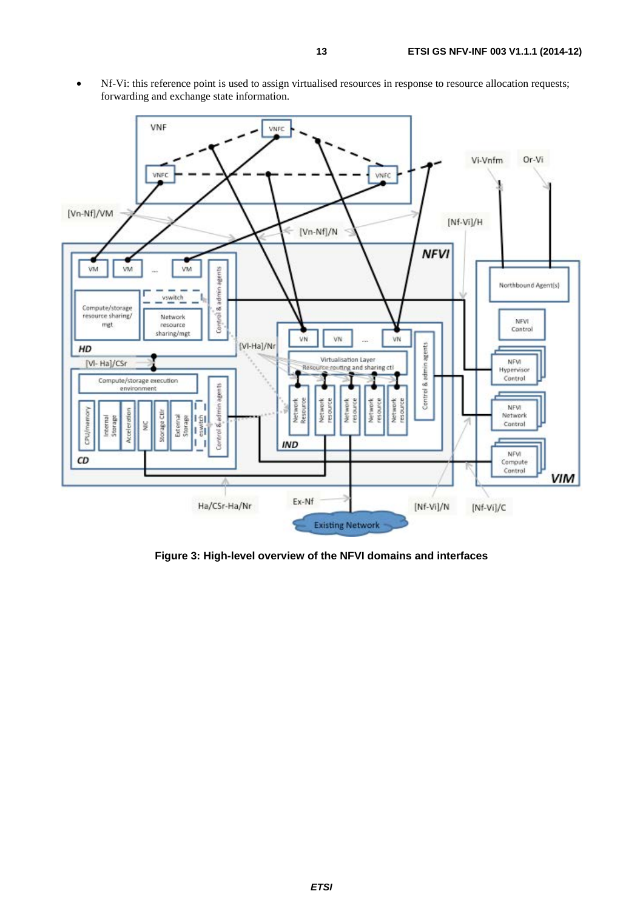- Nf-Vi: this reference point is used to assign virtualised resources in response to resource allocation requests; forwarding and exchange state information.

VNF
VNFC
VNFC
VNFC
Vi-Vnfm
Or-Vi
[Vn-Nf]/VM
[Nf-Vi]/H
[Vn-Nf]/N
NFVI
VM
VM
...
VM
Control & admin agents
vswitch
Compute/storage resource sharing/ mgt
Network resource sharing/mgt
HD
Northbound Agent(s)
NFVI Control
[Vl-Ha]/Nr
VN
VN
...
VN
Virtualisation Layer
Resource routing and sharing ctl
Control & admin agents
NFVI Hypervisor Control
[Vl- Ha]/CSr
Compute/storage execution environment
CPU/memory
Internal Storage
Acceleration
NIC
Storage Ctlr
External Storage
eswitch
Control & admin agents
Network Resource
Network resource
Network resource
Network resource
Network resource
NFVI Network Control
IND
CD
NFVI Compute Control
VIM
Ha/CSr-Ha/Nr
Ex-Nf
[Nf-Vi]/N
[Nf-Vi]/C
Existing Network

**Figure 3: High-level overview of the NFVI domains and interfaces**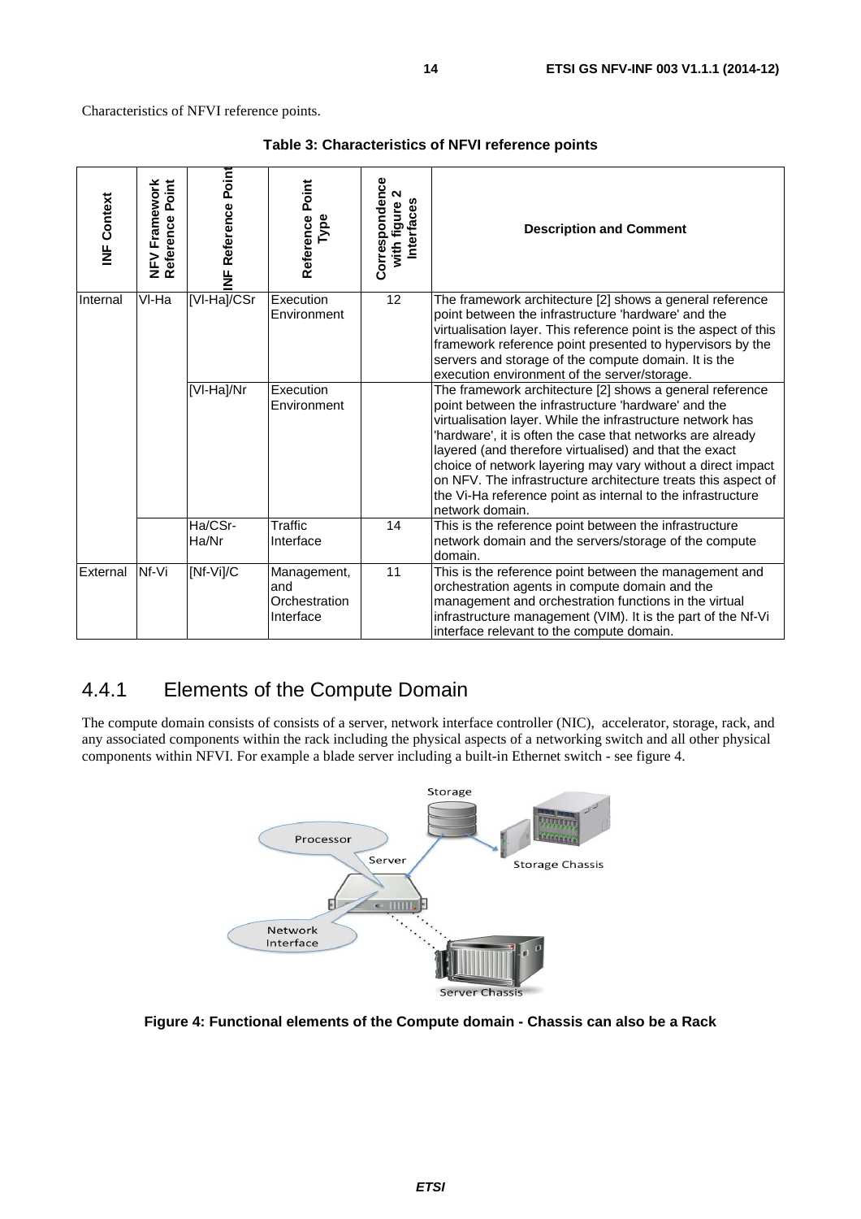Characteristics of NFVI reference points.

**Table 3: Characteristics of NFVI reference points**

| INF Context | NFV Framework Reference Point | INF Reference Point | Reference Point Type | Correspondence with figure 2 Interfaces | Description and Comment |
|---|---|---|---|---|---|
| Internal | VI-Ha | [VI-Ha]/CSr | Execution Environment | 12 | The framework architecture [2] shows a general reference point between the infrastructure 'hardware' and the virtualisation layer. This reference point is the aspect of this framework reference point presented to hypervisors by the servers and storage of the compute domain. It is the execution environment of the server/storage. |
| | | [VI-Ha]/Nr | Execution Environment | | The framework architecture [2] shows a general reference point between the infrastructure 'hardware' and the virtualisation layer. While the infrastructure network has 'hardware', it is often the case that networks are already layered (and therefore virtualised) and that the exact choice of network layering may vary without a direct impact on NFV. The infrastructure architecture treats this aspect of the Vi-Ha reference point as internal to the infrastructure network domain. |
| | | Ha/CSr-Ha/Nr | Traffic Interface | 14 | This is the reference point between the infrastructure network domain and the servers/storage of the compute domain. |
| External | Nf-Vi | [Nf-Vi]/C | Management, and Orchestration Interface | 11 | This is the reference point between the management and orchestration agents in compute domain and the management and orchestration functions in the virtual infrastructure management (VIM). It is the part of the Nf-Vi interface relevant to the compute domain. |

## 4.4.1 Elements of the Compute Domain

The compute domain consists of consists of a server, network interface controller (NIC), accelerator, storage, rack, and any associated components within the rack including the physical aspects of a networking switch and all other physical components within NFVI. For example a blade server including a built-in Ethernet switch - see figure 4.

Storage
Processor
Server
Storage Chassis
Network Interface
Server Chassis

**Figure 4: Functional elements of the Compute domain - Chassis can also be a Rack**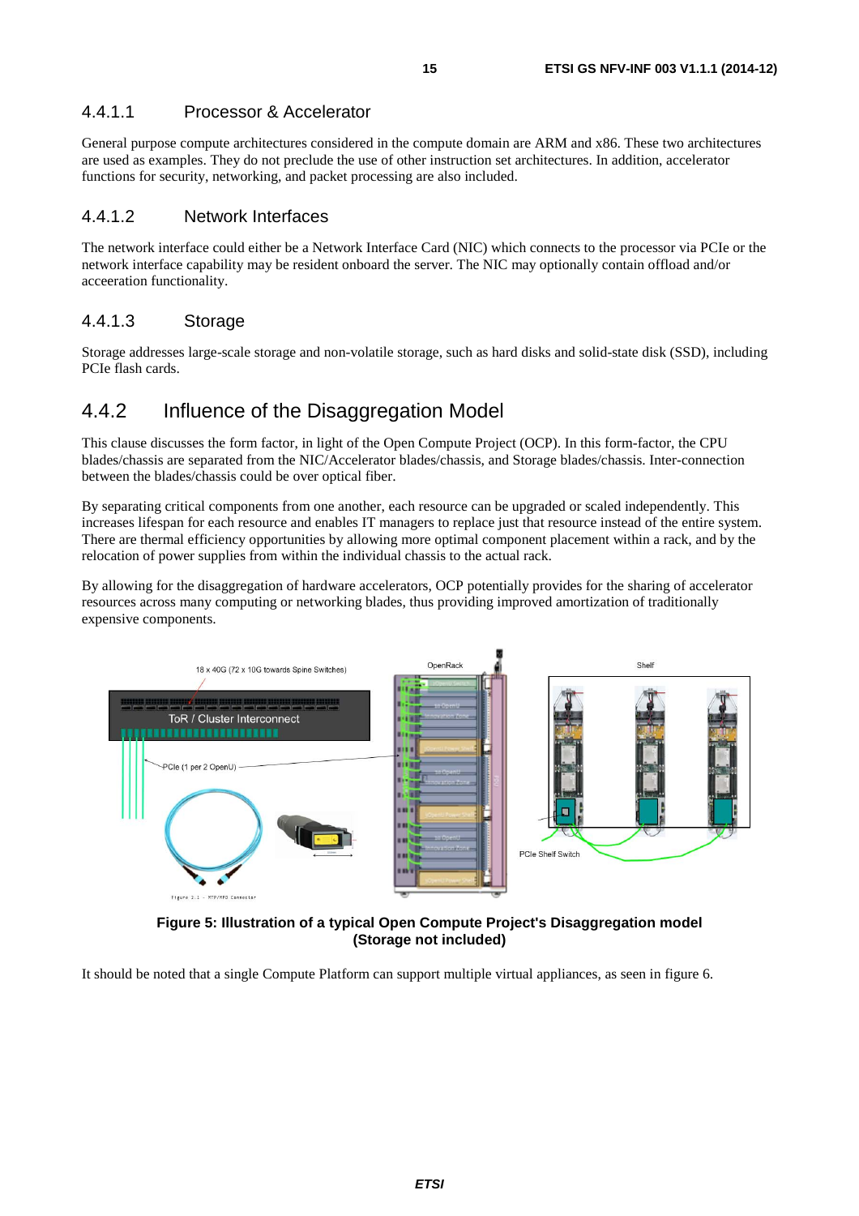#### 4.4.1.1 Processor & Accelerator

General purpose compute architectures considered in the compute domain are ARM and x86. These two architectures are used as examples. They do not preclude the use of other instruction set architectures. In addition, accelerator functions for security, networking, and packet processing are also included.

#### 4.4.1.2 Network Interfaces

The network interface could either be a Network Interface Card (NIC) which connects to the processor via PCIe or the network interface capability may be resident onboard the server. The NIC may optionally contain offload and/or acceeration functionality.

#### 4.4.1.3 Storage

Storage addresses large-scale storage and non-volatile storage, such as hard disks and solid-state disk (SSD), including PCIe flash cards.

### 4.4.2 Influence of the Disaggregation Model

This clause discusses the form factor, in light of the Open Compute Project (OCP). In this form-factor, the CPU blades/chassis are separated from the NIC/Accelerator blades/chassis, and Storage blades/chassis. Inter-connection between the blades/chassis could be over optical fiber.

By separating critical components from one another, each resource can be upgraded or scaled independently. This increases lifespan for each resource and enables IT managers to replace just that resource instead of the entire system. There are thermal efficiency opportunities by allowing more optimal component placement within a rack, and by the relocation of power supplies from within the individual chassis to the actual rack.

By allowing for the disaggregation of hardware accelerators, OCP potentially provides for the sharing of accelerator resources across many computing or networking blades, thus providing improved amortization of traditionally expensive components.

18 x 40G (72 x 10G towards Spine Switches)

ToR / Cluster Interconnect

PCIe (1 per 2 OpenU)

OpenRack

Shelf

PCIe Shelf Switch

**Figure 5: Illustration of a typical Open Compute Project's Disaggregation model (Storage not included)**

It should be noted that a single Compute Platform can support multiple virtual appliances, as seen in figure 6.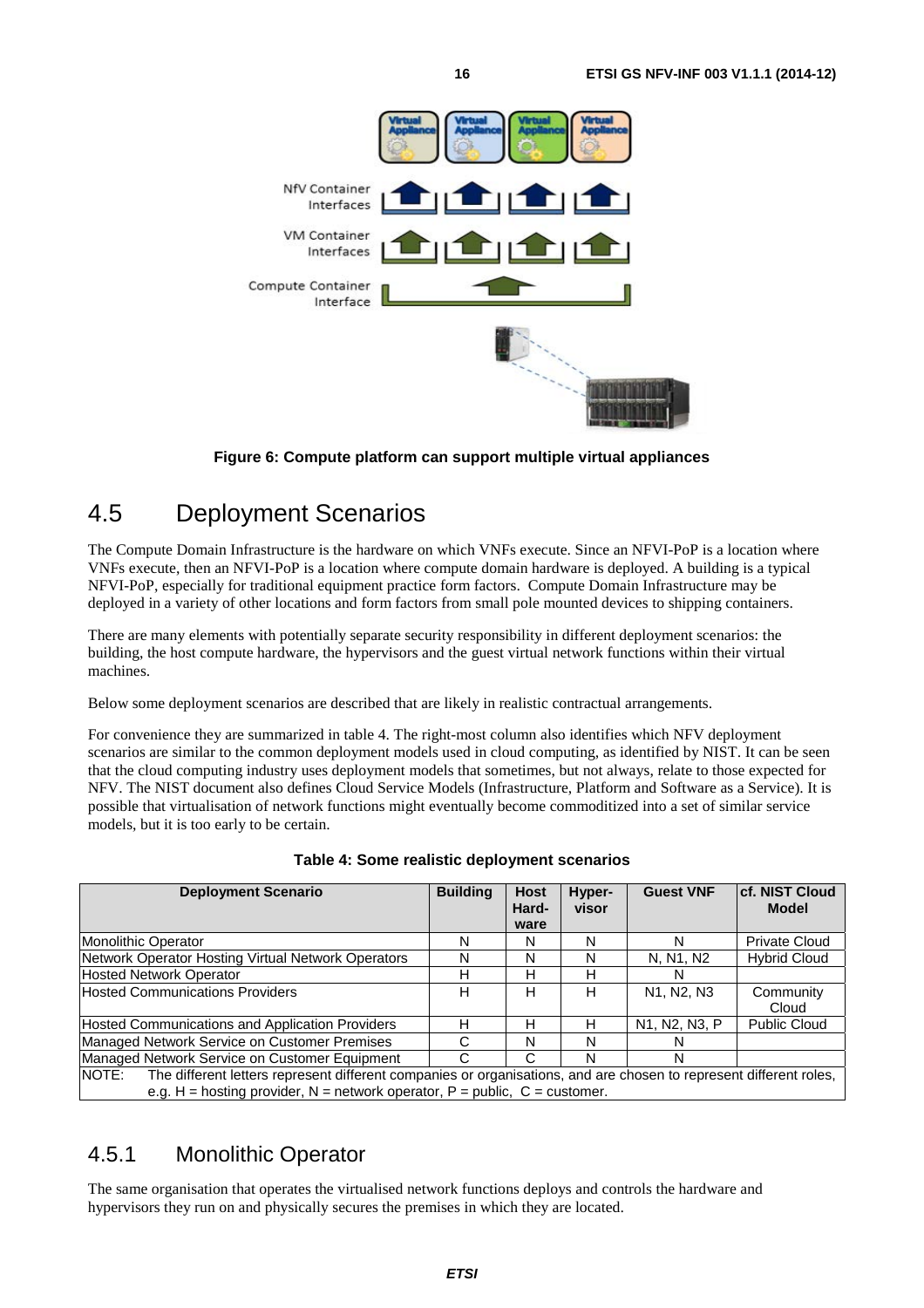NfV Container Interfaces

VM Container Interfaces

Compute Container Interface

Virtual Appliance

Virtual Appliance

Virtual Appliance

Virtual Appliance

**Figure 6: Compute platform can support multiple virtual appliances**

## 4.5 Deployment Scenarios

The Compute Domain Infrastructure is the hardware on which VNFs execute. Since an NFVI-PoP is a location where VNFs execute, then an NFVI-PoP is a location where compute domain hardware is deployed. A building is a typical NFVI-PoP, especially for traditional equipment practice form factors. Compute Domain Infrastructure may be deployed in a variety of other locations and form factors from small pole mounted devices to shipping containers.

There are many elements with potentially separate security responsibility in different deployment scenarios: the building, the host compute hardware, the hypervisors and the guest virtual network functions within their virtual machines.

Below some deployment scenarios are described that are likely in realistic contractual arrangements.

For convenience they are summarized in table 4. The right-most column also identifies which NFV deployment scenarios are similar to the common deployment models used in cloud computing, as identified by NIST. It can be seen that the cloud computing industry uses deployment models that sometimes, but not always, relate to those expected for NFV. The NIST document also defines Cloud Service Models (Infrastructure, Platform and Software as a Service). It is possible that virtualisation of network functions might eventually become commoditized into a set of similar service models, but it is too early to be certain.

**Table 4: Some realistic deployment scenarios**

| Deployment Scenario | Building | Host Hard-ware | Hyper-visor | Guest VNF | cf. NIST Cloud Model |
|---|---|---|---|---|---|
| Monolithic Operator | N | N | N | N | Private Cloud |
| Network Operator Hosting Virtual Network Operators | N | N | N | N, N1, N2 | Hybrid Cloud |
| Hosted Network Operator | H | H | H | N | |
| Hosted Communications Providers | H | H | H | N1, N2, N3 | Community Cloud |
| Hosted Communications and Application Providers | H | H | H | N1, N2, N3, P | Public Cloud |
| Managed Network Service on Customer Premises | C | N | N | N | |
| Managed Network Service on Customer Equipment | C | C | N | N | |
| NOTE: The different letters represent different companies or organisations, and are chosen to represent different roles, e.g. H = hosting provider, N = network operator, P = public, C = customer. | | | | | |

### 4.5.1 Monolithic Operator

The same organisation that operates the virtualised network functions deploys and controls the hardware and hypervisors they run on and physically secures the premises in which they are located.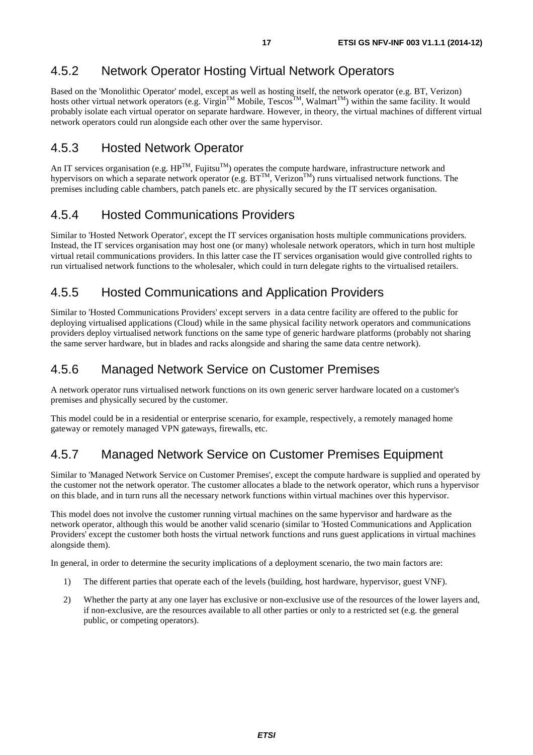## 4.5.2 Network Operator Hosting Virtual Network Operators

Based on the 'Monolithic Operator' model, except as well as hosting itself, the network operator (e.g. BT, Verizon) hosts other virtual network operators (e.g. Virgin™ Mobile, Tescos™, Walmart™) within the same facility. It would probably isolate each virtual operator on separate hardware. However, in theory, the virtual machines of different virtual network operators could run alongside each other over the same hypervisor.

## 4.5.3 Hosted Network Operator

An IT services organisation (e.g. HP™, Fujitsu™) operates the compute hardware, infrastructure network and hypervisors on which a separate network operator (e.g. BT™, Verizon™) runs virtualised network functions. The premises including cable chambers, patch panels etc. are physically secured by the IT services organisation.

## 4.5.4 Hosted Communications Providers

Similar to 'Hosted Network Operator', except the IT services organisation hosts multiple communications providers. Instead, the IT services organisation may host one (or many) wholesale network operators, which in turn host multiple virtual retail communications providers. In this latter case the IT services organisation would give controlled rights to run virtualised network functions to the wholesaler, which could in turn delegate rights to the virtualised retailers.

## 4.5.5 Hosted Communications and Application Providers

Similar to 'Hosted Communications Providers' except servers in a data centre facility are offered to the public for deploying virtualised applications (Cloud) while in the same physical facility network operators and communications providers deploy virtualised network functions on the same type of generic hardware platforms (probably not sharing the same server hardware, but in blades and racks alongside and sharing the same data centre network).

## 4.5.6 Managed Network Service on Customer Premises

A network operator runs virtualised network functions on its own generic server hardware located on a customer's premises and physically secured by the customer.

This model could be in a residential or enterprise scenario, for example, respectively, a remotely managed home gateway or remotely managed VPN gateways, firewalls, etc.

## 4.5.7 Managed Network Service on Customer Premises Equipment

Similar to 'Managed Network Service on Customer Premises', except the compute hardware is supplied and operated by the customer not the network operator. The customer allocates a blade to the network operator, which runs a hypervisor on this blade, and in turn runs all the necessary network functions within virtual machines over this hypervisor.

This model does not involve the customer running virtual machines on the same hypervisor and hardware as the network operator, although this would be another valid scenario (similar to 'Hosted Communications and Application Providers' except the customer both hosts the virtual network functions and runs guest applications in virtual machines alongside them).

In general, in order to determine the security implications of a deployment scenario, the two main factors are:

1) The different parties that operate each of the levels (building, host hardware, hypervisor, guest VNF).
2) Whether the party at any one layer has exclusive or non-exclusive use of the resources of the lower layers and, if non-exclusive, are the resources available to all other parties or only to a restricted set (e.g. the general public, or competing operators).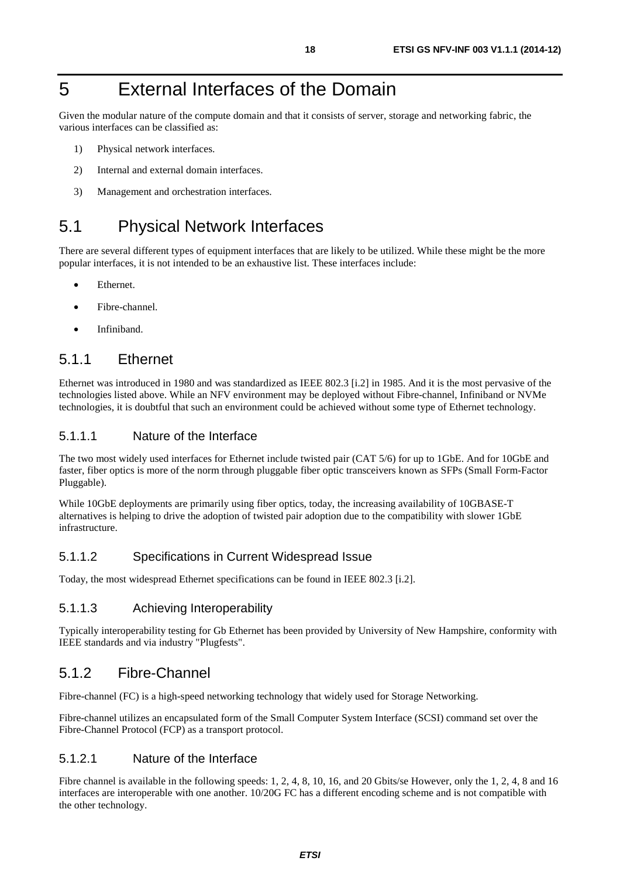# 5 External Interfaces of the Domain

Given the modular nature of the compute domain and that it consists of server, storage and networking fabric, the various interfaces can be classified as:

1) Physical network interfaces.

2) Internal and external domain interfaces.

3) Management and orchestration interfaces.

# 5.1 Physical Network Interfaces

There are several different types of equipment interfaces that are likely to be utilized. While these might be the more popular interfaces, it is not intended to be an exhaustive list. These interfaces include:

- Ethernet.
- Fibre-channel.
- Infiniband.

## 5.1.1 Ethernet

Ethernet was introduced in 1980 and was standardized as IEEE 802.3 [i.2] in 1985. And it is the most pervasive of the technologies listed above. While an NFV environment may be deployed without Fibre-channel, Infiniband or NVMe technologies, it is doubtful that such an environment could be achieved without some type of Ethernet technology.

### 5.1.1.1 Nature of the Interface

The two most widely used interfaces for Ethernet include twisted pair (CAT 5/6) for up to 1GbE. And for 10GbE and faster, fiber optics is more of the norm through pluggable fiber optic transceivers known as SFPs (Small Form-Factor Pluggable).

While 10GbE deployments are primarily using fiber optics, today, the increasing availability of 10GBASE-T alternatives is helping to drive the adoption of twisted pair adoption due to the compatibility with slower 1GbE infrastructure.

### 5.1.1.2 Specifications in Current Widespread Issue

Today, the most widespread Ethernet specifications can be found in IEEE 802.3 [i.2].

### 5.1.1.3 Achieving Interoperability

Typically interoperability testing for Gb Ethernet has been provided by University of New Hampshire, conformity with IEEE standards and via industry "Plugfests".

## 5.1.2 Fibre-Channel

Fibre-channel (FC) is a high-speed networking technology that widely used for Storage Networking.

Fibre-channel utilizes an encapsulated form of the Small Computer System Interface (SCSI) command set over the Fibre-Channel Protocol (FCP) as a transport protocol.

### 5.1.2.1 Nature of the Interface

Fibre channel is available in the following speeds: 1, 2, 4, 8, 10, 16, and 20 Gbits/se However, only the 1, 2, 4, 8 and 16 interfaces are interoperable with one another. 10/20G FC has a different encoding scheme and is not compatible with the other technology.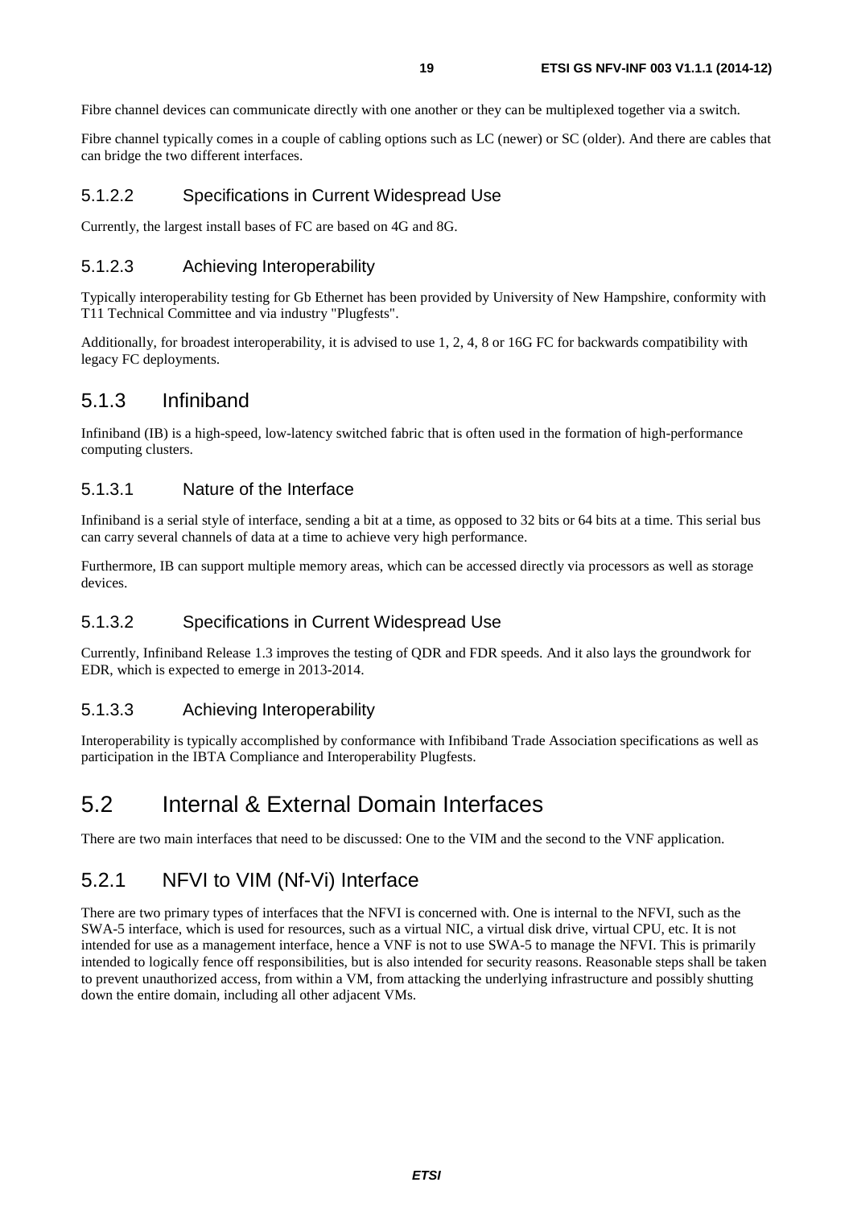Fibre channel devices can communicate directly with one another or they can be multiplexed together via a switch.

Fibre channel typically comes in a couple of cabling options such as LC (newer) or SC (older). And there are cables that can bridge the two different interfaces.

#### 5.1.2.2 Specifications in Current Widespread Use

Currently, the largest install bases of FC are based on 4G and 8G.

#### 5.1.2.3 Achieving Interoperability

Typically interoperability testing for Gb Ethernet has been provided by University of New Hampshire, conformity with T11 Technical Committee and via industry "Plugfests".

Additionally, for broadest interoperability, it is advised to use 1, 2, 4, 8 or 16G FC for backwards compatibility with legacy FC deployments.

### 5.1.3 Infiniband

Infiniband (IB) is a high-speed, low-latency switched fabric that is often used in the formation of high-performance computing clusters.

#### 5.1.3.1 Nature of the Interface

Infiniband is a serial style of interface, sending a bit at a time, as opposed to 32 bits or 64 bits at a time. This serial bus can carry several channels of data at a time to achieve very high performance.

Furthermore, IB can support multiple memory areas, which can be accessed directly via processors as well as storage devices.

#### 5.1.3.2 Specifications in Current Widespread Use

Currently, Infiniband Release 1.3 improves the testing of QDR and FDR speeds. And it also lays the groundwork for EDR, which is expected to emerge in 2013-2014.

#### 5.1.3.3 Achieving Interoperability

Interoperability is typically accomplished by conformance with Infibiband Trade Association specifications as well as participation in the IBTA Compliance and Interoperability Plugfests.

## 5.2 Internal & External Domain Interfaces

There are two main interfaces that need to be discussed: One to the VIM and the second to the VNF application.

### 5.2.1 NFVI to VIM (Nf-Vi) Interface

There are two primary types of interfaces that the NFVI is concerned with. One is internal to the NFVI, such as the SWA-5 interface, which is used for resources, such as a virtual NIC, a virtual disk drive, virtual CPU, etc. It is not intended for use as a management interface, hence a VNF is not to use SWA-5 to manage the NFVI. This is primarily intended to logically fence off responsibilities, but is also intended for security reasons. Reasonable steps shall be taken to prevent unauthorized access, from within a VM, from attacking the underlying infrastructure and possibly shutting down the entire domain, including all other adjacent VMs.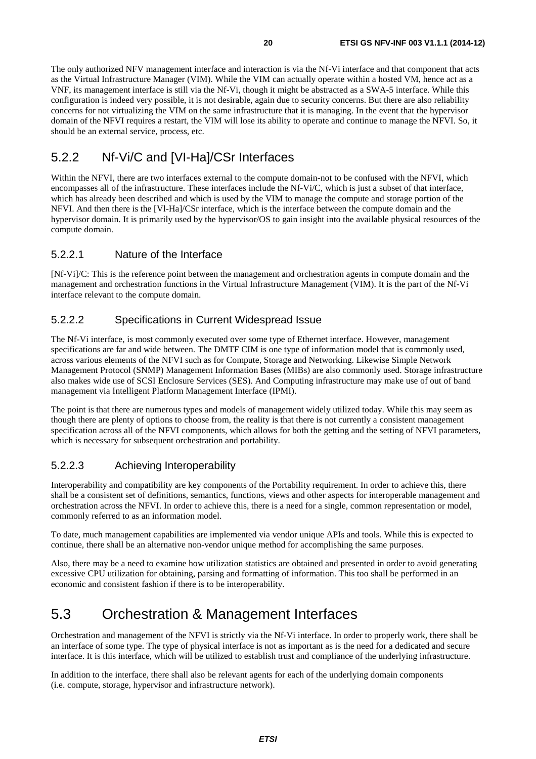The only authorized NFV management interface and interaction is via the Nf-Vi interface and that component that acts as the Virtual Infrastructure Manager (VIM). While the VIM can actually operate within a hosted VM, hence act as a VNF, its management interface is still via the Nf-Vi, though it might be abstracted as a SWA-5 interface. While this configuration is indeed very possible, it is not desirable, again due to security concerns. But there are also reliability concerns for not virtualizing the VIM on the same infrastructure that it is managing. In the event that the hypervisor domain of the NFVI requires a restart, the VIM will lose its ability to operate and continue to manage the NFVI. So, it should be an external service, process, etc.

## 5.2.2 Nf-Vi/C and [VI-Ha]/CSr Interfaces

Within the NFVI, there are two interfaces external to the compute domain-not to be confused with the NFVI, which encompasses all of the infrastructure. These interfaces include the Nf-Vi/C, which is just a subset of that interface, which has already been described and which is used by the VIM to manage the compute and storage portion of the NFVI. And then there is the [Vl-Ha]/CSr interface, which is the interface between the compute domain and the hypervisor domain. It is primarily used by the hypervisor/OS to gain insight into the available physical resources of the compute domain.

### 5.2.2.1 Nature of the Interface

[Nf-Vi]/C: This is the reference point between the management and orchestration agents in compute domain and the management and orchestration functions in the Virtual Infrastructure Management (VIM). It is the part of the Nf-Vi interface relevant to the compute domain.

### 5.2.2.2 Specifications in Current Widespread Issue

The Nf-Vi interface, is most commonly executed over some type of Ethernet interface. However, management specifications are far and wide between. The DMTF CIM is one type of information model that is commonly used, across various elements of the NFVI such as for Compute, Storage and Networking. Likewise Simple Network Management Protocol (SNMP) Management Information Bases (MIBs) are also commonly used. Storage infrastructure also makes wide use of SCSI Enclosure Services (SES). And Computing infrastructure may make use of out of band management via Intelligent Platform Management Interface (IPMI).

The point is that there are numerous types and models of management widely utilized today. While this may seem as though there are plenty of options to choose from, the reality is that there is not currently a consistent management specification across all of the NFVI components, which allows for both the getting and the setting of NFVI parameters, which is necessary for subsequent orchestration and portability.

### 5.2.2.3 Achieving Interoperability

Interoperability and compatibility are key components of the Portability requirement. In order to achieve this, there shall be a consistent set of definitions, semantics, functions, views and other aspects for interoperable management and orchestration across the NFVI. In order to achieve this, there is a need for a single, common representation or model, commonly referred to as an information model.

To date, much management capabilities are implemented via vendor unique APIs and tools. While this is expected to continue, there shall be an alternative non-vendor unique method for accomplishing the same purposes.

Also, there may be a need to examine how utilization statistics are obtained and presented in order to avoid generating excessive CPU utilization for obtaining, parsing and formatting of information. This too shall be performed in an economic and consistent fashion if there is to be interoperability.

# 5.3 Orchestration & Management Interfaces

Orchestration and management of the NFVI is strictly via the Nf-Vi interface. In order to properly work, there shall be an interface of some type. The type of physical interface is not as important as is the need for a dedicated and secure interface. It is this interface, which will be utilized to establish trust and compliance of the underlying infrastructure.

In addition to the interface, there shall also be relevant agents for each of the underlying domain components (i.e. compute, storage, hypervisor and infrastructure network).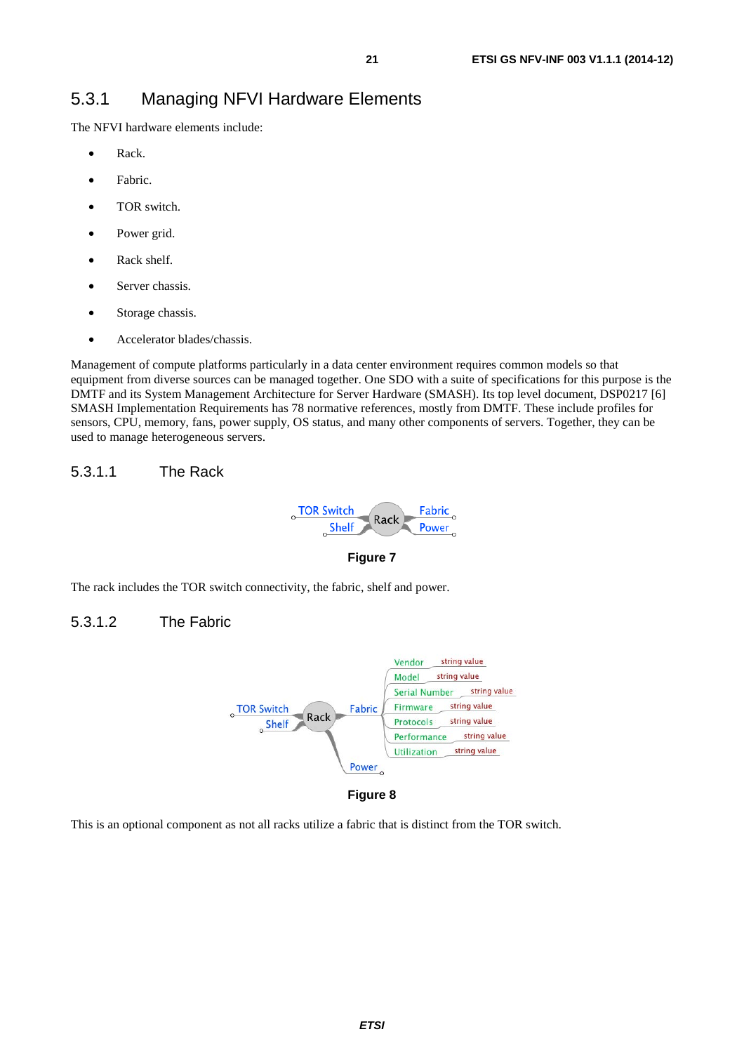### 5.3.1 Managing NFVI Hardware Elements

The NFVI hardware elements include:

- Rack.
- Fabric.
- TOR switch.
- Power grid.
- Rack shelf.
- Server chassis.
- Storage chassis.
- Accelerator blades/chassis.

Management of compute platforms particularly in a data center environment requires common models so that equipment from diverse sources can be managed together. One SDO with a suite of specifications for this purpose is the DMTF and its System Management Architecture for Server Hardware (SMASH). Its top level document, DSP0217 [6] SMASH Implementation Requirements has 78 normative references, mostly from DMTF. These include profiles for sensors, CPU, memory, fans, power supply, OS status, and many other components of servers. Together, they can be used to manage heterogeneous servers.

#### 5.3.1.1 The Rack

TOR Switch, Shelf — Rack — Fabric, Power

**Figure 7**

The rack includes the TOR switch connectivity, the fabric, shelf and power.

#### 5.3.1.2 The Fabric

TOR Switch, Shelf, Power — Rack — Fabric

Fabric: Vendor (string value), Model (string value), Serial Number (string value), Firmware (string value), Protocols (string value), Performance (string value), Utilization (string value)

**Figure 8**

This is an optional component as not all racks utilize a fabric that is distinct from the TOR switch.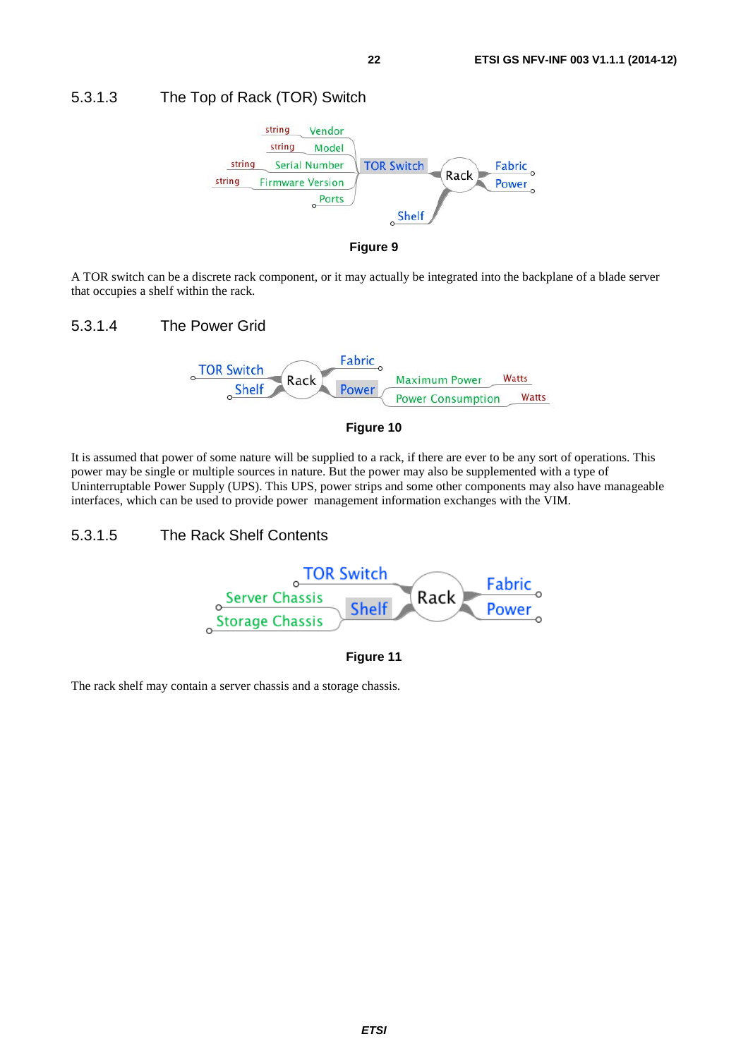#### 5.3.1.3 The Top of Rack (TOR) Switch

string Vendor
string Model
string Serial Number
string Firmware Version
Ports
TOR Switch
Rack
Fabric
Power
Shelf

**Figure 9**

A TOR switch can be a discrete rack component, or it may actually be integrated into the backplane of a blade server that occupies a shelf within the rack.

#### 5.3.1.4 The Power Grid

TOR Switch
Shelf
Rack
Fabric
Power
Maximum Power Watts
Power Consumption Watts

**Figure 10**

It is assumed that power of some nature will be supplied to a rack, if there are ever to be any sort of operations. This power may be single or multiple sources in nature. But the power may also be supplemented with a type of Uninterruptable Power Supply (UPS). This UPS, power strips and some other components may also have manageable interfaces, which can be used to provide power management information exchanges with the VIM.

#### 5.3.1.5 The Rack Shelf Contents

TOR Switch
Server Chassis
Storage Chassis
Shelf
Rack
Fabric
Power

**Figure 11**

The rack shelf may contain a server chassis and a storage chassis.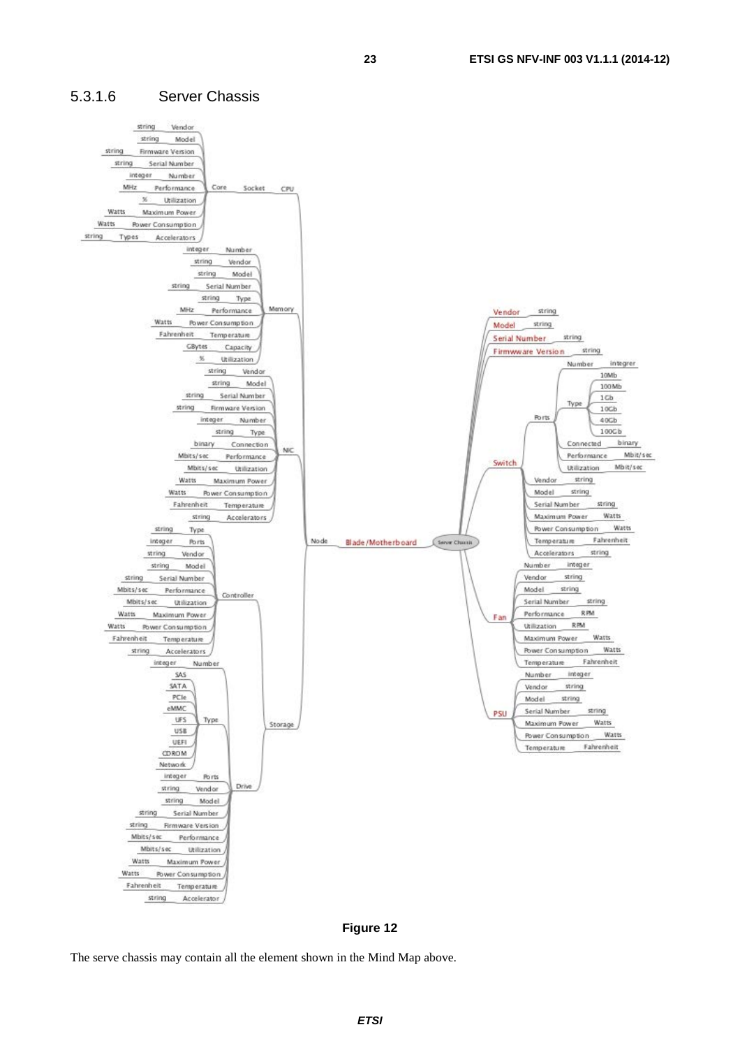### 5.3.1.6 Server Chassis

Serve Chassis

Node

Blade/Motherboard

CPU

Socket

Core

string Vendor
string Model
string Firmware Version
string Serial Number
integer Number
MHz Performance
% Utilization
Watts Maximum Power
Watts Power Consumption
string Types Accelerators

Memory

integer Number
string Vendor
string Model
string Serial Number
string Type
MHz Performance
Watts Power Consumption
Fahrenheit Temperature
GBytes Capacity
% Utilization

NIC

string Vendor
string Model
string Serial Number
string Firmware Version
integer Number
string Type
binary Connection
Mbits/sec Performance
Mbits/sec Utilization
Watts Maximum Power
Watts Power Consumption
Fahrenheit Temperature
string Accelerators

Storage

Controller

string Type
integer Ports
string Vendor
string Model
string Serial Number
Mbits/sec Performance
Mbits/sec Utilization
Watts Maximum Power
Watts Power Consumption
Fahrenheit Temperature
string Accelerators

Drive

integer Number
Type
SAS
SATA
PCIe
eMMC
UFS
USB
UEFI
CDROM
Network
integer Ports
string Vendor
string Model
string Serial Number
string Firmware Version
Mbits/sec Performance
Mbits/sec Utilization
Watts Maximum Power
Watts Power Consumption
Fahrenheit Temperature
string Accelerator

Vendor string
Model string
Serial Number string
Firmware Version string

Switch

Ports

Number integrer
Type
10Mb
100Mb
1Gb
10Gb
40Gb
100Gb
Connected binary
Performance Mbit/sec
Utilization Mbit/sec

Vendor string
Model string
Serial Number string
Maximum Power Watts
Power Consumption Watts
Temperature Fahrenheit
Accelerators string

Fan

Number integer
Vendor string
Model string
Serial Number string
Performance RPM
Utilization RPM
Maximum Power Watts
Power Consumption Watts
Temperature Fahrenheit

PSU

Number integer
Vendor string
Model string
Serial Number string
Maximum Power Watts
Power Consumption Watts
Temperature Fahrenheit

**Figure 12**

The serve chassis may contain all the element shown in the Mind Map above.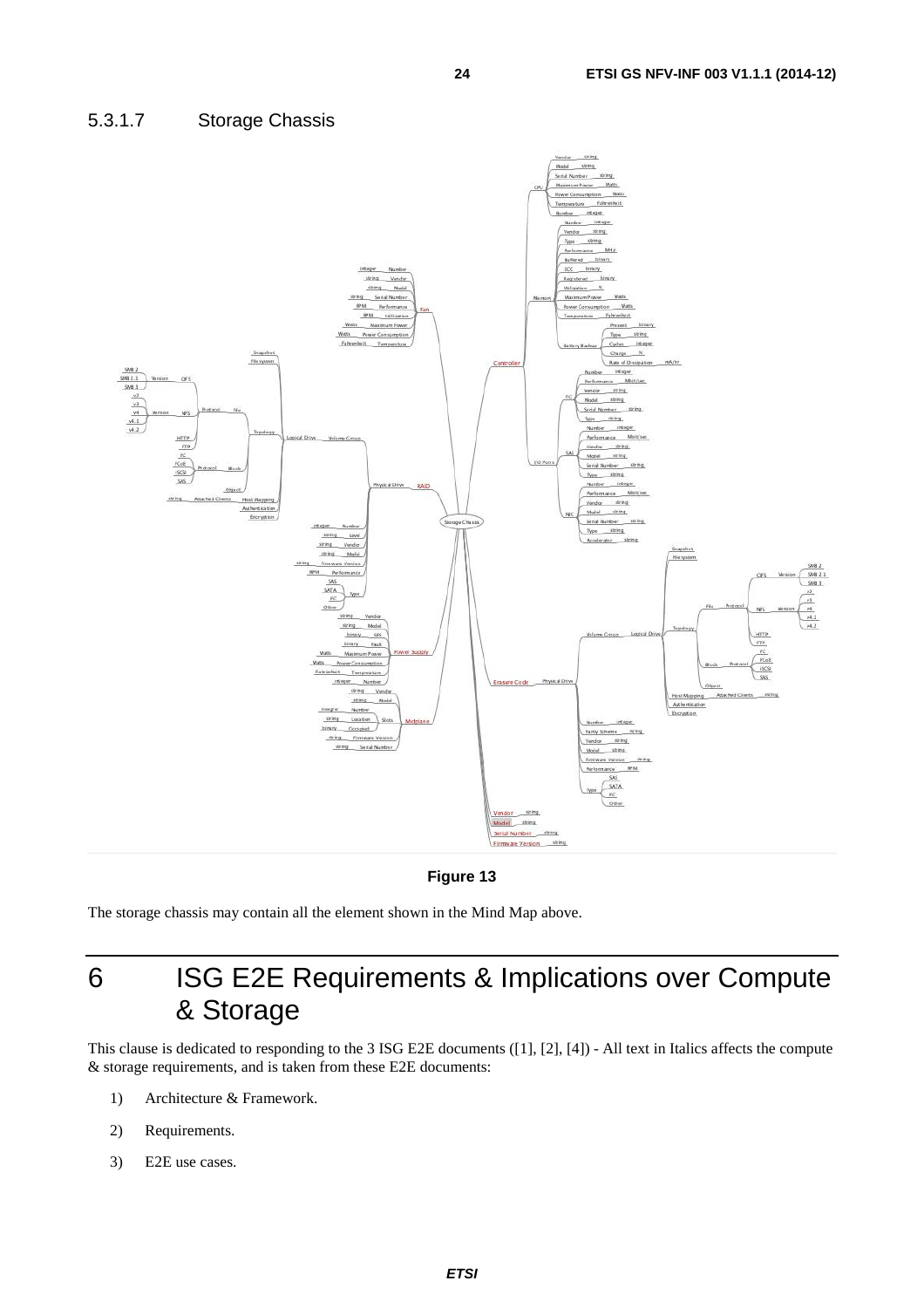#### 5.3.1.7 Storage Chassis

Storage Chassis

Controller

CPU
Vendor string
Model string
Serial Number string
Maximum Power Watts
Power Consumption Watts
Temperature Fahrenheit
Number integer

Memory
Number integer
Vendor string
Type string
Performance MHz
Buffered binary
ECC binary
Registered binary
Utilization %
Maximum Power Watts
Power Consumption Watts
Temperature Fahrenheit

Battery Backup
Present binary
Type string
Cycles integer
Charge %
Rate of Dissipation mA/hr

I/O Ports

FC
Number integer
Performance Mbit/sec
Vendor string
Model string
Serial Number string
Type string

SAS
Number integer
Performance Mbit/sec
Vendor string
Model string
Serial Number string
Type string

NIC
Number integer
Performance Mbit/sec
Vendor string
Model string
Serial Number string
Type string
Accelerator string

Fan
integer Number
string Vendor
string Model
string Serial Number
RPM Performance
RPM Utilization
Watts Maximum Power
Watts Power Consumption
Fahrenheit Temperature

RAID

Physical Drive

Logical Drive

Volume Group

Snapshot
Filesystem
Topology
File
Protocol
CIFS Version SMB 2, SMB 2.1, SMB 3
NFS Version v2, v3, v4, v4.1, v4.2
HTTP
FTP
Block
Protocol
FC
FCoE
iSCSI
SAS
Object
Host Mapping
string Attached Clients
Authentication
Encryption

integer Number
string Level
string Vendor
string Model
string Firmware Version
RPM Performance
Type
SAS
SATA
FC
Other

Power Supply
string Vendor
string Model
binary LED
binary Fault
Watts Maximum Power
Watts Power Consumption
Fahrenheit Temperature
integer Number

Midplane
string Vendor
string Model
integer Number
Slots
string Location
binary Occupied
string Firmware Version
string Serial Number

Erasure Code

Physical Drive

Logical Drive

Volume Group

Snapshot
Filesystem
Topology
File
Protocol
CIFS Version SMB 2, SMB 2.1, SMB 3
NFS Version v2, v3, v4, v4.1, v4.2
HTTP
FTP
Block
Protocol
FC
FCoE
iSCSI
SAS
Object
Host Mapping
Attached Clients string
Authentication
Encryption

Number integer
Parity Scheme string
Vendor string
Model string
Firmware Version string
Performance RPM
Type
SAS
SATA
FC
Other

Vendor string
Model string
Serial Number string
Firmware Version string

**Figure 13**

The storage chassis may contain all the element shown in the Mind Map above.

# 6 ISG E2E Requirements & Implications over Compute & Storage

This clause is dedicated to responding to the 3 ISG E2E documents ([1], [2], [4]) - All text in Italics affects the compute & storage requirements, and is taken from these E2E documents:

1) Architecture & Framework.

2) Requirements.

3) E2E use cases.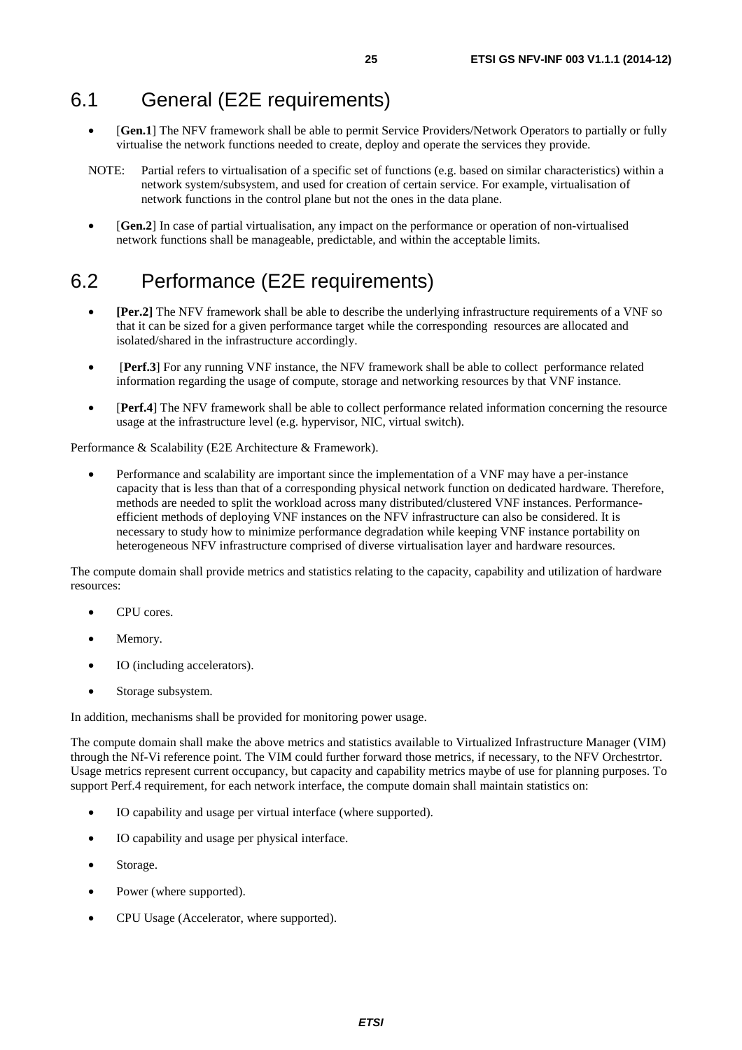## 6.1 General (E2E requirements)

- [**Gen.1**] The NFV framework shall be able to permit Service Providers/Network Operators to partially or fully virtualise the network functions needed to create, deploy and operate the services they provide.

NOTE: Partial refers to virtualisation of a specific set of functions (e.g. based on similar characteristics) within a network system/subsystem, and used for creation of certain service. For example, virtualisation of network functions in the control plane but not the ones in the data plane.

- [**Gen.2**] In case of partial virtualisation, any impact on the performance or operation of non-virtualised network functions shall be manageable, predictable, and within the acceptable limits.

## 6.2 Performance (E2E requirements)

- **[Per.2]** The NFV framework shall be able to describe the underlying infrastructure requirements of a VNF so that it can be sized for a given performance target while the corresponding resources are allocated and isolated/shared in the infrastructure accordingly.
- [**Perf.3**] For any running VNF instance, the NFV framework shall be able to collect performance related information regarding the usage of compute, storage and networking resources by that VNF instance.
- [**Perf.4**] The NFV framework shall be able to collect performance related information concerning the resource usage at the infrastructure level (e.g. hypervisor, NIC, virtual switch).

Performance & Scalability (E2E Architecture & Framework).

- Performance and scalability are important since the implementation of a VNF may have a per-instance capacity that is less than that of a corresponding physical network function on dedicated hardware. Therefore, methods are needed to split the workload across many distributed/clustered VNF instances. Performance-efficient methods of deploying VNF instances on the NFV infrastructure can also be considered. It is necessary to study how to minimize performance degradation while keeping VNF instance portability on heterogeneous NFV infrastructure comprised of diverse virtualisation layer and hardware resources.

The compute domain shall provide metrics and statistics relating to the capacity, capability and utilization of hardware resources:

- CPU cores.
- Memory.
- IO (including accelerators).
- Storage subsystem.

In addition, mechanisms shall be provided for monitoring power usage.

The compute domain shall make the above metrics and statistics available to Virtualized Infrastructure Manager (VIM) through the Nf-Vi reference point. The VIM could further forward those metrics, if necessary, to the NFV Orchestrtor. Usage metrics represent current occupancy, but capacity and capability metrics maybe of use for planning purposes. To support Perf.4 requirement, for each network interface, the compute domain shall maintain statistics on:

- IO capability and usage per virtual interface (where supported).
- IO capability and usage per physical interface.
- Storage.
- Power (where supported).
- CPU Usage (Accelerator, where supported).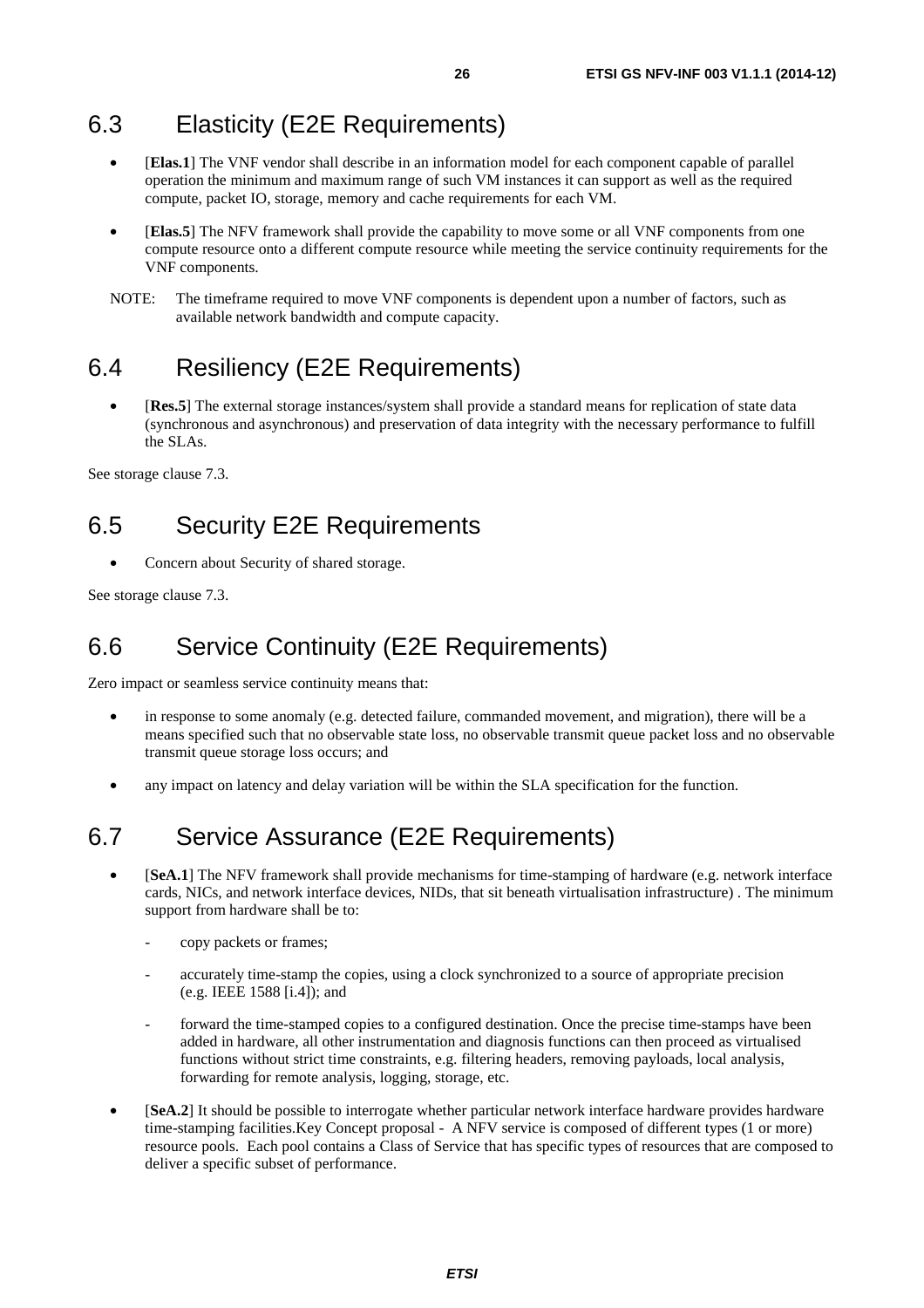## 6.3 Elasticity (E2E Requirements)

- [**Elas.1**] The VNF vendor shall describe in an information model for each component capable of parallel operation the minimum and maximum range of such VM instances it can support as well as the required compute, packet IO, storage, memory and cache requirements for each VM.
- [**Elas.5**] The NFV framework shall provide the capability to move some or all VNF components from one compute resource onto a different compute resource while meeting the service continuity requirements for the VNF components.

NOTE: The timeframe required to move VNF components is dependent upon a number of factors, such as available network bandwidth and compute capacity.

## 6.4 Resiliency (E2E Requirements)

- [**Res.5**] The external storage instances/system shall provide a standard means for replication of state data (synchronous and asynchronous) and preservation of data integrity with the necessary performance to fulfill the SLAs.

See storage clause 7.3.

## 6.5 Security E2E Requirements

- Concern about Security of shared storage.

See storage clause 7.3.

## 6.6 Service Continuity (E2E Requirements)

Zero impact or seamless service continuity means that:

- in response to some anomaly (e.g. detected failure, commanded movement, and migration), there will be a means specified such that no observable state loss, no observable transmit queue packet loss and no observable transmit queue storage loss occurs; and
- any impact on latency and delay variation will be within the SLA specification for the function.

## 6.7 Service Assurance (E2E Requirements)

- [**SeA.1**] The NFV framework shall provide mechanisms for time-stamping of hardware (e.g. network interface cards, NICs, and network interface devices, NIDs, that sit beneath virtualisation infrastructure) . The minimum support from hardware shall be to:
  - copy packets or frames;
  - accurately time-stamp the copies, using a clock synchronized to a source of appropriate precision (e.g. IEEE 1588 [i.4]); and
  - forward the time-stamped copies to a configured destination. Once the precise time-stamps have been added in hardware, all other instrumentation and diagnosis functions can then proceed as virtualised functions without strict time constraints, e.g. filtering headers, removing payloads, local analysis, forwarding for remote analysis, logging, storage, etc.
- [**SeA.2**] It should be possible to interrogate whether particular network interface hardware provides hardware time-stamping facilities.Key Concept proposal - A NFV service is composed of different types (1 or more) resource pools. Each pool contains a Class of Service that has specific types of resources that are composed to deliver a specific subset of performance.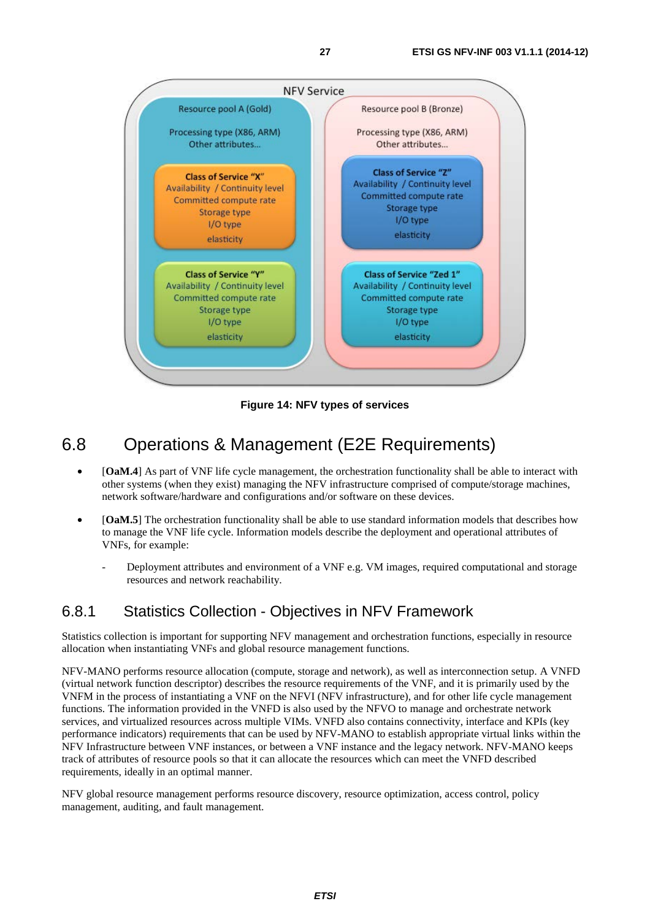NFV Service

Resource pool A (Gold)

Processing type (X86, ARM)
Other attributes...

Class of Service "X"
Availability / Continuity level
Committed compute rate
Storage type
I/O type
elasticity

Class of Service "Y"
Availability / Continuity level
Committed compute rate
Storage type
I/O type
elasticity

Resource pool B (Bronze)

Processing type (X86, ARM)
Other attributes...

Class of Service "Z"
Availability / Continuity level
Committed compute rate
Storage type
I/O type
elasticity

Class of Service "Zed 1"
Availability / Continuity level
Committed compute rate
Storage type
I/O type
elasticity

**Figure 14: NFV types of services**

## 6.8 Operations & Management (E2E Requirements)

- [**OaM.4**] As part of VNF life cycle management, the orchestration functionality shall be able to interact with other systems (when they exist) managing the NFV infrastructure comprised of compute/storage machines, network software/hardware and configurations and/or software on these devices.
- [**OaM.5**] The orchestration functionality shall be able to use standard information models that describes how to manage the VNF life cycle. Information models describe the deployment and operational attributes of VNFs, for example:
    - Deployment attributes and environment of a VNF e.g. VM images, required computational and storage resources and network reachability.

### 6.8.1 Statistics Collection - Objectives in NFV Framework

Statistics collection is important for supporting NFV management and orchestration functions, especially in resource allocation when instantiating VNFs and global resource management functions.

NFV-MANO performs resource allocation (compute, storage and network), as well as interconnection setup. A VNFD (virtual network function descriptor) describes the resource requirements of the VNF, and it is primarily used by the VNFM in the process of instantiating a VNF on the NFVI (NFV infrastructure), and for other life cycle management functions. The information provided in the VNFD is also used by the NFVO to manage and orchestrate network services, and virtualized resources across multiple VIMs. VNFD also contains connectivity, interface and KPIs (key performance indicators) requirements that can be used by NFV-MANO to establish appropriate virtual links within the NFV Infrastructure between VNF instances, or between a VNF instance and the legacy network. NFV-MANO keeps track of attributes of resource pools so that it can allocate the resources which can meet the VNFD described requirements, ideally in an optimal manner.

NFV global resource management performs resource discovery, resource optimization, access control, policy management, auditing, and fault management.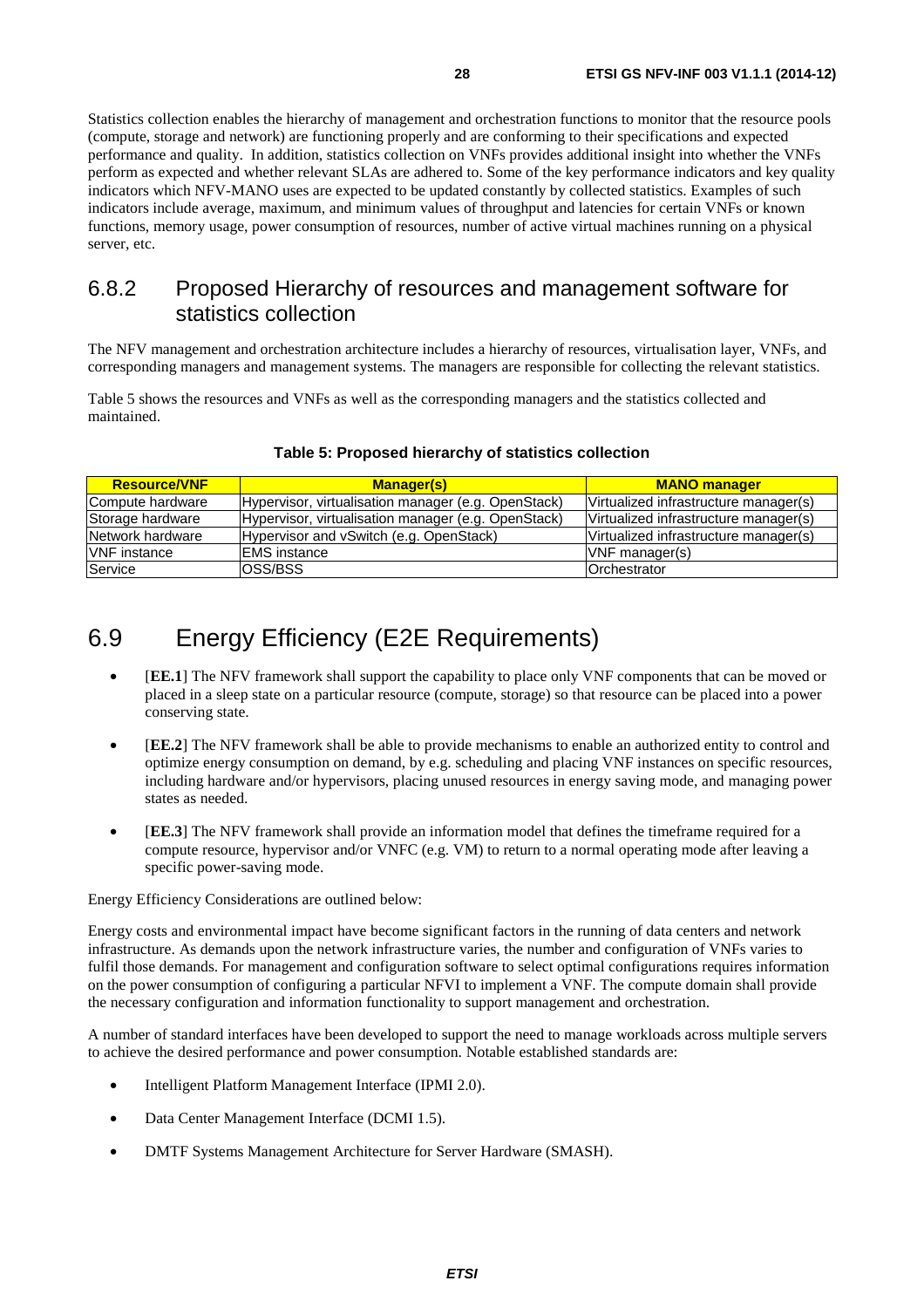Statistics collection enables the hierarchy of management and orchestration functions to monitor that the resource pools (compute, storage and network) are functioning properly and are conforming to their specifications and expected performance and quality. In addition, statistics collection on VNFs provides additional insight into whether the VNFs perform as expected and whether relevant SLAs are adhered to. Some of the key performance indicators and key quality indicators which NFV-MANO uses are expected to be updated constantly by collected statistics. Examples of such indicators include average, maximum, and minimum values of throughput and latencies for certain VNFs or known functions, memory usage, power consumption of resources, number of active virtual machines running on a physical server, etc.

### 6.8.2 Proposed Hierarchy of resources and management software for statistics collection

The NFV management and orchestration architecture includes a hierarchy of resources, virtualisation layer, VNFs, and corresponding managers and management systems. The managers are responsible for collecting the relevant statistics.

Table 5 shows the resources and VNFs as well as the corresponding managers and the statistics collected and maintained.

**Table 5: Proposed hierarchy of statistics collection**

| Resource/VNF | Manager(s) | MANO manager |
|---|---|---|
| Compute hardware | Hypervisor, virtualisation manager (e.g. OpenStack) | Virtualized infrastructure manager(s) |
| Storage hardware | Hypervisor, virtualisation manager (e.g. OpenStack) | Virtualized infrastructure manager(s) |
| Network hardware | Hypervisor and vSwitch (e.g. OpenStack) | Virtualized infrastructure manager(s) |
| VNF instance | EMS instance | VNF manager(s) |
| Service | OSS/BSS | Orchestrator |

## 6.9 Energy Efficiency (E2E Requirements)

- [**EE.1**] The NFV framework shall support the capability to place only VNF components that can be moved or placed in a sleep state on a particular resource (compute, storage) so that resource can be placed into a power conserving state.
- [**EE.2**] The NFV framework shall be able to provide mechanisms to enable an authorized entity to control and optimize energy consumption on demand, by e.g. scheduling and placing VNF instances on specific resources, including hardware and/or hypervisors, placing unused resources in energy saving mode, and managing power states as needed.
- [**EE.3**] The NFV framework shall provide an information model that defines the timeframe required for a compute resource, hypervisor and/or VNFC (e.g. VM) to return to a normal operating mode after leaving a specific power-saving mode.

Energy Efficiency Considerations are outlined below:

Energy costs and environmental impact have become significant factors in the running of data centers and network infrastructure. As demands upon the network infrastructure varies, the number and configuration of VNFs varies to fulfil those demands. For management and configuration software to select optimal configurations requires information on the power consumption of configuring a particular NFVI to implement a VNF. The compute domain shall provide the necessary configuration and information functionality to support management and orchestration.

A number of standard interfaces have been developed to support the need to manage workloads across multiple servers to achieve the desired performance and power consumption. Notable established standards are:

- Intelligent Platform Management Interface (IPMI 2.0).
- Data Center Management Interface (DCMI 1.5).
- DMTF Systems Management Architecture for Server Hardware (SMASH).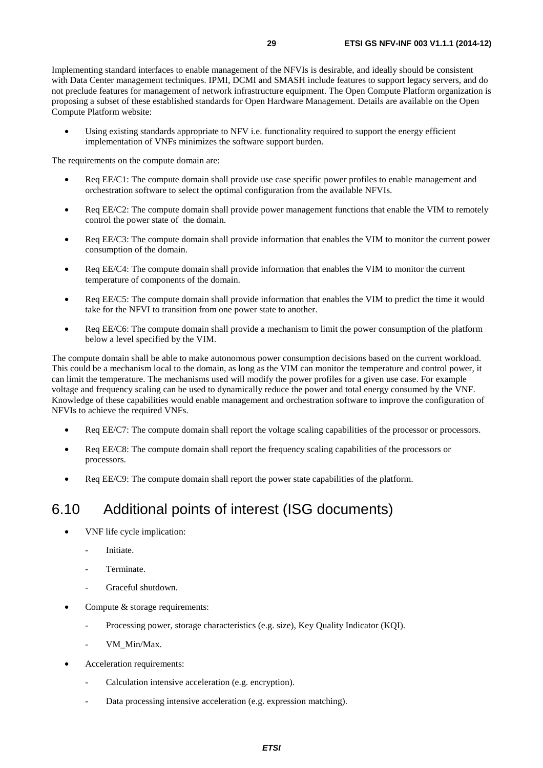Implementing standard interfaces to enable management of the NFVIs is desirable, and ideally should be consistent with Data Center management techniques. IPMI, DCMI and SMASH include features to support legacy servers, and do not preclude features for management of network infrastructure equipment. The Open Compute Platform organization is proposing a subset of these established standards for Open Hardware Management. Details are available on the Open Compute Platform website:

- Using existing standards appropriate to NFV i.e. functionality required to support the energy efficient implementation of VNFs minimizes the software support burden.

The requirements on the compute domain are:

- Req EE/C1: The compute domain shall provide use case specific power profiles to enable management and orchestration software to select the optimal configuration from the available NFVIs.
- Req EE/C2: The compute domain shall provide power management functions that enable the VIM to remotely control the power state of the domain.
- Req EE/C3: The compute domain shall provide information that enables the VIM to monitor the current power consumption of the domain.
- Req EE/C4: The compute domain shall provide information that enables the VIM to monitor the current temperature of components of the domain.
- Req EE/C5: The compute domain shall provide information that enables the VIM to predict the time it would take for the NFVI to transition from one power state to another.
- Req EE/C6: The compute domain shall provide a mechanism to limit the power consumption of the platform below a level specified by the VIM.

The compute domain shall be able to make autonomous power consumption decisions based on the current workload. This could be a mechanism local to the domain, as long as the VIM can monitor the temperature and control power, it can limit the temperature. The mechanisms used will modify the power profiles for a given use case. For example voltage and frequency scaling can be used to dynamically reduce the power and total energy consumed by the VNF. Knowledge of these capabilities would enable management and orchestration software to improve the configuration of NFVIs to achieve the required VNFs.

- Req EE/C7: The compute domain shall report the voltage scaling capabilities of the processor or processors.
- Req EE/C8: The compute domain shall report the frequency scaling capabilities of the processors or processors.
- Req EE/C9: The compute domain shall report the power state capabilities of the platform.

## 6.10 Additional points of interest (ISG documents)

- VNF life cycle implication:
  - Initiate.
  - Terminate.
  - Graceful shutdown.
- Compute & storage requirements:
  - Processing power, storage characteristics (e.g. size), Key Quality Indicator (KQI).
  - VM_Min/Max.
- Acceleration requirements:
  - Calculation intensive acceleration (e.g. encryption).
  - Data processing intensive acceleration (e.g. expression matching).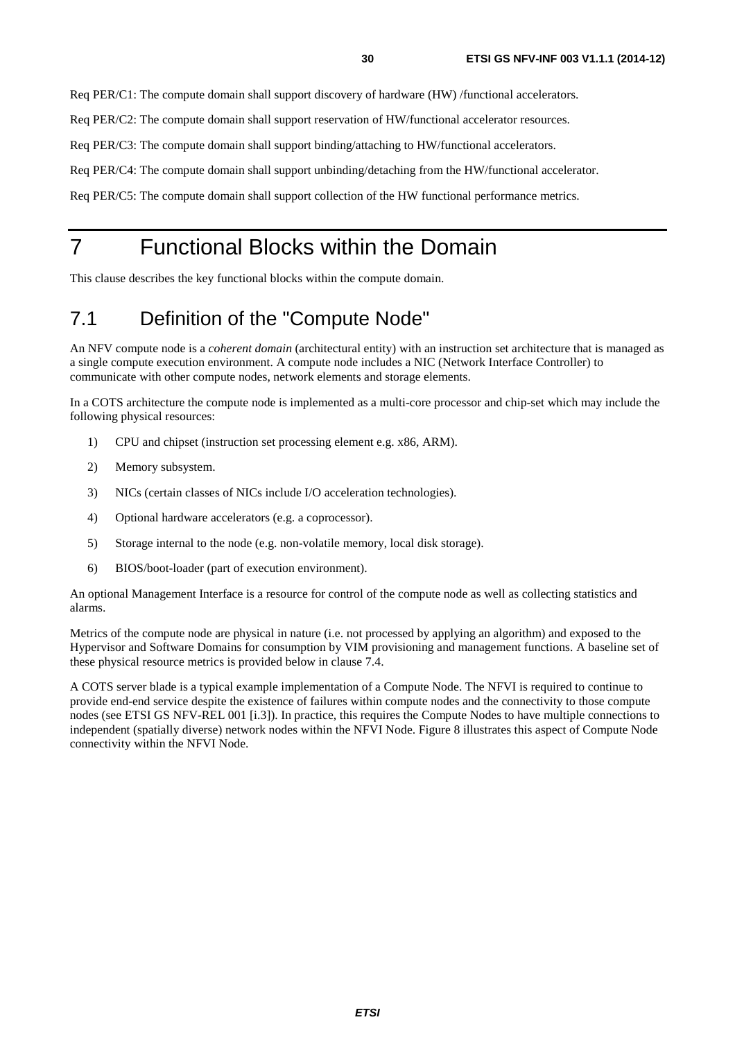Req PER/C1: The compute domain shall support discovery of hardware (HW) /functional accelerators.

Req PER/C2: The compute domain shall support reservation of HW/functional accelerator resources.

Req PER/C3: The compute domain shall support binding/attaching to HW/functional accelerators.

Req PER/C4: The compute domain shall support unbinding/detaching from the HW/functional accelerator.

Req PER/C5: The compute domain shall support collection of the HW functional performance metrics.

# 7 Functional Blocks within the Domain

This clause describes the key functional blocks within the compute domain.

## 7.1 Definition of the "Compute Node"

An NFV compute node is a *coherent domain* (architectural entity) with an instruction set architecture that is managed as a single compute execution environment. A compute node includes a NIC (Network Interface Controller) to communicate with other compute nodes, network elements and storage elements.

In a COTS architecture the compute node is implemented as a multi-core processor and chip-set which may include the following physical resources:

1) CPU and chipset (instruction set processing element e.g. x86, ARM).

2) Memory subsystem.

3) NICs (certain classes of NICs include I/O acceleration technologies).

4) Optional hardware accelerators (e.g. a coprocessor).

5) Storage internal to the node (e.g. non-volatile memory, local disk storage).

6) BIOS/boot-loader (part of execution environment).

An optional Management Interface is a resource for control of the compute node as well as collecting statistics and alarms.

Metrics of the compute node are physical in nature (i.e. not processed by applying an algorithm) and exposed to the Hypervisor and Software Domains for consumption by VIM provisioning and management functions. A baseline set of these physical resource metrics is provided below in clause 7.4.

A COTS server blade is a typical example implementation of a Compute Node. The NFVI is required to continue to provide end-end service despite the existence of failures within compute nodes and the connectivity to those compute nodes (see ETSI GS NFV-REL 001 [i.3]). In practice, this requires the Compute Nodes to have multiple connections to independent (spatially diverse) network nodes within the NFVI Node. Figure 8 illustrates this aspect of Compute Node connectivity within the NFVI Node.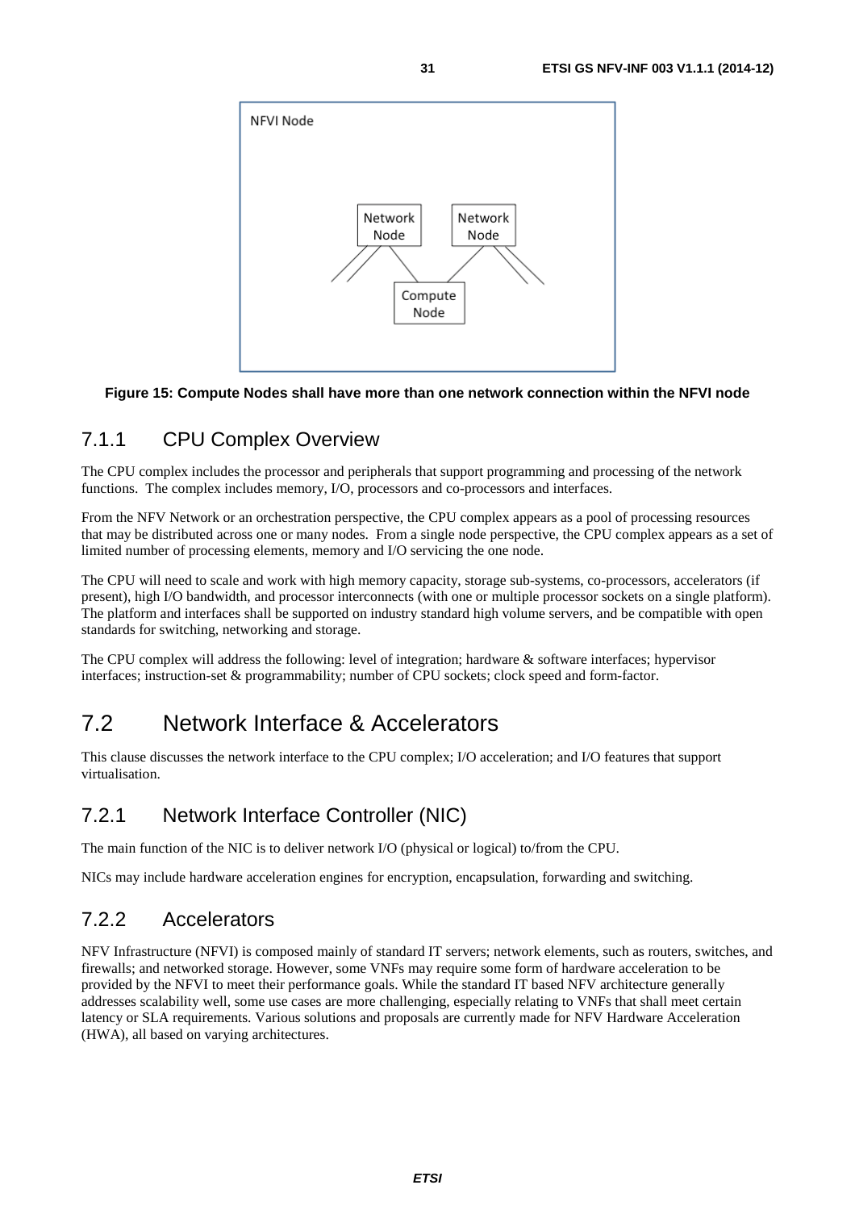NFVI Node

Network Node

Network Node

Compute Node

**Figure 15: Compute Nodes shall have more than one network connection within the NFVI node**

### 7.1.1 CPU Complex Overview

The CPU complex includes the processor and peripherals that support programming and processing of the network functions. The complex includes memory, I/O, processors and co-processors and interfaces.

From the NFV Network or an orchestration perspective, the CPU complex appears as a pool of processing resources that may be distributed across one or many nodes. From a single node perspective, the CPU complex appears as a set of limited number of processing elements, memory and I/O servicing the one node.

The CPU will need to scale and work with high memory capacity, storage sub-systems, co-processors, accelerators (if present), high I/O bandwidth, and processor interconnects (with one or multiple processor sockets on a single platform). The platform and interfaces shall be supported on industry standard high volume servers, and be compatible with open standards for switching, networking and storage.

The CPU complex will address the following: level of integration; hardware & software interfaces; hypervisor interfaces; instruction-set & programmability; number of CPU sockets; clock speed and form-factor.

## 7.2 Network Interface & Accelerators

This clause discusses the network interface to the CPU complex; I/O acceleration; and I/O features that support virtualisation.

### 7.2.1 Network Interface Controller (NIC)

The main function of the NIC is to deliver network I/O (physical or logical) to/from the CPU.

NICs may include hardware acceleration engines for encryption, encapsulation, forwarding and switching.

### 7.2.2 Accelerators

NFV Infrastructure (NFVI) is composed mainly of standard IT servers; network elements, such as routers, switches, and firewalls; and networked storage. However, some VNFs may require some form of hardware acceleration to be provided by the NFVI to meet their performance goals. While the standard IT based NFV architecture generally addresses scalability well, some use cases are more challenging, especially relating to VNFs that shall meet certain latency or SLA requirements. Various solutions and proposals are currently made for NFV Hardware Acceleration (HWA), all based on varying architectures.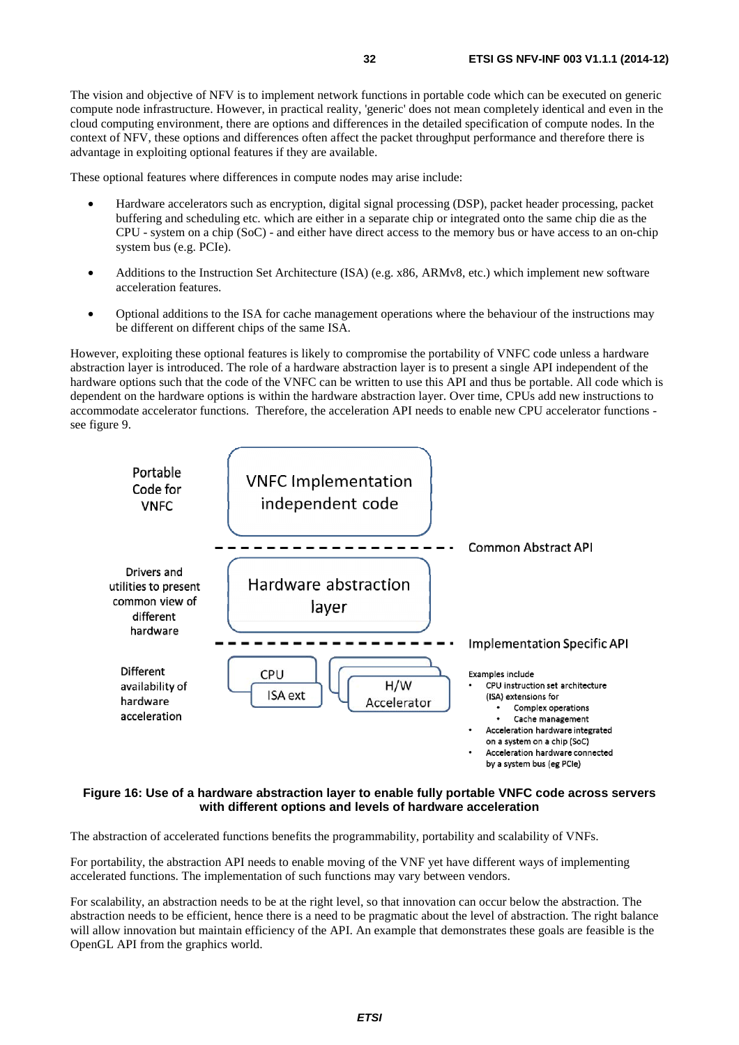The vision and objective of NFV is to implement network functions in portable code which can be executed on generic compute node infrastructure. However, in practical reality, 'generic' does not mean completely identical and even in the cloud computing environment, there are options and differences in the detailed specification of compute nodes. In the context of NFV, these options and differences often affect the packet throughput performance and therefore there is advantage in exploiting optional features if they are available.

These optional features where differences in compute nodes may arise include:

- Hardware accelerators such as encryption, digital signal processing (DSP), packet header processing, packet buffering and scheduling etc. which are either in a separate chip or integrated onto the same chip die as the CPU - system on a chip (SoC) - and either have direct access to the memory bus or have access to an on-chip system bus (e.g. PCIe).
- Additions to the Instruction Set Architecture (ISA) (e.g. x86, ARMv8, etc.) which implement new software acceleration features.
- Optional additions to the ISA for cache management operations where the behaviour of the instructions may be different on different chips of the same ISA.

However, exploiting these optional features is likely to compromise the portability of VNFC code unless a hardware abstraction layer is introduced. The role of a hardware abstraction layer is to present a single API independent of the hardware options such that the code of the VNFC can be written to use this API and thus be portable. All code which is dependent on the hardware options is within the hardware abstraction layer. Over time, CPUs add new instructions to accommodate accelerator functions. Therefore, the acceleration API needs to enable new CPU accelerator functions - see figure 9.

Portable Code for VNFC

VNFC Implementation independent code

Common Abstract API

Drivers and utilities to present common view of different hardware

Hardware abstraction layer

Implementation Specific API

Different availability of hardware acceleration

CPU

ISA ext

H/W Accelerator

Examples include
- CPU instruction set architecture (ISA) extensions for
  - Complex operations
  - Cache management
- Acceleration hardware integrated on a system on a chip (SoC)
- Acceleration hardware connected by a system bus (eg PCIe)

**Figure 16: Use of a hardware abstraction layer to enable fully portable VNFC code across servers with different options and levels of hardware acceleration**

The abstraction of accelerated functions benefits the programmability, portability and scalability of VNFs.

For portability, the abstraction API needs to enable moving of the VNF yet have different ways of implementing accelerated functions. The implementation of such functions may vary between vendors.

For scalability, an abstraction needs to be at the right level, so that innovation can occur below the abstraction. The abstraction needs to be efficient, hence there is a need to be pragmatic about the level of abstraction. The right balance will allow innovation but maintain efficiency of the API. An example that demonstrates these goals are feasible is the OpenGL API from the graphics world.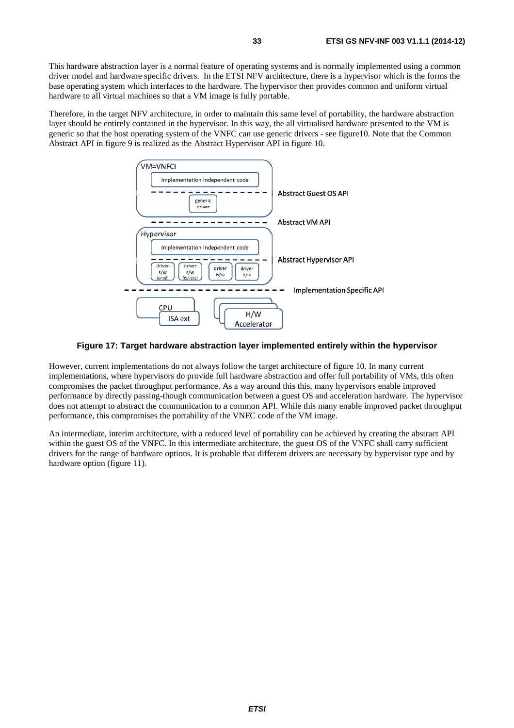This hardware abstraction layer is a normal feature of operating systems and is normally implemented using a common driver model and hardware specific drivers. In the ETSI NFV architecture, there is a hypervisor which is the forms the base operating system which interfaces to the hardware. The hypervisor then provides common and uniform virtual hardware to all virtual machines so that a VM image is fully portable.

Therefore, in the target NFV architecture, in order to maintain this same level of portability, the hardware abstraction layer should be entirely contained in the hypervisor. In this way, the all virtualised hardware presented to the VM is generic so that the host operating system of the VNFC can use generic drivers - see figure10. Note that the Common Abstract API in figure 9 is realized as the Abstract Hypervisor API in figure 10.

**Figure 17: Target hardware abstraction layer implemented entirely within the hypervisor**

However, current implementations do not always follow the target architecture of figure 10. In many current implementations, where hypervisors do provide full hardware abstraction and offer full portability of VMs, this often compromises the packet throughput performance. As a way around this this, many hypervisors enable improved performance by directly passing-though communication between a guest OS and acceleration hardware. The hypervisor does not attempt to abstract the communication to a common API. While this many enable improved packet throughput performance, this compromises the portability of the VNFC code of the VM image.

An intermediate, interim architecture, with a reduced level of portability can be achieved by creating the abstract API within the guest OS of the VNFC. In this intermediate architecture, the guest OS of the VNFC shall carry sufficient drivers for the range of hardware options. It is probable that different drivers are necessary by hypervisor type and by hardware option (figure 11).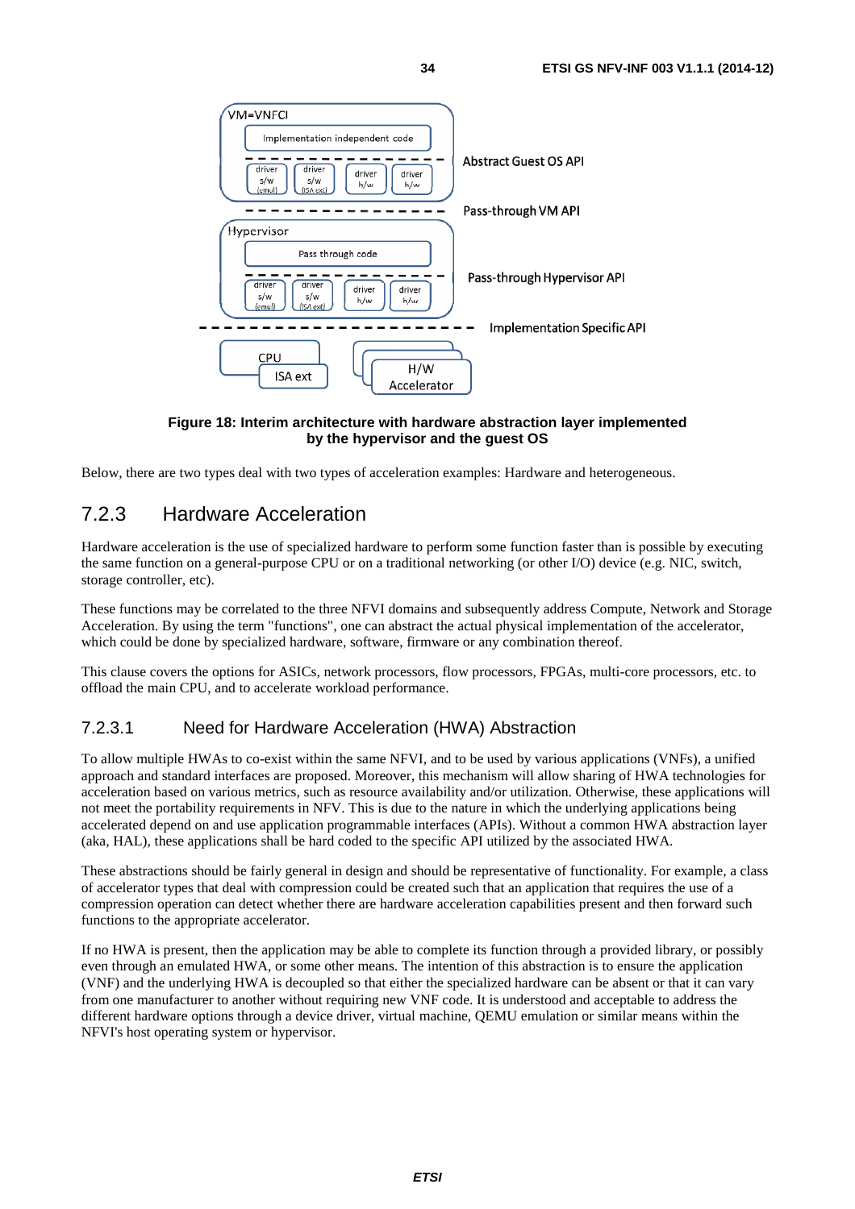VM=VNFCI

Implementation independent code

driver s/w (emul)

driver s/w (ISA ext)

driver h/w

driver h/w

Abstract Guest OS API

Pass-through VM API

Hypervisor

Pass through code

driver s/w (emul)

driver s/w (ISA ext)

driver h/w

driver h/w

Pass-through Hypervisor API

Implementation Specific API

CPU

ISA ext

H/W Accelerator

**Figure 18: Interim architecture with hardware abstraction layer implemented by the hypervisor and the guest OS**

Below, there are two types deal with two types of acceleration examples: Hardware and heterogeneous.

## 7.2.3 Hardware Acceleration

Hardware acceleration is the use of specialized hardware to perform some function faster than is possible by executing the same function on a general-purpose CPU or on a traditional networking (or other I/O) device (e.g. NIC, switch, storage controller, etc).

These functions may be correlated to the three NFVI domains and subsequently address Compute, Network and Storage Acceleration. By using the term "functions", one can abstract the actual physical implementation of the accelerator, which could be done by specialized hardware, software, firmware or any combination thereof.

This clause covers the options for ASICs, network processors, flow processors, FPGAs, multi-core processors, etc. to offload the main CPU, and to accelerate workload performance.

### 7.2.3.1 Need for Hardware Acceleration (HWA) Abstraction

To allow multiple HWAs to co-exist within the same NFVI, and to be used by various applications (VNFs), a unified approach and standard interfaces are proposed. Moreover, this mechanism will allow sharing of HWA technologies for acceleration based on various metrics, such as resource availability and/or utilization. Otherwise, these applications will not meet the portability requirements in NFV. This is due to the nature in which the underlying applications being accelerated depend on and use application programmable interfaces (APIs). Without a common HWA abstraction layer (aka, HAL), these applications shall be hard coded to the specific API utilized by the associated HWA.

These abstractions should be fairly general in design and should be representative of functionality. For example, a class of accelerator types that deal with compression could be created such that an application that requires the use of a compression operation can detect whether there are hardware acceleration capabilities present and then forward such functions to the appropriate accelerator.

If no HWA is present, then the application may be able to complete its function through a provided library, or possibly even through an emulated HWA, or some other means. The intention of this abstraction is to ensure the application (VNF) and the underlying HWA is decoupled so that either the specialized hardware can be absent or that it can vary from one manufacturer to another without requiring new VNF code. It is understood and acceptable to address the different hardware options through a device driver, virtual machine, QEMU emulation or similar means within the NFVI's host operating system or hypervisor.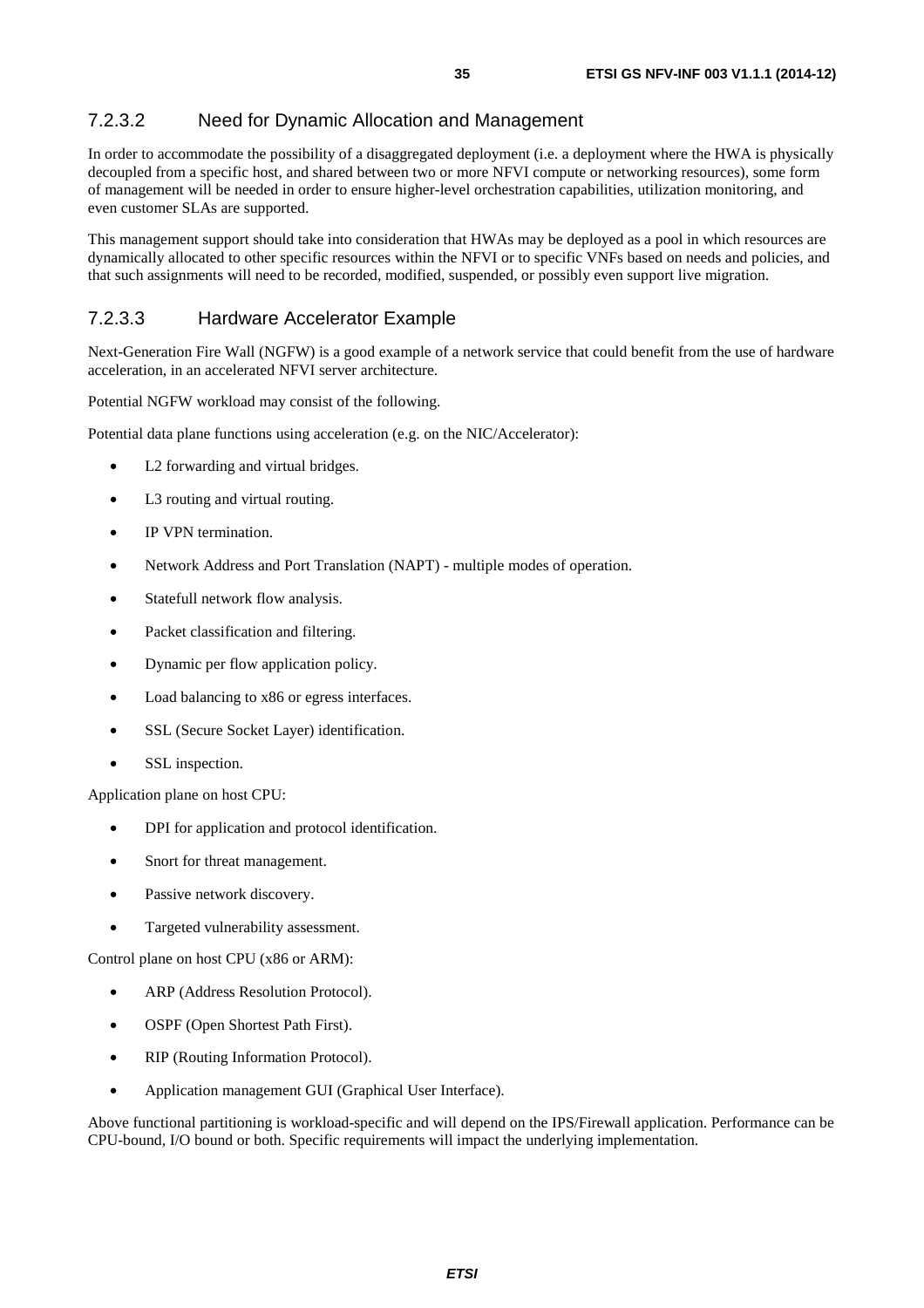#### 7.2.3.2 Need for Dynamic Allocation and Management

In order to accommodate the possibility of a disaggregated deployment (i.e. a deployment where the HWA is physically decoupled from a specific host, and shared between two or more NFVI compute or networking resources), some form of management will be needed in order to ensure higher-level orchestration capabilities, utilization monitoring, and even customer SLAs are supported.

This management support should take into consideration that HWAs may be deployed as a pool in which resources are dynamically allocated to other specific resources within the NFVI or to specific VNFs based on needs and policies, and that such assignments will need to be recorded, modified, suspended, or possibly even support live migration.

#### 7.2.3.3 Hardware Accelerator Example

Next-Generation Fire Wall (NGFW) is a good example of a network service that could benefit from the use of hardware acceleration, in an accelerated NFVI server architecture.

Potential NGFW workload may consist of the following.

Potential data plane functions using acceleration (e.g. on the NIC/Accelerator):

- L2 forwarding and virtual bridges.
- L3 routing and virtual routing.
- IP VPN termination.
- Network Address and Port Translation (NAPT) - multiple modes of operation.
- Statefull network flow analysis.
- Packet classification and filtering.
- Dynamic per flow application policy.
- Load balancing to x86 or egress interfaces.
- SSL (Secure Socket Layer) identification.
- SSL inspection.

Application plane on host CPU:

- DPI for application and protocol identification.
- Snort for threat management.
- Passive network discovery.
- Targeted vulnerability assessment.

Control plane on host CPU (x86 or ARM):

- ARP (Address Resolution Protocol).
- OSPF (Open Shortest Path First).
- RIP (Routing Information Protocol).
- Application management GUI (Graphical User Interface).

Above functional partitioning is workload-specific and will depend on the IPS/Firewall application. Performance can be CPU-bound, I/O bound or both. Specific requirements will impact the underlying implementation.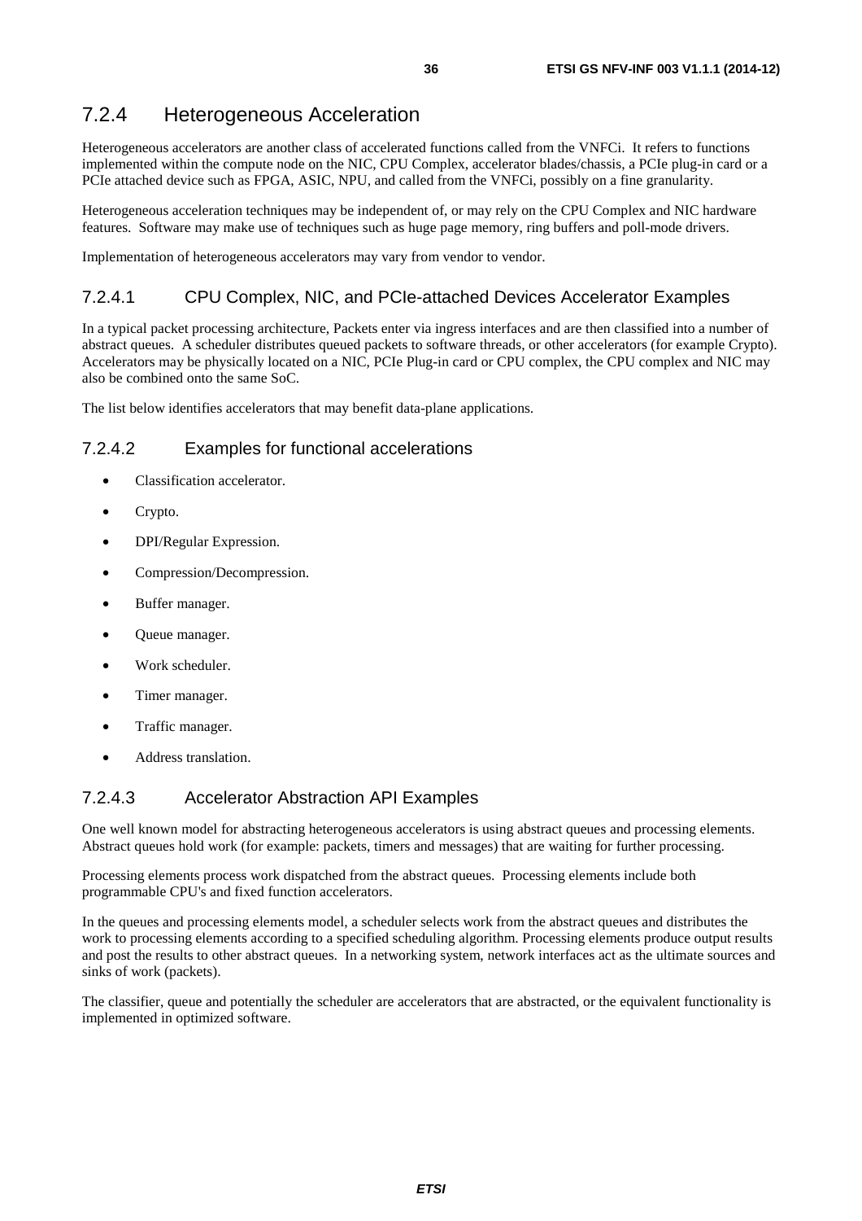### 7.2.4 Heterogeneous Acceleration

Heterogeneous accelerators are another class of accelerated functions called from the VNFCi. It refers to functions implemented within the compute node on the NIC, CPU Complex, accelerator blades/chassis, a PCIe plug-in card or a PCIe attached device such as FPGA, ASIC, NPU, and called from the VNFCi, possibly on a fine granularity.

Heterogeneous acceleration techniques may be independent of, or may rely on the CPU Complex and NIC hardware features. Software may make use of techniques such as huge page memory, ring buffers and poll-mode drivers.

Implementation of heterogeneous accelerators may vary from vendor to vendor.

#### 7.2.4.1 CPU Complex, NIC, and PCIe-attached Devices Accelerator Examples

In a typical packet processing architecture, Packets enter via ingress interfaces and are then classified into a number of abstract queues. A scheduler distributes queued packets to software threads, or other accelerators (for example Crypto). Accelerators may be physically located on a NIC, PCIe Plug-in card or CPU complex, the CPU complex and NIC may also be combined onto the same SoC.

The list below identifies accelerators that may benefit data-plane applications.

#### 7.2.4.2 Examples for functional accelerations

- Classification accelerator.
- Crypto.
- DPI/Regular Expression.
- Compression/Decompression.
- Buffer manager.
- Queue manager.
- Work scheduler.
- Timer manager.
- Traffic manager.
- Address translation.

#### 7.2.4.3 Accelerator Abstraction API Examples

One well known model for abstracting heterogeneous accelerators is using abstract queues and processing elements. Abstract queues hold work (for example: packets, timers and messages) that are waiting for further processing.

Processing elements process work dispatched from the abstract queues. Processing elements include both programmable CPU's and fixed function accelerators.

In the queues and processing elements model, a scheduler selects work from the abstract queues and distributes the work to processing elements according to a specified scheduling algorithm. Processing elements produce output results and post the results to other abstract queues. In a networking system, network interfaces act as the ultimate sources and sinks of work (packets).

The classifier, queue and potentially the scheduler are accelerators that are abstracted, or the equivalent functionality is implemented in optimized software.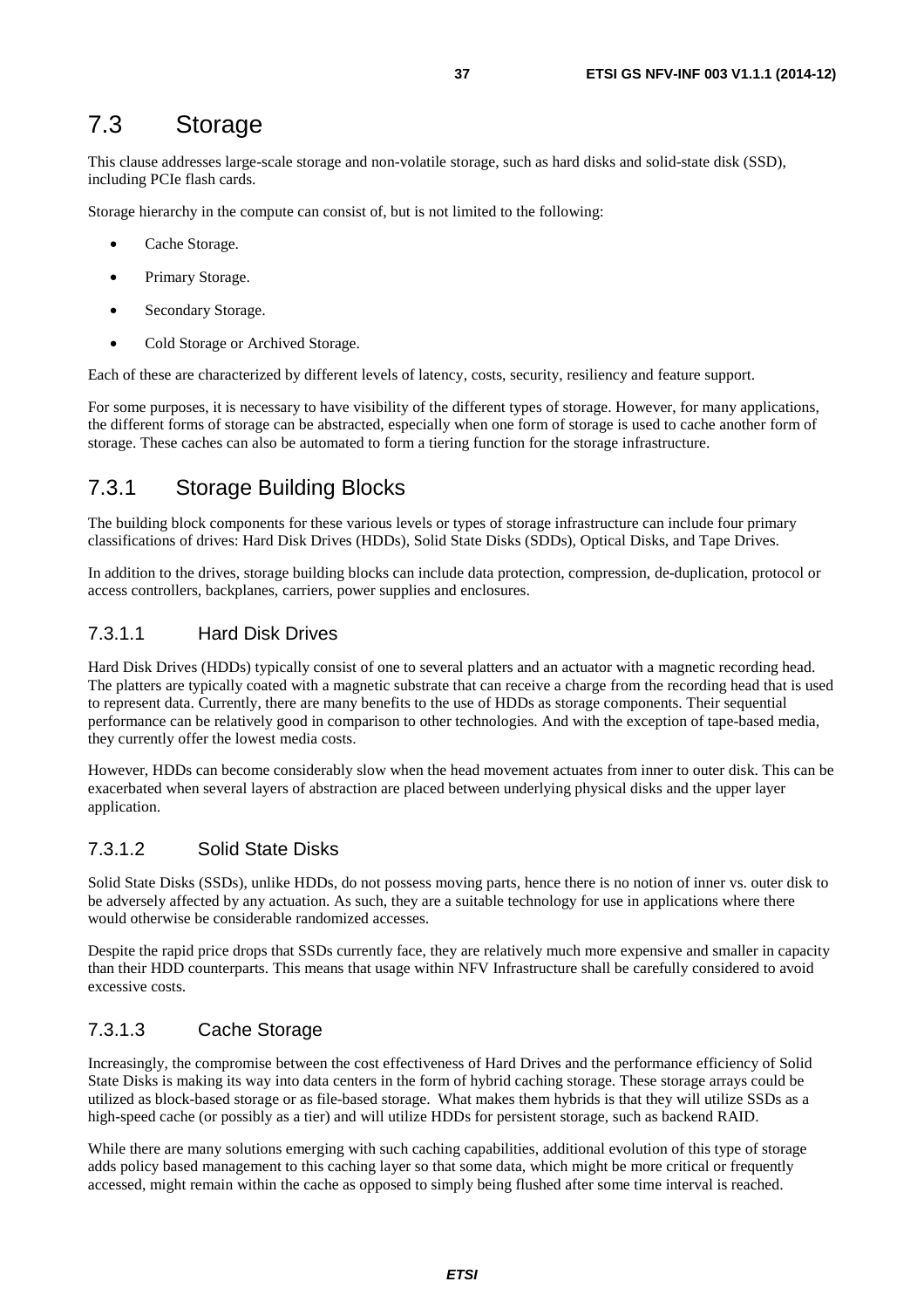## 7.3 Storage

This clause addresses large-scale storage and non-volatile storage, such as hard disks and solid-state disk (SSD), including PCIe flash cards.

Storage hierarchy in the compute can consist of, but is not limited to the following:

- Cache Storage.
- Primary Storage.
- Secondary Storage.
- Cold Storage or Archived Storage.

Each of these are characterized by different levels of latency, costs, security, resiliency and feature support.

For some purposes, it is necessary to have visibility of the different types of storage. However, for many applications, the different forms of storage can be abstracted, especially when one form of storage is used to cache another form of storage. These caches can also be automated to form a tiering function for the storage infrastructure.

### 7.3.1 Storage Building Blocks

The building block components for these various levels or types of storage infrastructure can include four primary classifications of drives: Hard Disk Drives (HDDs), Solid State Disks (SDDs), Optical Disks, and Tape Drives.

In addition to the drives, storage building blocks can include data protection, compression, de-duplication, protocol or access controllers, backplanes, carriers, power supplies and enclosures.

#### 7.3.1.1 Hard Disk Drives

Hard Disk Drives (HDDs) typically consist of one to several platters and an actuator with a magnetic recording head. The platters are typically coated with a magnetic substrate that can receive a charge from the recording head that is used to represent data. Currently, there are many benefits to the use of HDDs as storage components. Their sequential performance can be relatively good in comparison to other technologies. And with the exception of tape-based media, they currently offer the lowest media costs.

However, HDDs can become considerably slow when the head movement actuates from inner to outer disk. This can be exacerbated when several layers of abstraction are placed between underlying physical disks and the upper layer application.

#### 7.3.1.2 Solid State Disks

Solid State Disks (SSDs), unlike HDDs, do not possess moving parts, hence there is no notion of inner vs. outer disk to be adversely affected by any actuation. As such, they are a suitable technology for use in applications where there would otherwise be considerable randomized accesses.

Despite the rapid price drops that SSDs currently face, they are relatively much more expensive and smaller in capacity than their HDD counterparts. This means that usage within NFV Infrastructure shall be carefully considered to avoid excessive costs.

#### 7.3.1.3 Cache Storage

Increasingly, the compromise between the cost effectiveness of Hard Drives and the performance efficiency of Solid State Disks is making its way into data centers in the form of hybrid caching storage. These storage arrays could be utilized as block-based storage or as file-based storage. What makes them hybrids is that they will utilize SSDs as a high-speed cache (or possibly as a tier) and will utilize HDDs for persistent storage, such as backend RAID.

While there are many solutions emerging with such caching capabilities, additional evolution of this type of storage adds policy based management to this caching layer so that some data, which might be more critical or frequently accessed, might remain within the cache as opposed to simply being flushed after some time interval is reached.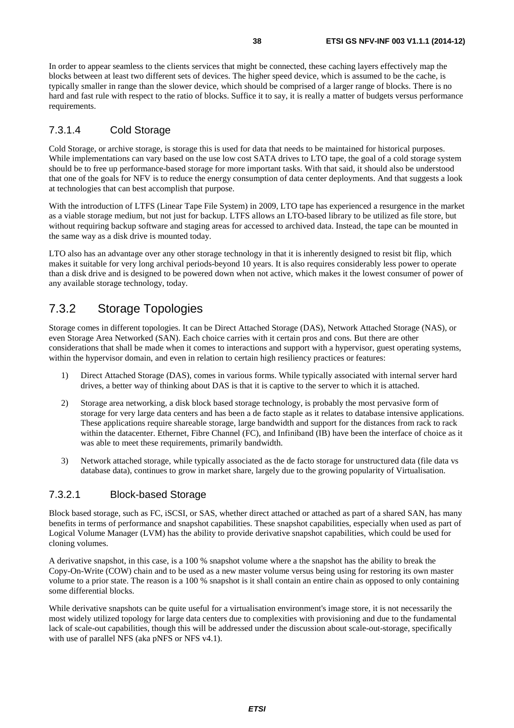In order to appear seamless to the clients services that might be connected, these caching layers effectively map the blocks between at least two different sets of devices. The higher speed device, which is assumed to be the cache, is typically smaller in range than the slower device, which should be comprised of a larger range of blocks. There is no hard and fast rule with respect to the ratio of blocks. Suffice it to say, it is really a matter of budgets versus performance requirements.

#### 7.3.1.4 Cold Storage

Cold Storage, or archive storage, is storage this is used for data that needs to be maintained for historical purposes. While implementations can vary based on the use low cost SATA drives to LTO tape, the goal of a cold storage system should be to free up performance-based storage for more important tasks. With that said, it should also be understood that one of the goals for NFV is to reduce the energy consumption of data center deployments. And that suggests a look at technologies that can best accomplish that purpose.

With the introduction of LTFS (Linear Tape File System) in 2009, LTO tape has experienced a resurgence in the market as a viable storage medium, but not just for backup. LTFS allows an LTO-based library to be utilized as file store, but without requiring backup software and staging areas for accessed to archived data. Instead, the tape can be mounted in the same way as a disk drive is mounted today.

LTO also has an advantage over any other storage technology in that it is inherently designed to resist bit flip, which makes it suitable for very long archival periods-beyond 10 years. It is also requires considerably less power to operate than a disk drive and is designed to be powered down when not active, which makes it the lowest consumer of power of any available storage technology, today.

### 7.3.2 Storage Topologies

Storage comes in different topologies. It can be Direct Attached Storage (DAS), Network Attached Storage (NAS), or even Storage Area Networked (SAN). Each choice carries with it certain pros and cons. But there are other considerations that shall be made when it comes to interactions and support with a hypervisor, guest operating systems, within the hypervisor domain, and even in relation to certain high resiliency practices or features:

1) Direct Attached Storage (DAS), comes in various forms. While typically associated with internal server hard drives, a better way of thinking about DAS is that it is captive to the server to which it is attached.

2) Storage area networking, a disk block based storage technology, is probably the most pervasive form of storage for very large data centers and has been a de facto staple as it relates to database intensive applications. These applications require shareable storage, large bandwidth and support for the distances from rack to rack within the datacenter. Ethernet, Fibre Channel (FC), and Infiniband (IB) have been the interface of choice as it was able to meet these requirements, primarily bandwidth.

3) Network attached storage, while typically associated as the de facto storage for unstructured data (file data vs database data), continues to grow in market share, largely due to the growing popularity of Virtualisation.

#### 7.3.2.1 Block-based Storage

Block based storage, such as FC, iSCSI, or SAS, whether direct attached or attached as part of a shared SAN, has many benefits in terms of performance and snapshot capabilities. These snapshot capabilities, especially when used as part of Logical Volume Manager (LVM) has the ability to provide derivative snapshot capabilities, which could be used for cloning volumes.

A derivative snapshot, in this case, is a 100 % snapshot volume where a the snapshot has the ability to break the Copy-On-Write (COW) chain and to be used as a new master volume versus being using for restoring its own master volume to a prior state. The reason is a 100 % snapshot is it shall contain an entire chain as opposed to only containing some differential blocks.

While derivative snapshots can be quite useful for a virtualisation environment's image store, it is not necessarily the most widely utilized topology for large data centers due to complexities with provisioning and due to the fundamental lack of scale-out capabilities, though this will be addressed under the discussion about scale-out-storage, specifically with use of parallel NFS (aka pNFS or NFS v4.1).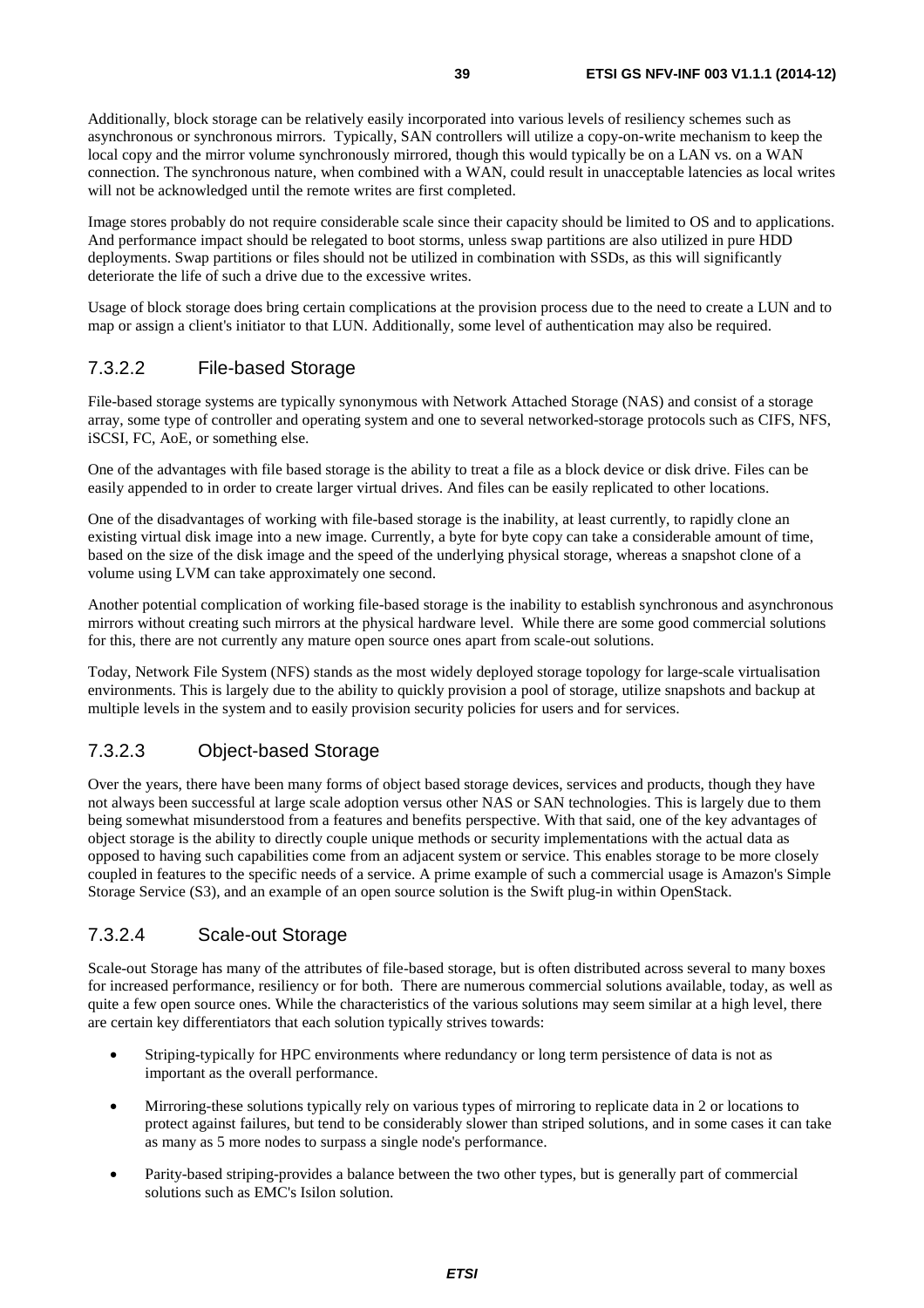Additionally, block storage can be relatively easily incorporated into various levels of resiliency schemes such as asynchronous or synchronous mirrors. Typically, SAN controllers will utilize a copy-on-write mechanism to keep the local copy and the mirror volume synchronously mirrored, though this would typically be on a LAN vs. on a WAN connection. The synchronous nature, when combined with a WAN, could result in unacceptable latencies as local writes will not be acknowledged until the remote writes are first completed.

Image stores probably do not require considerable scale since their capacity should be limited to OS and to applications. And performance impact should be relegated to boot storms, unless swap partitions are also utilized in pure HDD deployments. Swap partitions or files should not be utilized in combination with SSDs, as this will significantly deteriorate the life of such a drive due to the excessive writes.

Usage of block storage does bring certain complications at the provision process due to the need to create a LUN and to map or assign a client's initiator to that LUN. Additionally, some level of authentication may also be required.

#### 7.3.2.2 File-based Storage

File-based storage systems are typically synonymous with Network Attached Storage (NAS) and consist of a storage array, some type of controller and operating system and one to several networked-storage protocols such as CIFS, NFS, iSCSI, FC, AoE, or something else.

One of the advantages with file based storage is the ability to treat a file as a block device or disk drive. Files can be easily appended to in order to create larger virtual drives. And files can be easily replicated to other locations.

One of the disadvantages of working with file-based storage is the inability, at least currently, to rapidly clone an existing virtual disk image into a new image. Currently, a byte for byte copy can take a considerable amount of time, based on the size of the disk image and the speed of the underlying physical storage, whereas a snapshot clone of a volume using LVM can take approximately one second.

Another potential complication of working file-based storage is the inability to establish synchronous and asynchronous mirrors without creating such mirrors at the physical hardware level. While there are some good commercial solutions for this, there are not currently any mature open source ones apart from scale-out solutions.

Today, Network File System (NFS) stands as the most widely deployed storage topology for large-scale virtualisation environments. This is largely due to the ability to quickly provision a pool of storage, utilize snapshots and backup at multiple levels in the system and to easily provision security policies for users and for services.

#### 7.3.2.3 Object-based Storage

Over the years, there have been many forms of object based storage devices, services and products, though they have not always been successful at large scale adoption versus other NAS or SAN technologies. This is largely due to them being somewhat misunderstood from a features and benefits perspective. With that said, one of the key advantages of object storage is the ability to directly couple unique methods or security implementations with the actual data as opposed to having such capabilities come from an adjacent system or service. This enables storage to be more closely coupled in features to the specific needs of a service. A prime example of such a commercial usage is Amazon's Simple Storage Service (S3), and an example of an open source solution is the Swift plug-in within OpenStack.

#### 7.3.2.4 Scale-out Storage

Scale-out Storage has many of the attributes of file-based storage, but is often distributed across several to many boxes for increased performance, resiliency or for both. There are numerous commercial solutions available, today, as well as quite a few open source ones. While the characteristics of the various solutions may seem similar at a high level, there are certain key differentiators that each solution typically strives towards:

- Striping-typically for HPC environments where redundancy or long term persistence of data is not as important as the overall performance.
- Mirroring-these solutions typically rely on various types of mirroring to replicate data in 2 or locations to protect against failures, but tend to be considerably slower than striped solutions, and in some cases it can take as many as 5 more nodes to surpass a single node's performance.
- Parity-based striping-provides a balance between the two other types, but is generally part of commercial solutions such as EMC's Isilon solution.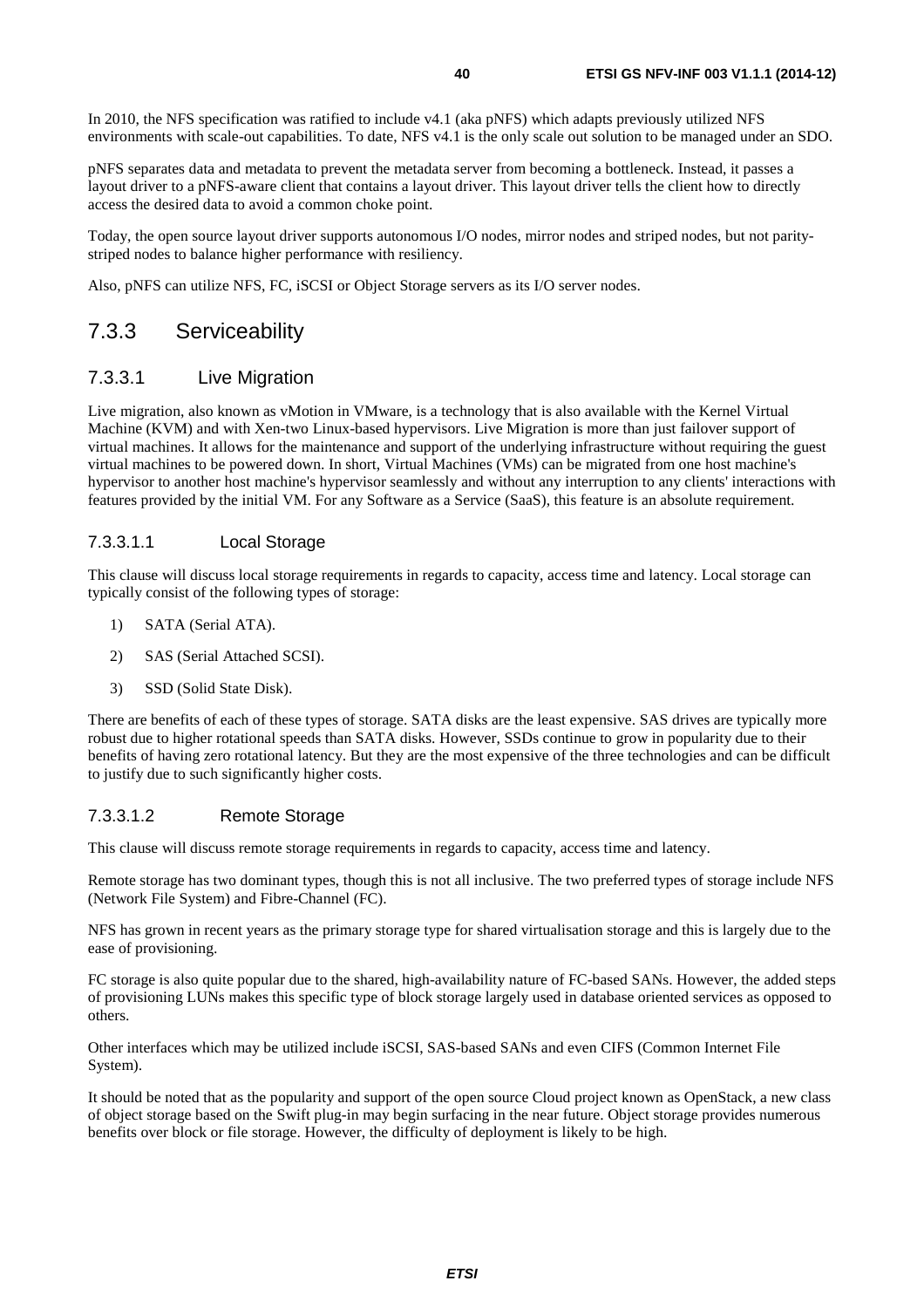In 2010, the NFS specification was ratified to include v4.1 (aka pNFS) which adapts previously utilized NFS environments with scale-out capabilities. To date, NFS v4.1 is the only scale out solution to be managed under an SDO.

pNFS separates data and metadata to prevent the metadata server from becoming a bottleneck. Instead, it passes a layout driver to a pNFS-aware client that contains a layout driver. This layout driver tells the client how to directly access the desired data to avoid a common choke point.

Today, the open source layout driver supports autonomous I/O nodes, mirror nodes and striped nodes, but not parity-striped nodes to balance higher performance with resiliency.

Also, pNFS can utilize NFS, FC, iSCSI or Object Storage servers as its I/O server nodes.

## 7.3.3 Serviceability

### 7.3.3.1 Live Migration

Live migration, also known as vMotion in VMware, is a technology that is also available with the Kernel Virtual Machine (KVM) and with Xen-two Linux-based hypervisors. Live Migration is more than just failover support of virtual machines. It allows for the maintenance and support of the underlying infrastructure without requiring the guest virtual machines to be powered down. In short, Virtual Machines (VMs) can be migrated from one host machine's hypervisor to another host machine's hypervisor seamlessly and without any interruption to any clients' interactions with features provided by the initial VM. For any Software as a Service (SaaS), this feature is an absolute requirement.

#### 7.3.3.1.1 Local Storage

This clause will discuss local storage requirements in regards to capacity, access time and latency. Local storage can typically consist of the following types of storage:

1) SATA (Serial ATA).

2) SAS (Serial Attached SCSI).

3) SSD (Solid State Disk).

There are benefits of each of these types of storage. SATA disks are the least expensive. SAS drives are typically more robust due to higher rotational speeds than SATA disks. However, SSDs continue to grow in popularity due to their benefits of having zero rotational latency. But they are the most expensive of the three technologies and can be difficult to justify due to such significantly higher costs.

#### 7.3.3.1.2 Remote Storage

This clause will discuss remote storage requirements in regards to capacity, access time and latency.

Remote storage has two dominant types, though this is not all inclusive. The two preferred types of storage include NFS (Network File System) and Fibre-Channel (FC).

NFS has grown in recent years as the primary storage type for shared virtualisation storage and this is largely due to the ease of provisioning.

FC storage is also quite popular due to the shared, high-availability nature of FC-based SANs. However, the added steps of provisioning LUNs makes this specific type of block storage largely used in database oriented services as opposed to others.

Other interfaces which may be utilized include iSCSI, SAS-based SANs and even CIFS (Common Internet File System).

It should be noted that as the popularity and support of the open source Cloud project known as OpenStack, a new class of object storage based on the Swift plug-in may begin surfacing in the near future. Object storage provides numerous benefits over block or file storage. However, the difficulty of deployment is likely to be high.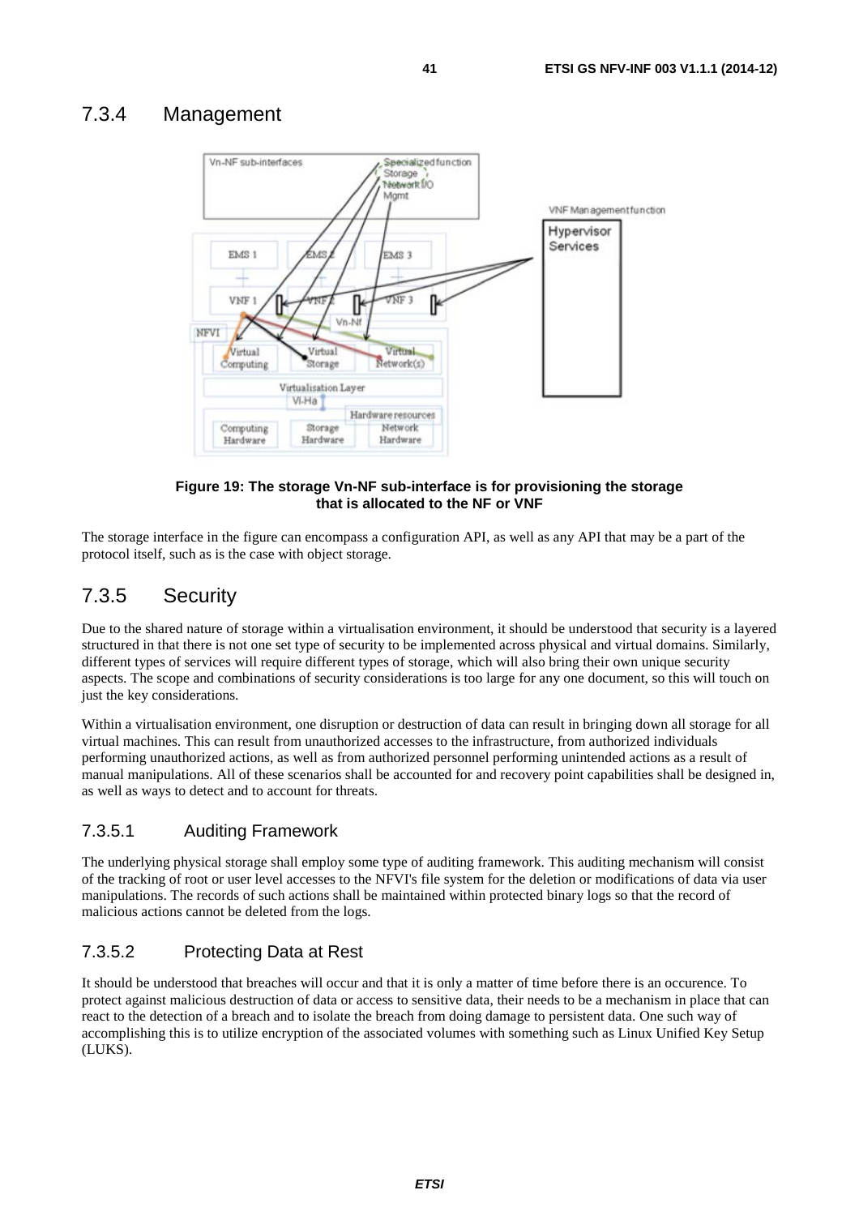## 7.3.4 Management

Figure 19: The storage Vn-NF sub-interface is for provisioning the storage that is allocated to the NF or VNF

The storage interface in the figure can encompass a configuration API, as well as any API that may be a part of the protocol itself, such as is the case with object storage.

## 7.3.5 Security

Due to the shared nature of storage within a virtualisation environment, it should be understood that security is a layered structured in that there is not one set type of security to be implemented across physical and virtual domains. Similarly, different types of services will require different types of storage, which will also bring their own unique security aspects. The scope and combinations of security considerations is too large for any one document, so this will touch on just the key considerations.

Within a virtualisation environment, one disruption or destruction of data can result in bringing down all storage for all virtual machines. This can result from unauthorized accesses to the infrastructure, from authorized individuals performing unauthorized actions, as well as from authorized personnel performing unintended actions as a result of manual manipulations. All of these scenarios shall be accounted for and recovery point capabilities shall be designed in, as well as ways to detect and to account for threats.

### 7.3.5.1 Auditing Framework

The underlying physical storage shall employ some type of auditing framework. This auditing mechanism will consist of the tracking of root or user level accesses to the NFVI's file system for the deletion or modifications of data via user manipulations. The records of such actions shall be maintained within protected binary logs so that the record of malicious actions cannot be deleted from the logs.

### 7.3.5.2 Protecting Data at Rest

It should be understood that breaches will occur and that it is only a matter of time before there is an occurence. To protect against malicious destruction of data or access to sensitive data, their needs to be a mechanism in place that can react to the detection of a breach and to isolate the breach from doing damage to persistent data. One such way of accomplishing this is to utilize encryption of the associated volumes with something such as Linux Unified Key Setup (LUKS).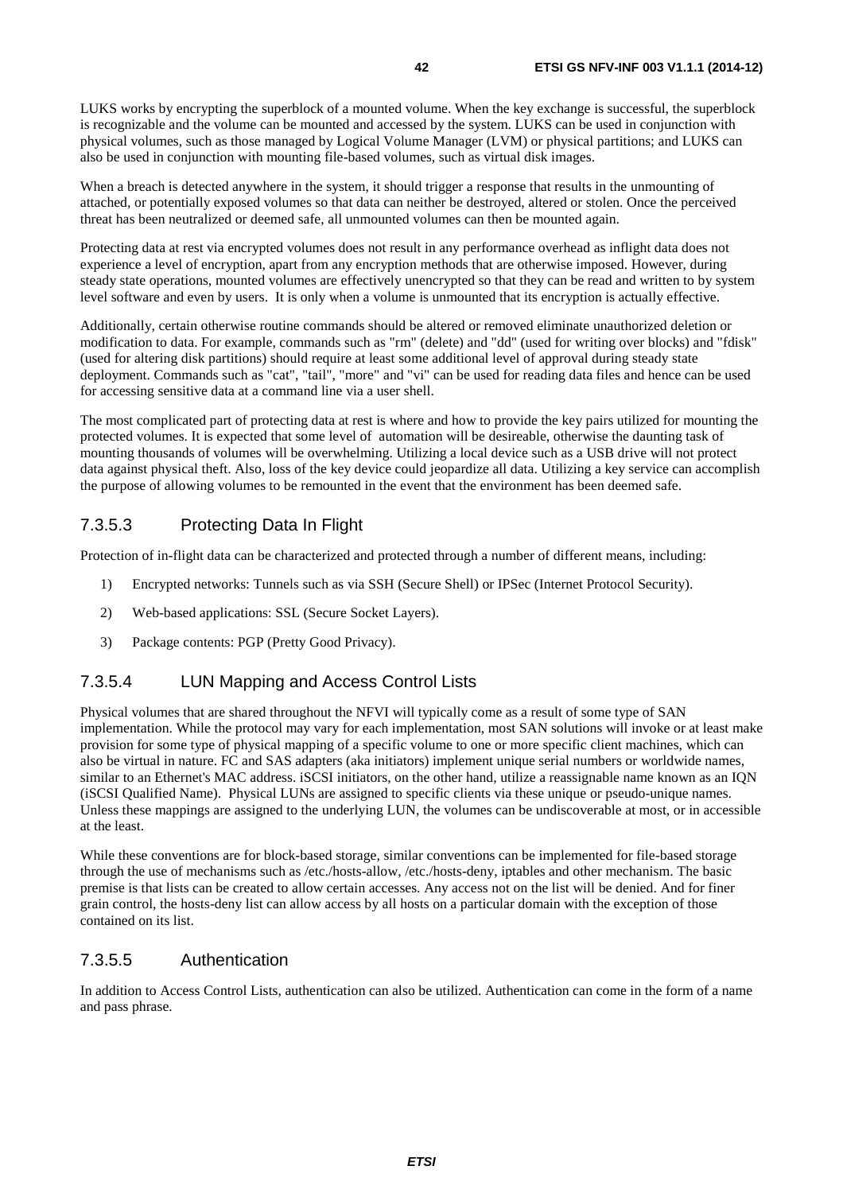LUKS works by encrypting the superblock of a mounted volume. When the key exchange is successful, the superblock is recognizable and the volume can be mounted and accessed by the system. LUKS can be used in conjunction with physical volumes, such as those managed by Logical Volume Manager (LVM) or physical partitions; and LUKS can also be used in conjunction with mounting file-based volumes, such as virtual disk images.

When a breach is detected anywhere in the system, it should trigger a response that results in the unmounting of attached, or potentially exposed volumes so that data can neither be destroyed, altered or stolen. Once the perceived threat has been neutralized or deemed safe, all unmounted volumes can then be mounted again.

Protecting data at rest via encrypted volumes does not result in any performance overhead as inflight data does not experience a level of encryption, apart from any encryption methods that are otherwise imposed. However, during steady state operations, mounted volumes are effectively unencrypted so that they can be read and written to by system level software and even by users. It is only when a volume is unmounted that its encryption is actually effective.

Additionally, certain otherwise routine commands should be altered or removed eliminate unauthorized deletion or modification to data. For example, commands such as "rm" (delete) and "dd" (used for writing over blocks) and "fdisk" (used for altering disk partitions) should require at least some additional level of approval during steady state deployment. Commands such as "cat", "tail", "more" and "vi" can be used for reading data files and hence can be used for accessing sensitive data at a command line via a user shell.

The most complicated part of protecting data at rest is where and how to provide the key pairs utilized for mounting the protected volumes. It is expected that some level of automation will be desireable, otherwise the daunting task of mounting thousands of volumes will be overwhelming. Utilizing a local device such as a USB drive will not protect data against physical theft. Also, loss of the key device could jeopardize all data. Utilizing a key service can accomplish the purpose of allowing volumes to be remounted in the event that the environment has been deemed safe.

### 7.3.5.3 Protecting Data In Flight

Protection of in-flight data can be characterized and protected through a number of different means, including:

1) Encrypted networks: Tunnels such as via SSH (Secure Shell) or IPSec (Internet Protocol Security).
2) Web-based applications: SSL (Secure Socket Layers).
3) Package contents: PGP (Pretty Good Privacy).

### 7.3.5.4 LUN Mapping and Access Control Lists

Physical volumes that are shared throughout the NFVI will typically come as a result of some type of SAN implementation. While the protocol may vary for each implementation, most SAN solutions will invoke or at least make provision for some type of physical mapping of a specific volume to one or more specific client machines, which can also be virtual in nature. FC and SAS adapters (aka initiators) implement unique serial numbers or worldwide names, similar to an Ethernet's MAC address. iSCSI initiators, on the other hand, utilize a reassignable name known as an IQN (iSCSI Qualified Name). Physical LUNs are assigned to specific clients via these unique or pseudo-unique names. Unless these mappings are assigned to the underlying LUN, the volumes can be undiscoverable at most, or in accessible at the least.

While these conventions are for block-based storage, similar conventions can be implemented for file-based storage through the use of mechanisms such as /etc./hosts-allow, /etc./hosts-deny, iptables and other mechanism. The basic premise is that lists can be created to allow certain accesses. Any access not on the list will be denied. And for finer grain control, the hosts-deny list can allow access by all hosts on a particular domain with the exception of those contained on its list.

### 7.3.5.5 Authentication

In addition to Access Control Lists, authentication can also be utilized. Authentication can come in the form of a name and pass phrase.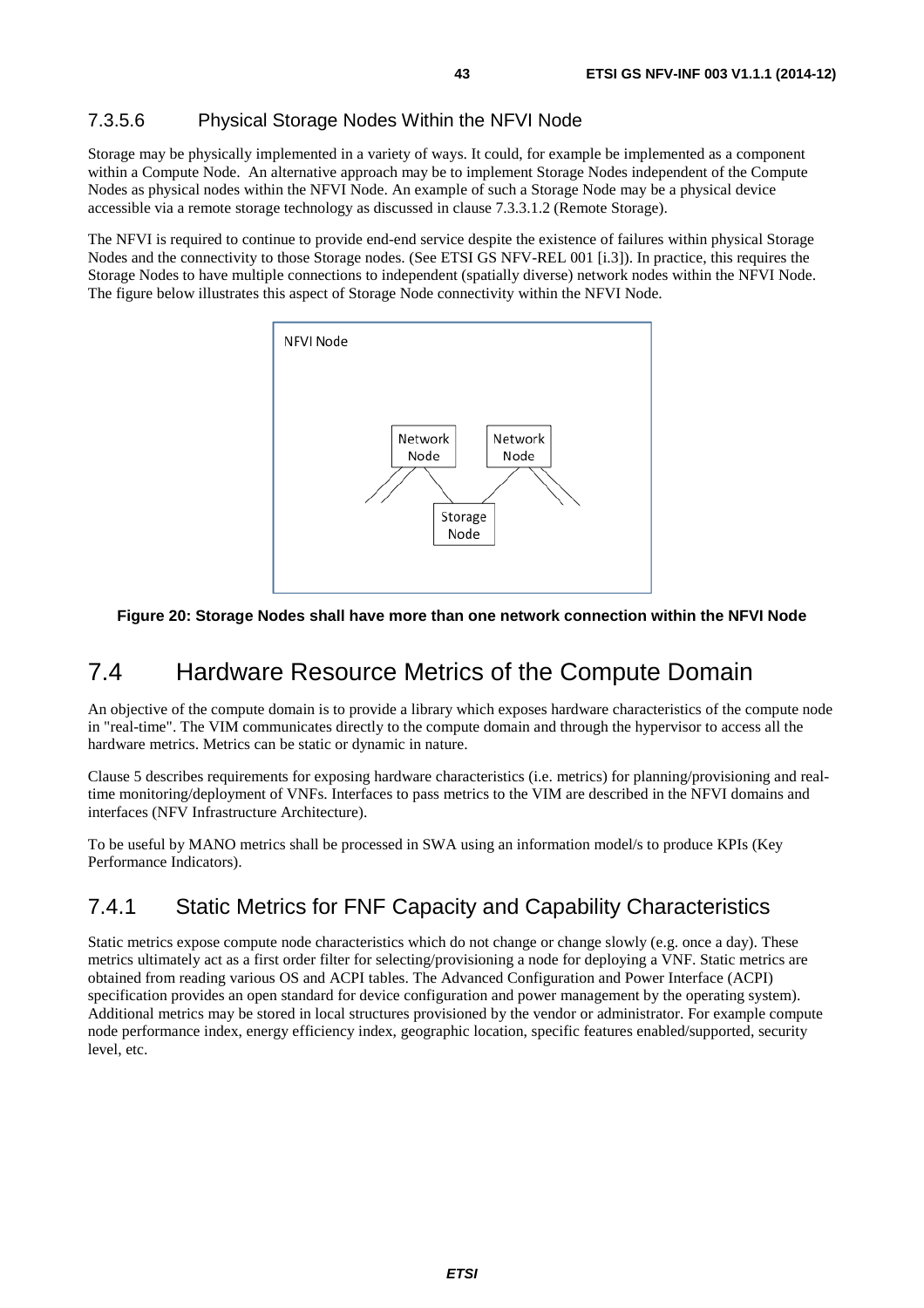### 7.3.5.6 Physical Storage Nodes Within the NFVI Node

Storage may be physically implemented in a variety of ways. It could, for example be implemented as a component within a Compute Node. An alternative approach may be to implement Storage Nodes independent of the Compute Nodes as physical nodes within the NFVI Node. An example of such a Storage Node may be a physical device accessible via a remote storage technology as discussed in clause 7.3.3.1.2 (Remote Storage).

The NFVI is required to continue to provide end-end service despite the existence of failures within physical Storage Nodes and the connectivity to those Storage nodes. (See ETSI GS NFV-REL 001 [i.3]). In practice, this requires the Storage Nodes to have multiple connections to independent (spatially diverse) network nodes within the NFVI Node. The figure below illustrates this aspect of Storage Node connectivity within the NFVI Node.

NFVI Node

Network Node

Network Node

Storage Node

**Figure 20: Storage Nodes shall have more than one network connection within the NFVI Node**

## 7.4 Hardware Resource Metrics of the Compute Domain

An objective of the compute domain is to provide a library which exposes hardware characteristics of the compute node in "real-time". The VIM communicates directly to the compute domain and through the hypervisor to access all the hardware metrics. Metrics can be static or dynamic in nature.

Clause 5 describes requirements for exposing hardware characteristics (i.e. metrics) for planning/provisioning and real-time monitoring/deployment of VNFs. Interfaces to pass metrics to the VIM are described in the NFVI domains and interfaces (NFV Infrastructure Architecture).

To be useful by MANO metrics shall be processed in SWA using an information model/s to produce KPIs (Key Performance Indicators).

### 7.4.1 Static Metrics for FNF Capacity and Capability Characteristics

Static metrics expose compute node characteristics which do not change or change slowly (e.g. once a day). These metrics ultimately act as a first order filter for selecting/provisioning a node for deploying a VNF. Static metrics are obtained from reading various OS and ACPI tables. The Advanced Configuration and Power Interface (ACPI) specification provides an open standard for device configuration and power management by the operating system). Additional metrics may be stored in local structures provisioned by the vendor or administrator. For example compute node performance index, energy efficiency index, geographic location, specific features enabled/supported, security level, etc.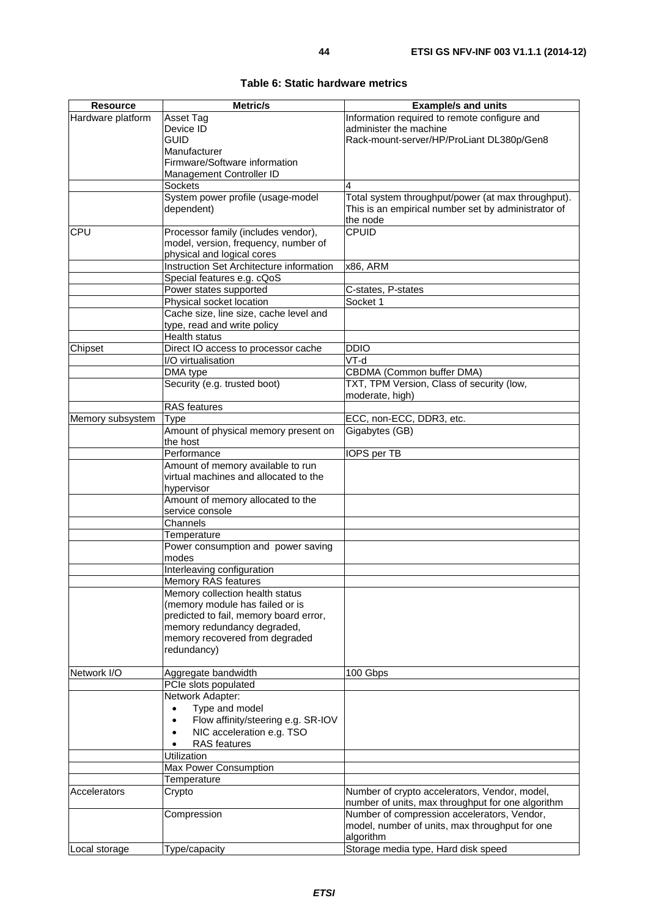**Table 6: Static hardware metrics**

| Resource | Metric/s | Example/s and units |
|---|---|---|
| Hardware platform | Asset Tag<br>Device ID<br>GUID<br>Manufacturer<br>Firmware/Software information<br>Management Controller ID | Information required to remote configure and administer the machine<br>Rack-mount-server/HP/ProLiant DL380p/Gen8 |
| | Sockets | 4 |
| | System power profile (usage-model dependent) | Total system throughput/power (at max throughput). This is an empirical number set by administrator of the node |
| CPU | Processor family (includes vendor), model, version, frequency, number of physical and logical cores | CPUID |
| | Instruction Set Architecture information | x86, ARM |
| | Special features e.g. cQoS | |
| | Power states supported | C-states, P-states |
| | Physical socket location | Socket 1 |
| | Cache size, line size, cache level and type, read and write policy | |
| | Health status | |
| Chipset | Direct IO access to processor cache | DDIO |
| | I/O virtualisation | VT-d |
| | DMA type | CBDMA (Common buffer DMA) |
| | Security (e.g. trusted boot) | TXT, TPM Version, Class of security (low, moderate, high) |
| | RAS features | |
| Memory subsystem | Type | ECC, non-ECC, DDR3, etc. |
| | Amount of physical memory present on the host | Gigabytes (GB) |
| | Performance | IOPS per TB |
| | Amount of memory available to run virtual machines and allocated to the hypervisor | |
| | Amount of memory allocated to the service console | |
| | Channels | |
| | Temperature | |
| | Power consumption and power saving modes | |
| | Interleaving configuration | |
| | Memory RAS features | |
| | Memory collection health status (memory module has failed or is predicted to fail, memory board error, memory redundancy degraded, memory recovered from degraded redundancy) | |
| Network I/O | Aggregate bandwidth | 100 Gbps |
| | PCIe slots populated | |
| | Network Adapter:<br>• Type and model<br>• Flow affinity/steering e.g. SR-IOV<br>• NIC acceleration e.g. TSO<br>• RAS features | |
| | Utilization | |
| | Max Power Consumption | |
| | Temperature | |
| Accelerators | Crypto | Number of crypto accelerators, Vendor, model, number of units, max throughput for one algorithm |
| | Compression | Number of compression accelerators, Vendor, model, number of units, max throughput for one algorithm |
| Local storage | Type/capacity | Storage media type, Hard disk speed |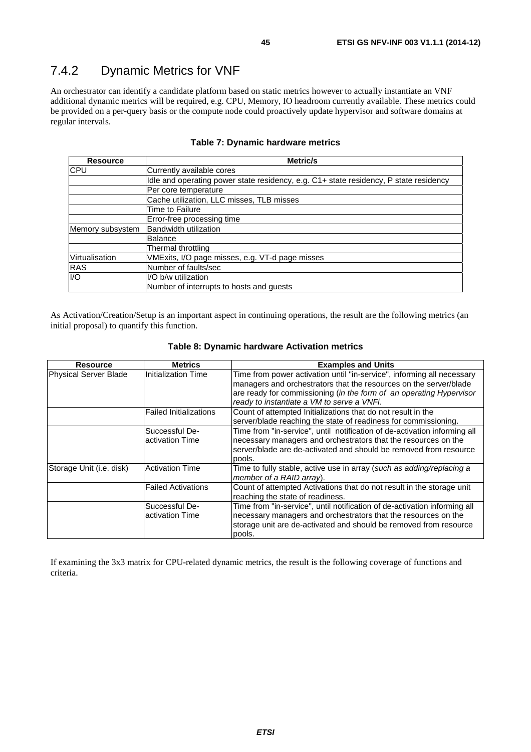### 7.4.2 Dynamic Metrics for VNF

An orchestrator can identify a candidate platform based on static metrics however to actually instantiate an VNF additional dynamic metrics will be required, e.g. CPU, Memory, IO headroom currently available. These metrics could be provided on a per-query basis or the compute node could proactively update hypervisor and software domains at regular intervals.

**Table 7: Dynamic hardware metrics**

| Resource | Metric/s |
| --- | --- |
| CPU | Currently available cores |
| | Idle and operating power state residency, e.g. C1+ state residency, P state residency |
| | Per core temperature |
| | Cache utilization, LLC misses, TLB misses |
| | Time to Failure |
| | Error-free processing time |
| Memory subsystem | Bandwidth utilization |
| | Balance |
| | Thermal throttling |
| Virtualisation | VMExits, I/O page misses, e.g. VT-d page misses |
| RAS | Number of faults/sec |
| I/O | I/O b/w utilization |
| | Number of interrupts to hosts and guests |

As Activation/Creation/Setup is an important aspect in continuing operations, the result are the following metrics (an initial proposal) to quantify this function.

**Table 8: Dynamic hardware Activation metrics**

| Resource | Metrics | Examples and Units |
| --- | --- | --- |
| Physical Server Blade | Initialization Time | Time from power activation until "in-service", informing all necessary managers and orchestrators that the resources on the server/blade are ready for commissioning (*in the form of an operating Hypervisor ready to instantiate a VM to serve a VNFi*. |
| | Failed Initializations | Count of attempted Initializations that do not result in the server/blade reaching the state of readiness for commissioning. |
| | Successful De-activation Time | Time from "in-service", until notification of de-activation informing all necessary managers and orchestrators that the resources on the server/blade are de-activated and should be removed from resource pools. |
| Storage Unit (i.e. disk) | Activation Time | Time to fully stable, active use in array (*such as adding/replacing a member of a RAID array*). |
| | Failed Activations | Count of attempted Activations that do not result in the storage unit reaching the state of readiness. |
| | Successful De-activation Time | Time from "in-service", until notification of de-activation informing all necessary managers and orchestrators that the resources on the storage unit are de-activated and should be removed from resource pools. |

If examining the 3x3 matrix for CPU-related dynamic metrics, the result is the following coverage of functions and criteria.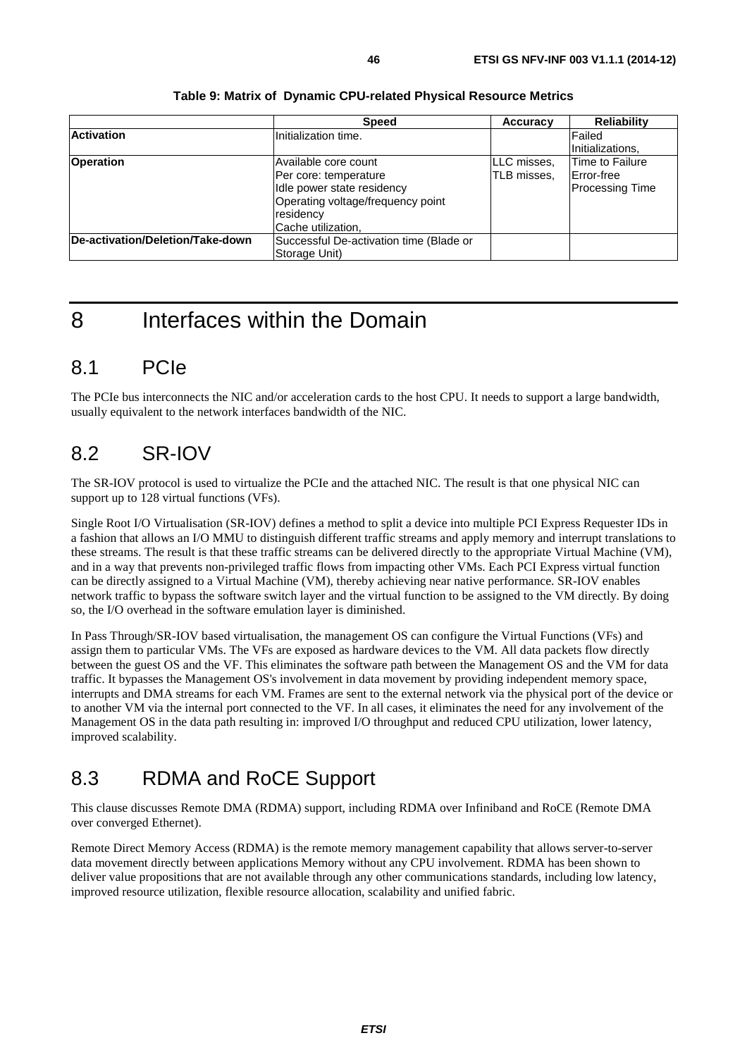**Table 9: Matrix of Dynamic CPU-related Physical Resource Metrics**

| | Speed | Accuracy | Reliability |
|---|---|---|---|
| **Activation** | Initialization time. | | Failed Initializations, |
| **Operation** | Available core count<br>Per core: temperature<br>Idle power state residency<br>Operating voltage/frequency point residency<br>Cache utilization, | LLC misses,<br>TLB misses, | Time to Failure<br>Error-free Processing Time |
| **De-activation/Deletion/Take-down** | Successful De-activation time (Blade or Storage Unit) | | |

# 8 Interfaces within the Domain

## 8.1 PCIe

The PCIe bus interconnects the NIC and/or acceleration cards to the host CPU. It needs to support a large bandwidth, usually equivalent to the network interfaces bandwidth of the NIC.

## 8.2 SR-IOV

The SR-IOV protocol is used to virtualize the PCIe and the attached NIC. The result is that one physical NIC can support up to 128 virtual functions (VFs).

Single Root I/O Virtualisation (SR-IOV) defines a method to split a device into multiple PCI Express Requester IDs in a fashion that allows an I/O MMU to distinguish different traffic streams and apply memory and interrupt translations to these streams. The result is that these traffic streams can be delivered directly to the appropriate Virtual Machine (VM), and in a way that prevents non-privileged traffic flows from impacting other VMs. Each PCI Express virtual function can be directly assigned to a Virtual Machine (VM), thereby achieving near native performance. SR-IOV enables network traffic to bypass the software switch layer and the virtual function to be assigned to the VM directly. By doing so, the I/O overhead in the software emulation layer is diminished.

In Pass Through/SR-IOV based virtualisation, the management OS can configure the Virtual Functions (VFs) and assign them to particular VMs. The VFs are exposed as hardware devices to the VM. All data packets flow directly between the guest OS and the VF. This eliminates the software path between the Management OS and the VM for data traffic. It bypasses the Management OS's involvement in data movement by providing independent memory space, interrupts and DMA streams for each VM. Frames are sent to the external network via the physical port of the device or to another VM via the internal port connected to the VF. In all cases, it eliminates the need for any involvement of the Management OS in the data path resulting in: improved I/O throughput and reduced CPU utilization, lower latency, improved scalability.

## 8.3 RDMA and RoCE Support

This clause discusses Remote DMA (RDMA) support, including RDMA over Infiniband and RoCE (Remote DMA over converged Ethernet).

Remote Direct Memory Access (RDMA) is the remote memory management capability that allows server-to-server data movement directly between applications Memory without any CPU involvement. RDMA has been shown to deliver value propositions that are not available through any other communications standards, including low latency, improved resource utilization, flexible resource allocation, scalability and unified fabric.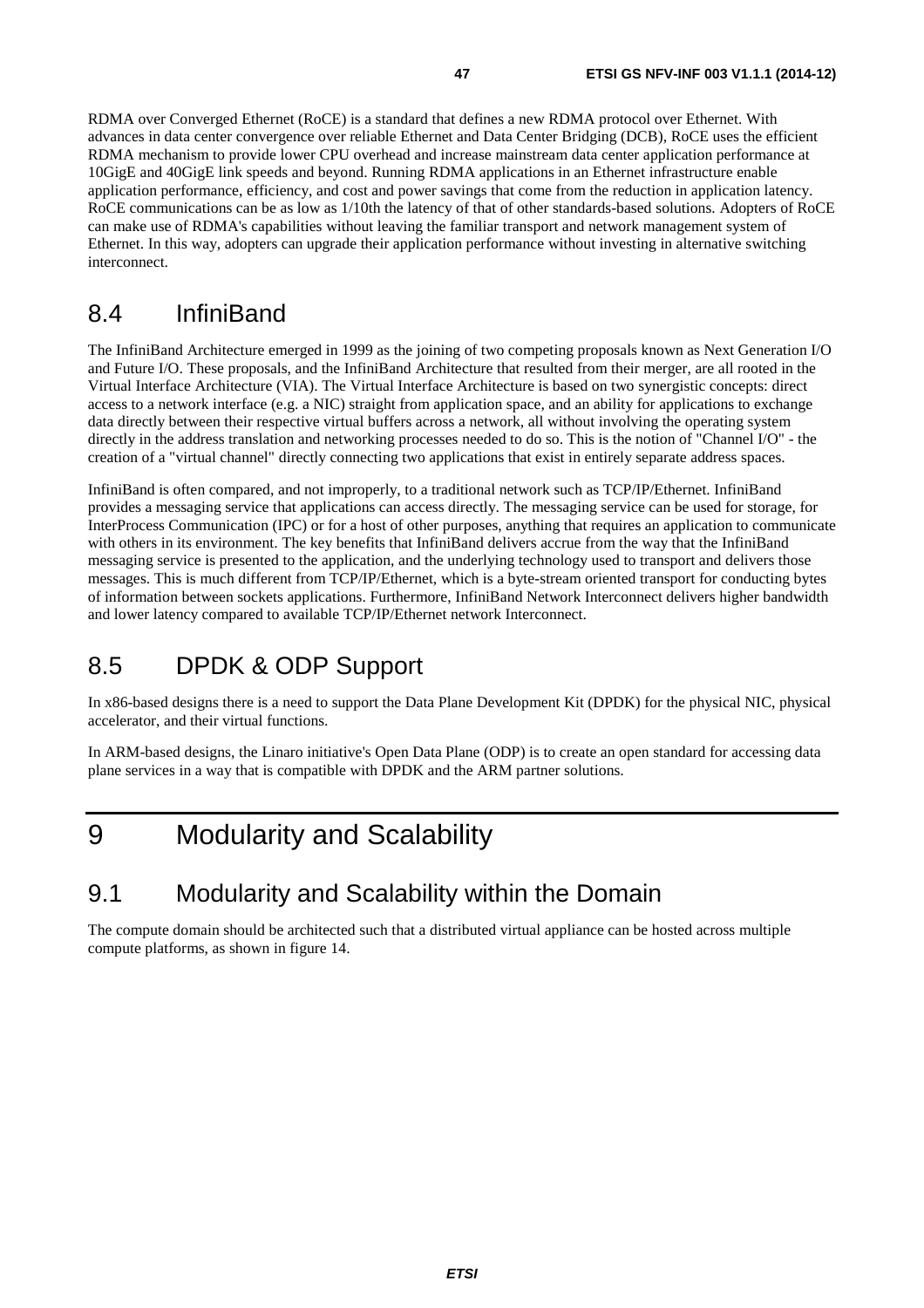RDMA over Converged Ethernet (RoCE) is a standard that defines a new RDMA protocol over Ethernet. With advances in data center convergence over reliable Ethernet and Data Center Bridging (DCB), RoCE uses the efficient RDMA mechanism to provide lower CPU overhead and increase mainstream data center application performance at 10GigE and 40GigE link speeds and beyond. Running RDMA applications in an Ethernet infrastructure enable application performance, efficiency, and cost and power savings that come from the reduction in application latency. RoCE communications can be as low as 1/10th the latency of that of other standards-based solutions. Adopters of RoCE can make use of RDMA's capabilities without leaving the familiar transport and network management system of Ethernet. In this way, adopters can upgrade their application performance without investing in alternative switching interconnect.

## 8.4 InfiniBand

The InfiniBand Architecture emerged in 1999 as the joining of two competing proposals known as Next Generation I/O and Future I/O. These proposals, and the InfiniBand Architecture that resulted from their merger, are all rooted in the Virtual Interface Architecture (VIA). The Virtual Interface Architecture is based on two synergistic concepts: direct access to a network interface (e.g. a NIC) straight from application space, and an ability for applications to exchange data directly between their respective virtual buffers across a network, all without involving the operating system directly in the address translation and networking processes needed to do so. This is the notion of "Channel I/O" - the creation of a "virtual channel" directly connecting two applications that exist in entirely separate address spaces.

InfiniBand is often compared, and not improperly, to a traditional network such as TCP/IP/Ethernet. InfiniBand provides a messaging service that applications can access directly. The messaging service can be used for storage, for InterProcess Communication (IPC) or for a host of other purposes, anything that requires an application to communicate with others in its environment. The key benefits that InfiniBand delivers accrue from the way that the InfiniBand messaging service is presented to the application, and the underlying technology used to transport and delivers those messages. This is much different from TCP/IP/Ethernet, which is a byte-stream oriented transport for conducting bytes of information between sockets applications. Furthermore, InfiniBand Network Interconnect delivers higher bandwidth and lower latency compared to available TCP/IP/Ethernet network Interconnect.

## 8.5 DPDK & ODP Support

In x86-based designs there is a need to support the Data Plane Development Kit (DPDK) for the physical NIC, physical accelerator, and their virtual functions.

In ARM-based designs, the Linaro initiative's Open Data Plane (ODP) is to create an open standard for accessing data plane services in a way that is compatible with DPDK and the ARM partner solutions.

# 9 Modularity and Scalability

## 9.1 Modularity and Scalability within the Domain

The compute domain should be architected such that a distributed virtual appliance can be hosted across multiple compute platforms, as shown in figure 14.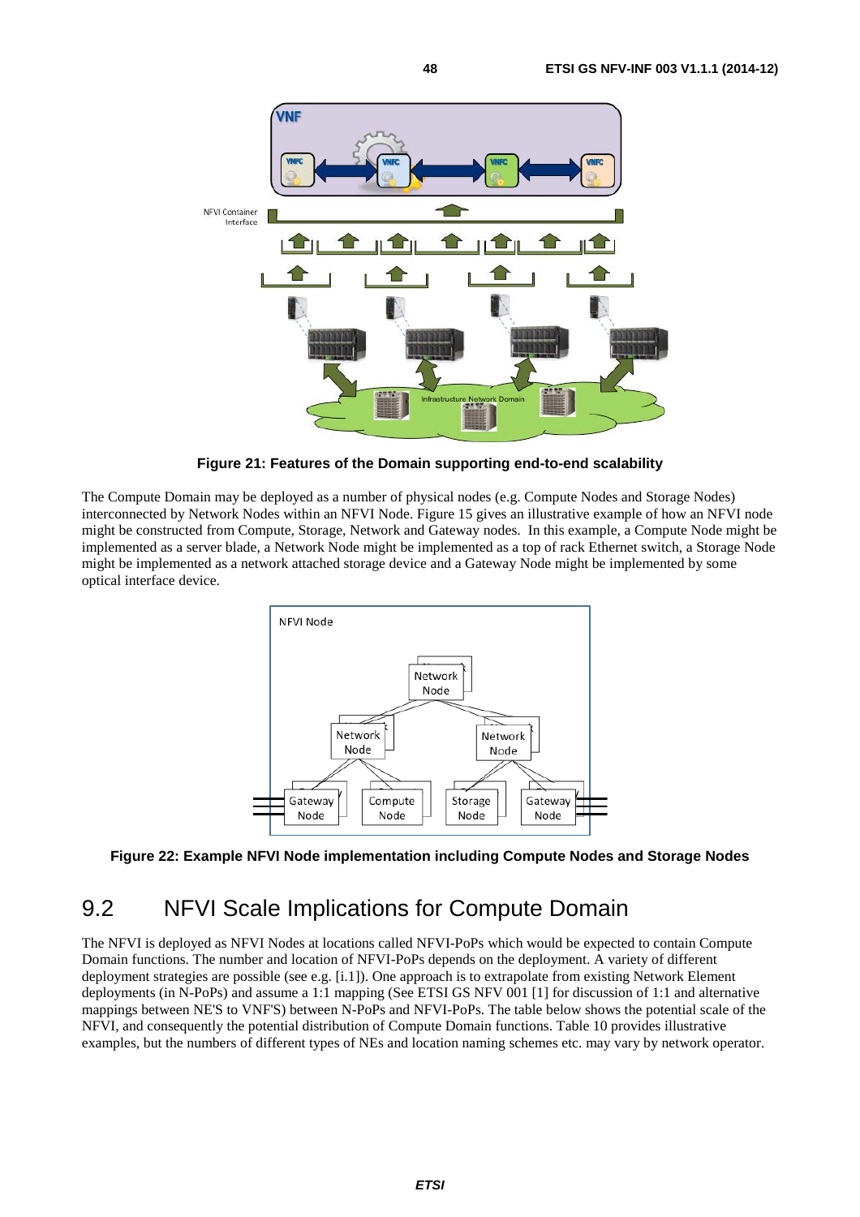Figure 21: Features of the Domain supporting end-to-end scalability

The Compute Domain may be deployed as a number of physical nodes (e.g. Compute Nodes and Storage Nodes) interconnected by Network Nodes within an NFVI Node. Figure 15 gives an illustrative example of how an NFVI node might be constructed from Compute, Storage, Network and Gateway nodes. In this example, a Compute Node might be implemented as a server blade, a Network Node might be implemented as a top of rack Ethernet switch, a Storage Node might be implemented as a network attached storage device and a Gateway Node might be implemented by some optical interface device.

Figure 22: Example NFVI Node implementation including Compute Nodes and Storage Nodes

## 9.2 NFVI Scale Implications for Compute Domain

The NFVI is deployed as NFVI Nodes at locations called NFVI-PoPs which would be expected to contain Compute Domain functions. The number and location of NFVI-PoPs depends on the deployment. A variety of different deployment strategies are possible (see e.g. [i.1]). One approach is to extrapolate from existing Network Element deployments (in N-PoPs) and assume a 1:1 mapping (See ETSI GS NFV 001 [1] for discussion of 1:1 and alternative mappings between NE'S to VNF'S) between N-PoPs and NFVI-PoPs. The table below shows the potential scale of the NFVI, and consequently the potential distribution of Compute Domain functions. Table 10 provides illustrative examples, but the numbers of different types of NEs and location naming schemes etc. may vary by network operator.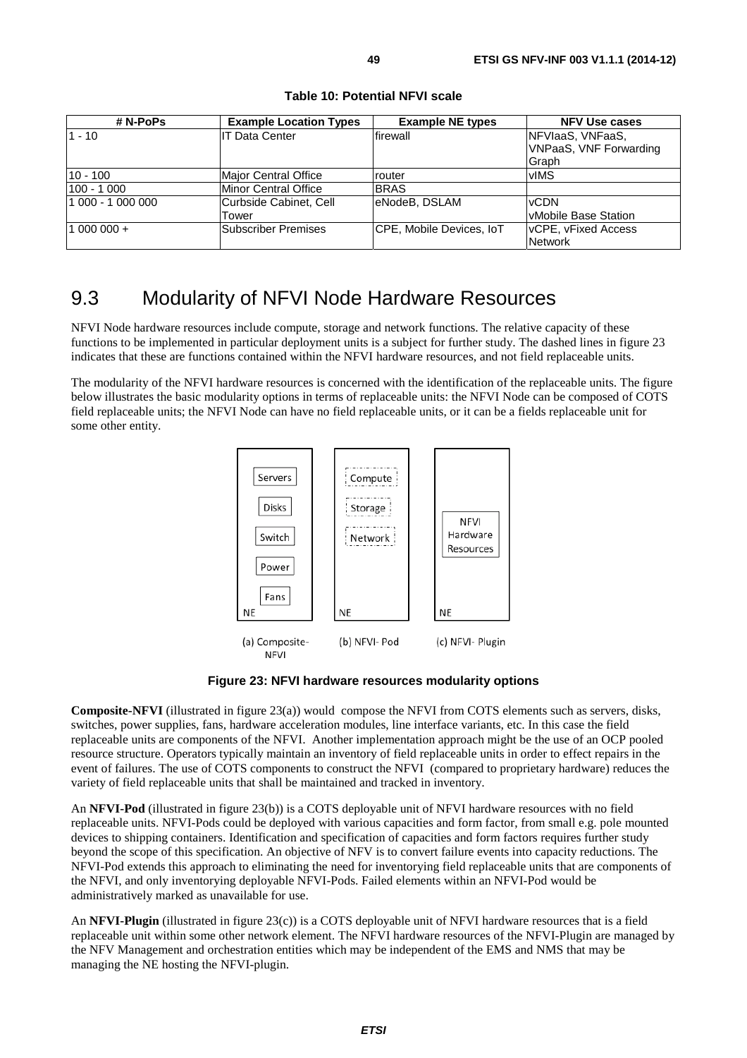**Table 10: Potential NFVI scale**

| # N-PoPs | Example Location Types | Example NE types | NFV Use cases |
|---|---|---|---|
| 1 - 10 | IT Data Center | firewall | NFVIaaS, VNFaaS, VNPaaS, VNF Forwarding Graph |
| 10 - 100 | Major Central Office | router | vIMS |
| 100 - 1 000 | Minor Central Office | BRAS | |
| 1 000 - 1 000 000 | Curbside Cabinet, Cell Tower | eNodeB, DSLAM | vCDN vMobile Base Station |
| 1 000 000 + | Subscriber Premises | CPE, Mobile Devices, IoT | vCPE, vFixed Access Network |

## 9.3 Modularity of NFVI Node Hardware Resources

NFVI Node hardware resources include compute, storage and network functions. The relative capacity of these functions to be implemented in particular deployment units is a subject for further study. The dashed lines in figure 23 indicates that these are functions contained within the NFVI hardware resources, and not field replaceable units.

The modularity of the NFVI hardware resources is concerned with the identification of the replaceable units. The figure below illustrates the basic modularity options in terms of replaceable units: the NFVI Node can be composed of COTS field replaceable units; the NFVI Node can have no field replaceable units, or it can be a fields replaceable unit for some other entity.

**Figure 23: NFVI hardware resources modularity options**

**Composite-NFVI** (illustrated in figure 23(a)) would compose the NFVI from COTS elements such as servers, disks, switches, power supplies, fans, hardware acceleration modules, line interface variants, etc. In this case the field replaceable units are components of the NFVI. Another implementation approach might be the use of an OCP pooled resource structure. Operators typically maintain an inventory of field replaceable units in order to effect repairs in the event of failures. The use of COTS components to construct the NFVI (compared to proprietary hardware) reduces the variety of field replaceable units that shall be maintained and tracked in inventory.

An **NFVI-Pod** (illustrated in figure 23(b)) is a COTS deployable unit of NFVI hardware resources with no field replaceable units. NFVI-Pods could be deployed with various capacities and form factor, from small e.g. pole mounted devices to shipping containers. Identification and specification of capacities and form factors requires further study beyond the scope of this specification. An objective of NFV is to convert failure events into capacity reductions. The NFVI-Pod extends this approach to eliminating the need for inventorying field replaceable units that are components of the NFVI, and only inventorying deployable NFVI-Pods. Failed elements within an NFVI-Pod would be administratively marked as unavailable for use.

An **NFVI-Plugin** (illustrated in figure 23(c)) is a COTS deployable unit of NFVI hardware resources that is a field replaceable unit within some other network element. The NFVI hardware resources of the NFVI-Plugin are managed by the NFV Management and orchestration entities which may be independent of the EMS and NMS that may be managing the NE hosting the NFVI-plugin.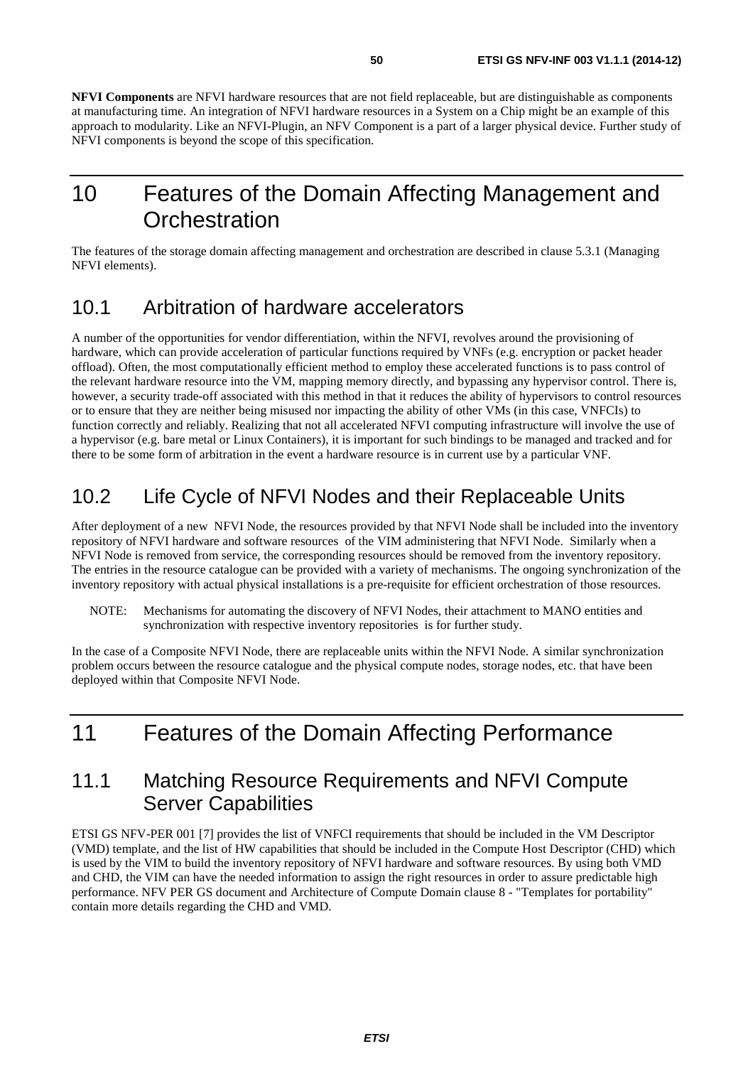**NFVI Components** are NFVI hardware resources that are not field replaceable, but are distinguishable as components at manufacturing time. An integration of NFVI hardware resources in a System on a Chip might be an example of this approach to modularity. Like an NFVI-Plugin, an NFV Component is a part of a larger physical device. Further study of NFVI components is beyond the scope of this specification.

# 10 Features of the Domain Affecting Management and Orchestration

The features of the storage domain affecting management and orchestration are described in clause 5.3.1 (Managing NFVI elements).

## 10.1 Arbitration of hardware accelerators

A number of the opportunities for vendor differentiation, within the NFVI, revolves around the provisioning of hardware, which can provide acceleration of particular functions required by VNFs (e.g. encryption or packet header offload). Often, the most computationally efficient method to employ these accelerated functions is to pass control of the relevant hardware resource into the VM, mapping memory directly, and bypassing any hypervisor control. There is, however, a security trade-off associated with this method in that it reduces the ability of hypervisors to control resources or to ensure that they are neither being misused nor impacting the ability of other VMs (in this case, VNFCIs) to function correctly and reliably. Realizing that not all accelerated NFVI computing infrastructure will involve the use of a hypervisor (e.g. bare metal or Linux Containers), it is important for such bindings to be managed and tracked and for there to be some form of arbitration in the event a hardware resource is in current use by a particular VNF.

## 10.2 Life Cycle of NFVI Nodes and their Replaceable Units

After deployment of a new NFVI Node, the resources provided by that NFVI Node shall be included into the inventory repository of NFVI hardware and software resources of the VIM administering that NFVI Node. Similarly when a NFVI Node is removed from service, the corresponding resources should be removed from the inventory repository. The entries in the resource catalogue can be provided with a variety of mechanisms. The ongoing synchronization of the inventory repository with actual physical installations is a pre-requisite for efficient orchestration of those resources.

NOTE: Mechanisms for automating the discovery of NFVI Nodes, their attachment to MANO entities and synchronization with respective inventory repositories is for further study.

In the case of a Composite NFVI Node, there are replaceable units within the NFVI Node. A similar synchronization problem occurs between the resource catalogue and the physical compute nodes, storage nodes, etc. that have been deployed within that Composite NFVI Node.

# 11 Features of the Domain Affecting Performance

## 11.1 Matching Resource Requirements and NFVI Compute Server Capabilities

ETSI GS NFV-PER 001 [7] provides the list of VNFCI requirements that should be included in the VM Descriptor (VMD) template, and the list of HW capabilities that should be included in the Compute Host Descriptor (CHD) which is used by the VIM to build the inventory repository of NFVI hardware and software resources. By using both VMD and CHD, the VIM can have the needed information to assign the right resources in order to assure predictable high performance. NFV PER GS document and Architecture of Compute Domain clause 8 - "Templates for portability" contain more details regarding the CHD and VMD.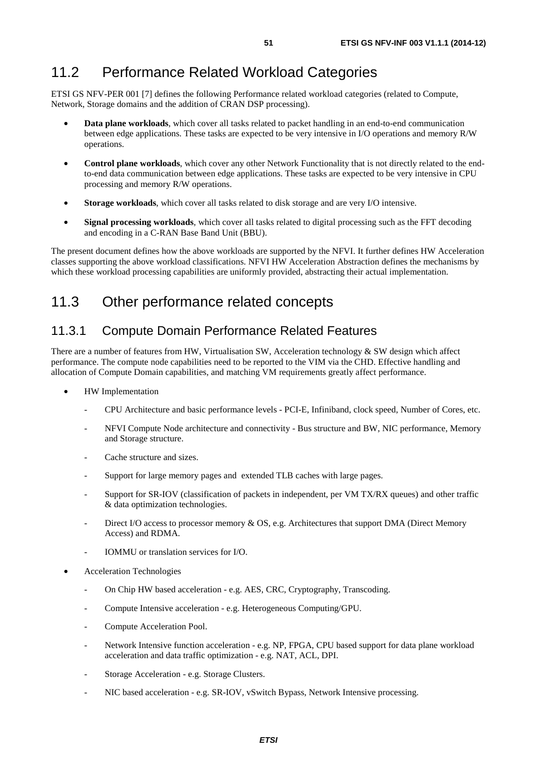## 11.2 Performance Related Workload Categories

ETSI GS NFV-PER 001 [7] defines the following Performance related workload categories (related to Compute, Network, Storage domains and the addition of CRAN DSP processing).

- **Data plane workloads**, which cover all tasks related to packet handling in an end-to-end communication between edge applications. These tasks are expected to be very intensive in I/O operations and memory R/W operations.
- **Control plane workloads**, which cover any other Network Functionality that is not directly related to the end-to-end data communication between edge applications. These tasks are expected to be very intensive in CPU processing and memory R/W operations.
- **Storage workloads**, which cover all tasks related to disk storage and are very I/O intensive.
- **Signal processing workloads**, which cover all tasks related to digital processing such as the FFT decoding and encoding in a C-RAN Base Band Unit (BBU).

The present document defines how the above workloads are supported by the NFVI. It further defines HW Acceleration classes supporting the above workload classifications. NFVI HW Acceleration Abstraction defines the mechanisms by which these workload processing capabilities are uniformly provided, abstracting their actual implementation.

## 11.3 Other performance related concepts

### 11.3.1 Compute Domain Performance Related Features

There are a number of features from HW, Virtualisation SW, Acceleration technology & SW design which affect performance. The compute node capabilities need to be reported to the VIM via the CHD. Effective handling and allocation of Compute Domain capabilities, and matching VM requirements greatly affect performance.

- HW Implementation
  - CPU Architecture and basic performance levels - PCI-E, Infiniband, clock speed, Number of Cores, etc.
  - NFVI Compute Node architecture and connectivity - Bus structure and BW, NIC performance, Memory and Storage structure.
  - Cache structure and sizes.
  - Support for large memory pages and extended TLB caches with large pages.
  - Support for SR-IOV (classification of packets in independent, per VM TX/RX queues) and other traffic & data optimization technologies.
  - Direct I/O access to processor memory & OS, e.g. Architectures that support DMA (Direct Memory Access) and RDMA.
  - IOMMU or translation services for I/O.
- Acceleration Technologies
  - On Chip HW based acceleration - e.g. AES, CRC, Cryptography, Transcoding.
  - Compute Intensive acceleration - e.g. Heterogeneous Computing/GPU.
  - Compute Acceleration Pool.
  - Network Intensive function acceleration - e.g. NP, FPGA, CPU based support for data plane workload acceleration and data traffic optimization - e.g. NAT, ACL, DPI.
  - Storage Acceleration - e.g. Storage Clusters.
  - NIC based acceleration - e.g. SR-IOV, vSwitch Bypass, Network Intensive processing.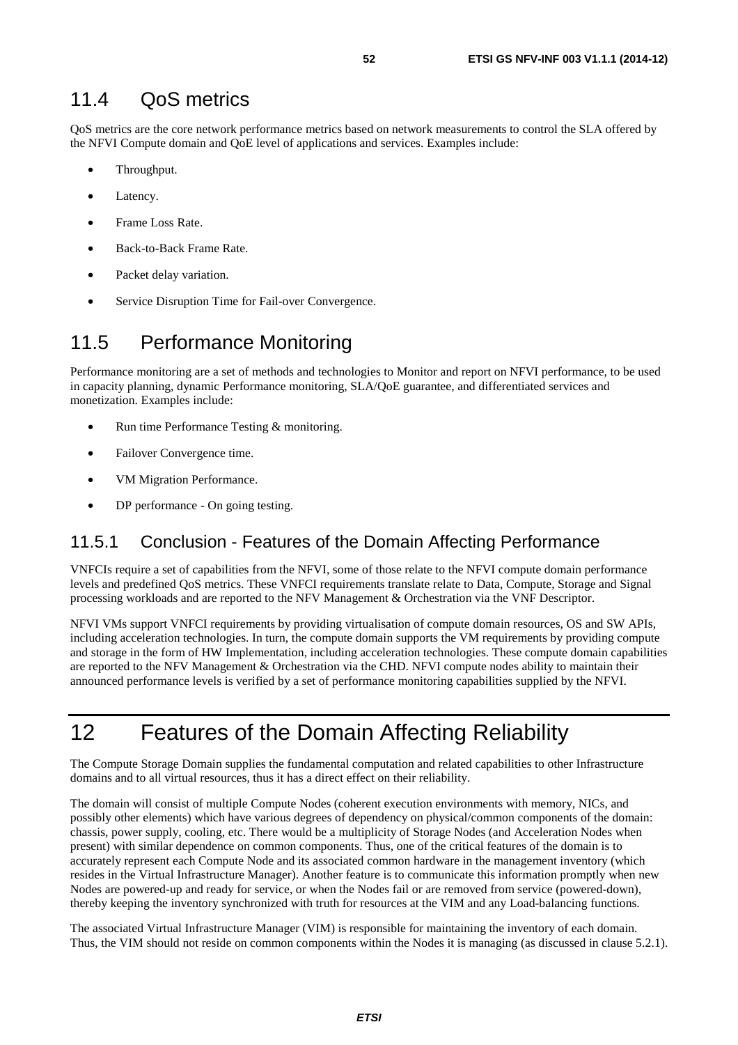## 11.4 QoS metrics

QoS metrics are the core network performance metrics based on network measurements to control the SLA offered by the NFVI Compute domain and QoE level of applications and services. Examples include:

- Throughput.
- Latency.
- Frame Loss Rate.
- Back-to-Back Frame Rate.
- Packet delay variation.
- Service Disruption Time for Fail-over Convergence.

## 11.5 Performance Monitoring

Performance monitoring are a set of methods and technologies to Monitor and report on NFVI performance, to be used in capacity planning, dynamic Performance monitoring, SLA/QoE guarantee, and differentiated services and monetization. Examples include:

- Run time Performance Testing & monitoring.
- Failover Convergence time.
- VM Migration Performance.
- DP performance - On going testing.

### 11.5.1 Conclusion - Features of the Domain Affecting Performance

VNFCIs require a set of capabilities from the NFVI, some of those relate to the NFVI compute domain performance levels and predefined QoS metrics. These VNFCI requirements translate relate to Data, Compute, Storage and Signal processing workloads and are reported to the NFV Management & Orchestration via the VNF Descriptor.

NFVI VMs support VNFCI requirements by providing virtualisation of compute domain resources, OS and SW APIs, including acceleration technologies. In turn, the compute domain supports the VM requirements by providing compute and storage in the form of HW Implementation, including acceleration technologies. These compute domain capabilities are reported to the NFV Management & Orchestration via the CHD. NFVI compute nodes ability to maintain their announced performance levels is verified by a set of performance monitoring capabilities supplied by the NFVI.

# 12 Features of the Domain Affecting Reliability

The Compute Storage Domain supplies the fundamental computation and related capabilities to other Infrastructure domains and to all virtual resources, thus it has a direct effect on their reliability.

The domain will consist of multiple Compute Nodes (coherent execution environments with memory, NICs, and possibly other elements) which have various degrees of dependency on physical/common components of the domain: chassis, power supply, cooling, etc. There would be a multiplicity of Storage Nodes (and Acceleration Nodes when present) with similar dependence on common components. Thus, one of the critical features of the domain is to accurately represent each Compute Node and its associated common hardware in the management inventory (which resides in the Virtual Infrastructure Manager). Another feature is to communicate this information promptly when new Nodes are powered-up and ready for service, or when the Nodes fail or are removed from service (powered-down), thereby keeping the inventory synchronized with truth for resources at the VIM and any Load-balancing functions.

The associated Virtual Infrastructure Manager (VIM) is responsible for maintaining the inventory of each domain. Thus, the VIM should not reside on common components within the Nodes it is managing (as discussed in clause 5.2.1).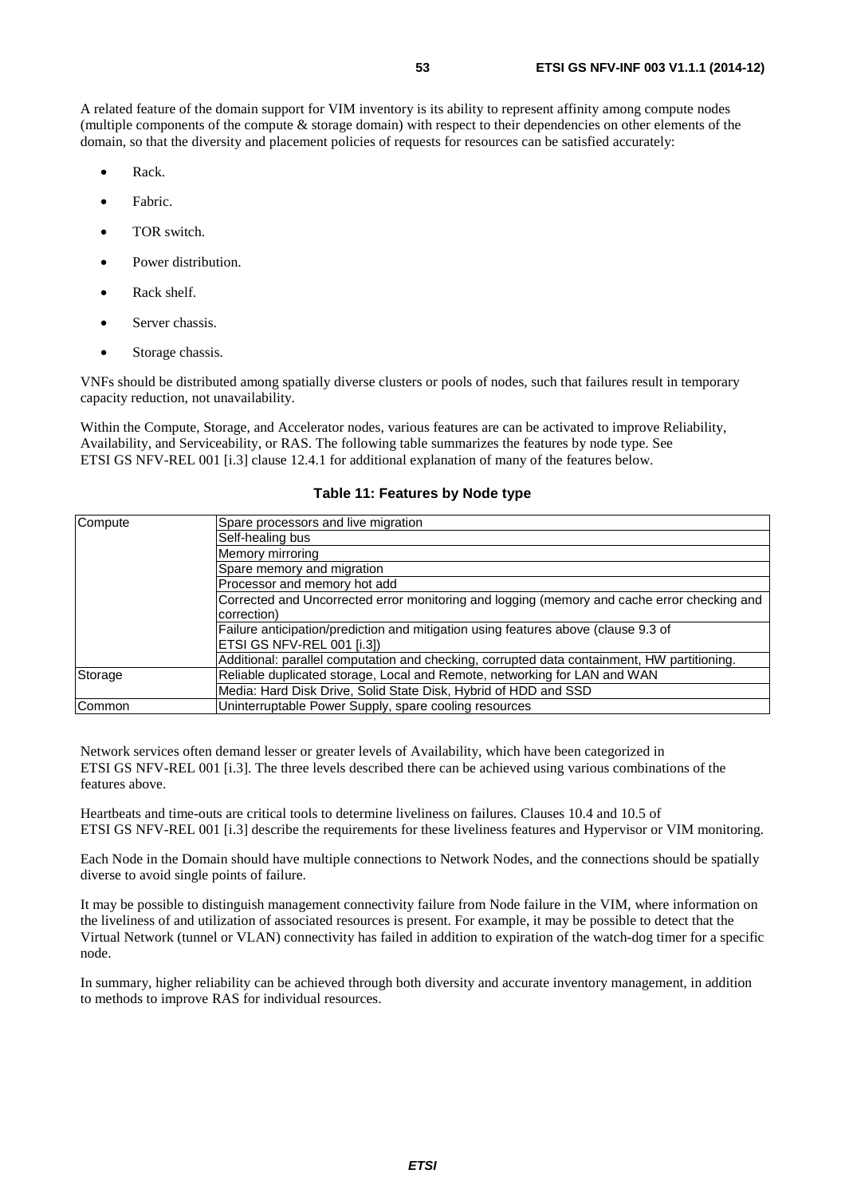A related feature of the domain support for VIM inventory is its ability to represent affinity among compute nodes (multiple components of the compute & storage domain) with respect to their dependencies on other elements of the domain, so that the diversity and placement policies of requests for resources can be satisfied accurately:

- Rack.
- Fabric.
- TOR switch.
- Power distribution.
- Rack shelf.
- Server chassis.
- Storage chassis.

VNFs should be distributed among spatially diverse clusters or pools of nodes, such that failures result in temporary capacity reduction, not unavailability.

Within the Compute, Storage, and Accelerator nodes, various features are can be activated to improve Reliability, Availability, and Serviceability, or RAS. The following table summarizes the features by node type. See ETSI GS NFV-REL 001 [i.3] clause 12.4.1 for additional explanation of many of the features below.

**Table 11: Features by Node type**

| | |
|---|---|
| Compute | Spare processors and live migration |
| | Self-healing bus |
| | Memory mirroring |
| | Spare memory and migration |
| | Processor and memory hot add |
| | Corrected and Uncorrected error monitoring and logging (memory and cache error checking and correction) |
| | Failure anticipation/prediction and mitigation using features above (clause 9.3 of ETSI GS NFV-REL 001 [i.3]) |
| | Additional: parallel computation and checking, corrupted data containment, HW partitioning. |
| Storage | Reliable duplicated storage, Local and Remote, networking for LAN and WAN |
| | Media: Hard Disk Drive, Solid State Disk, Hybrid of HDD and SSD |
| Common | Uninterruptable Power Supply, spare cooling resources |

Network services often demand lesser or greater levels of Availability, which have been categorized in ETSI GS NFV-REL 001 [i.3]. The three levels described there can be achieved using various combinations of the features above.

Heartbeats and time-outs are critical tools to determine liveliness on failures. Clauses 10.4 and 10.5 of ETSI GS NFV-REL 001 [i.3] describe the requirements for these liveliness features and Hypervisor or VIM monitoring.

Each Node in the Domain should have multiple connections to Network Nodes, and the connections should be spatially diverse to avoid single points of failure.

It may be possible to distinguish management connectivity failure from Node failure in the VIM, where information on the liveliness of and utilization of associated resources is present. For example, it may be possible to detect that the Virtual Network (tunnel or VLAN) connectivity has failed in addition to expiration of the watch-dog timer for a specific node.

In summary, higher reliability can be achieved through both diversity and accurate inventory management, in addition to methods to improve RAS for individual resources.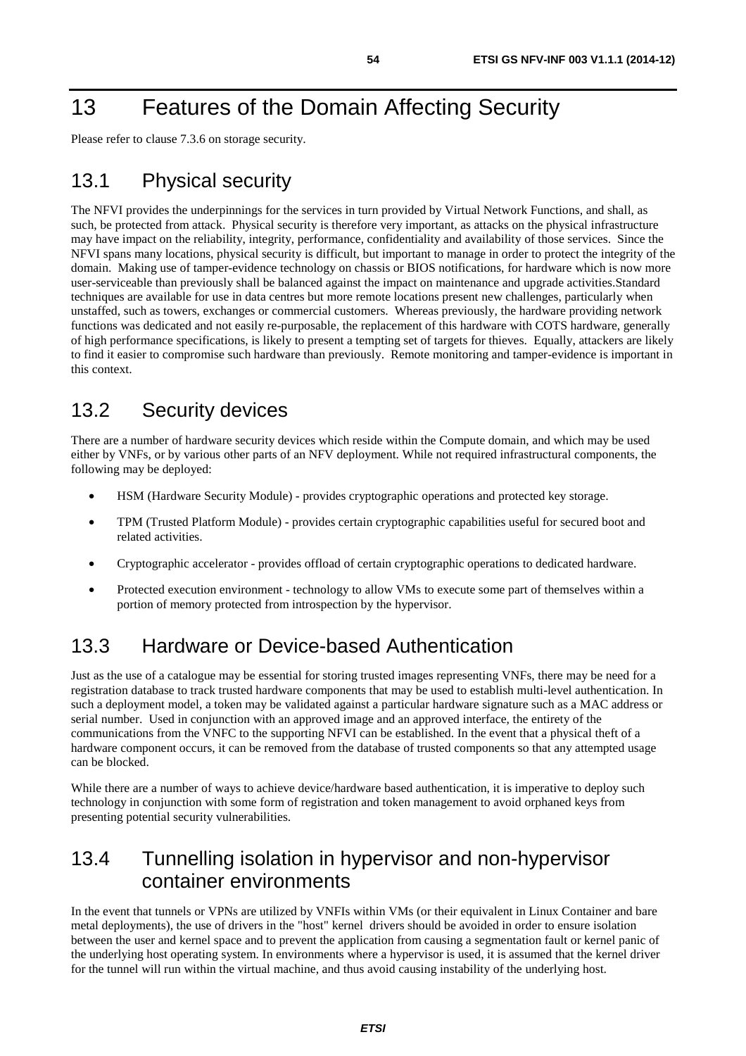# 13 Features of the Domain Affecting Security

Please refer to clause 7.3.6 on storage security.

## 13.1 Physical security

The NFVI provides the underpinnings for the services in turn provided by Virtual Network Functions, and shall, as such, be protected from attack. Physical security is therefore very important, as attacks on the physical infrastructure may have impact on the reliability, integrity, performance, confidentiality and availability of those services. Since the NFVI spans many locations, physical security is difficult, but important to manage in order to protect the integrity of the domain. Making use of tamper-evidence technology on chassis or BIOS notifications, for hardware which is now more user-serviceable than previously shall be balanced against the impact on maintenance and upgrade activities.Standard techniques are available for use in data centres but more remote locations present new challenges, particularly when unstaffed, such as towers, exchanges or commercial customers. Whereas previously, the hardware providing network functions was dedicated and not easily re-purposable, the replacement of this hardware with COTS hardware, generally of high performance specifications, is likely to present a tempting set of targets for thieves. Equally, attackers are likely to find it easier to compromise such hardware than previously. Remote monitoring and tamper-evidence is important in this context.

## 13.2 Security devices

There are a number of hardware security devices which reside within the Compute domain, and which may be used either by VNFs, or by various other parts of an NFV deployment. While not required infrastructural components, the following may be deployed:

- HSM (Hardware Security Module) - provides cryptographic operations and protected key storage.
- TPM (Trusted Platform Module) - provides certain cryptographic capabilities useful for secured boot and related activities.
- Cryptographic accelerator - provides offload of certain cryptographic operations to dedicated hardware.
- Protected execution environment - technology to allow VMs to execute some part of themselves within a portion of memory protected from introspection by the hypervisor.

## 13.3 Hardware or Device-based Authentication

Just as the use of a catalogue may be essential for storing trusted images representing VNFs, there may be need for a registration database to track trusted hardware components that may be used to establish multi-level authentication. In such a deployment model, a token may be validated against a particular hardware signature such as a MAC address or serial number. Used in conjunction with an approved image and an approved interface, the entirety of the communications from the VNFC to the supporting NFVI can be established. In the event that a physical theft of a hardware component occurs, it can be removed from the database of trusted components so that any attempted usage can be blocked.

While there are a number of ways to achieve device/hardware based authentication, it is imperative to deploy such technology in conjunction with some form of registration and token management to avoid orphaned keys from presenting potential security vulnerabilities.

## 13.4 Tunnelling isolation in hypervisor and non-hypervisor container environments

In the event that tunnels or VPNs are utilized by VNFIs within VMs (or their equivalent in Linux Container and bare metal deployments), the use of drivers in the "host" kernel drivers should be avoided in order to ensure isolation between the user and kernel space and to prevent the application from causing a segmentation fault or kernel panic of the underlying host operating system. In environments where a hypervisor is used, it is assumed that the kernel driver for the tunnel will run within the virtual machine, and thus avoid causing instability of the underlying host.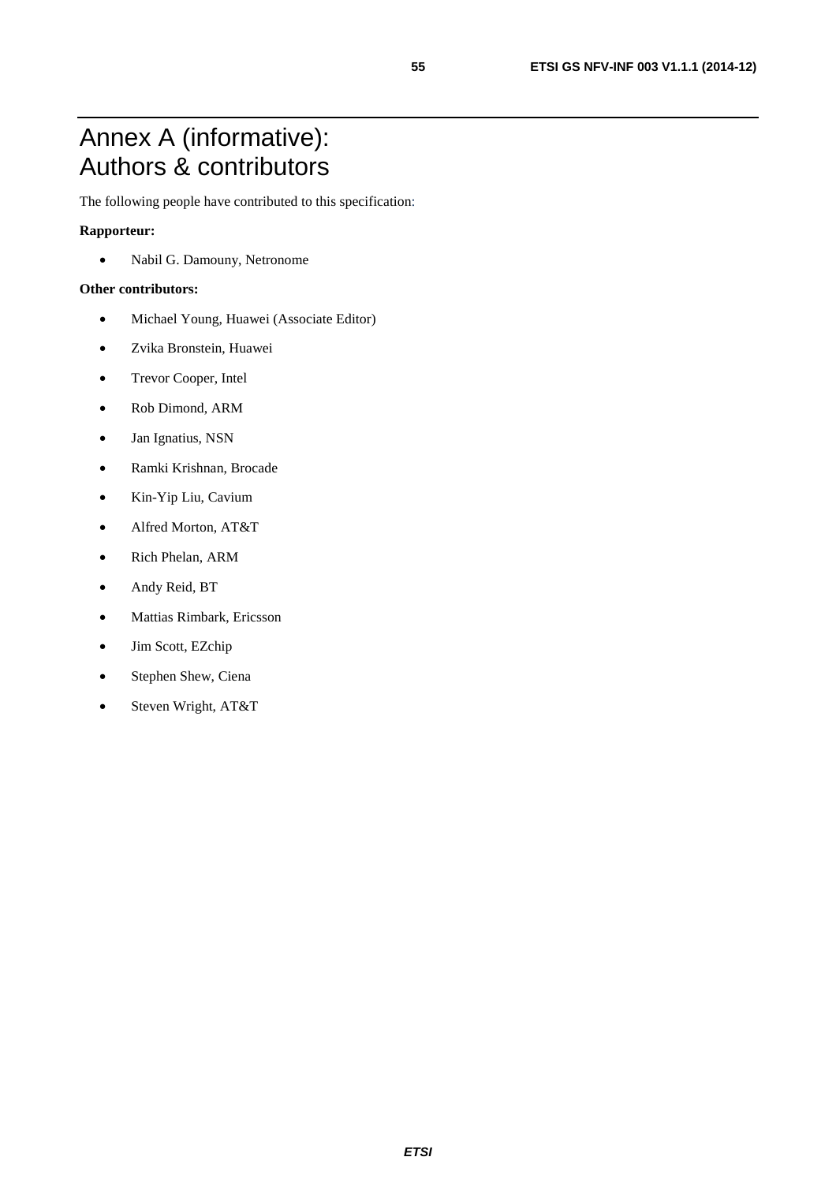# Annex A (informative): Authors & contributors

The following people have contributed to this specification:

**Rapporteur:**

- Nabil G. Damouny, Netronome

**Other contributors:**

- Michael Young, Huawei (Associate Editor)
- Zvika Bronstein, Huawei
- Trevor Cooper, Intel
- Rob Dimond, ARM
- Jan Ignatius, NSN
- Ramki Krishnan, Brocade
- Kin-Yip Liu, Cavium
- Alfred Morton, AT&T
- Rich Phelan, ARM
- Andy Reid, BT
- Mattias Rimbark, Ericsson
- Jim Scott, EZchip
- Stephen Shew, Ciena
- Steven Wright, AT&T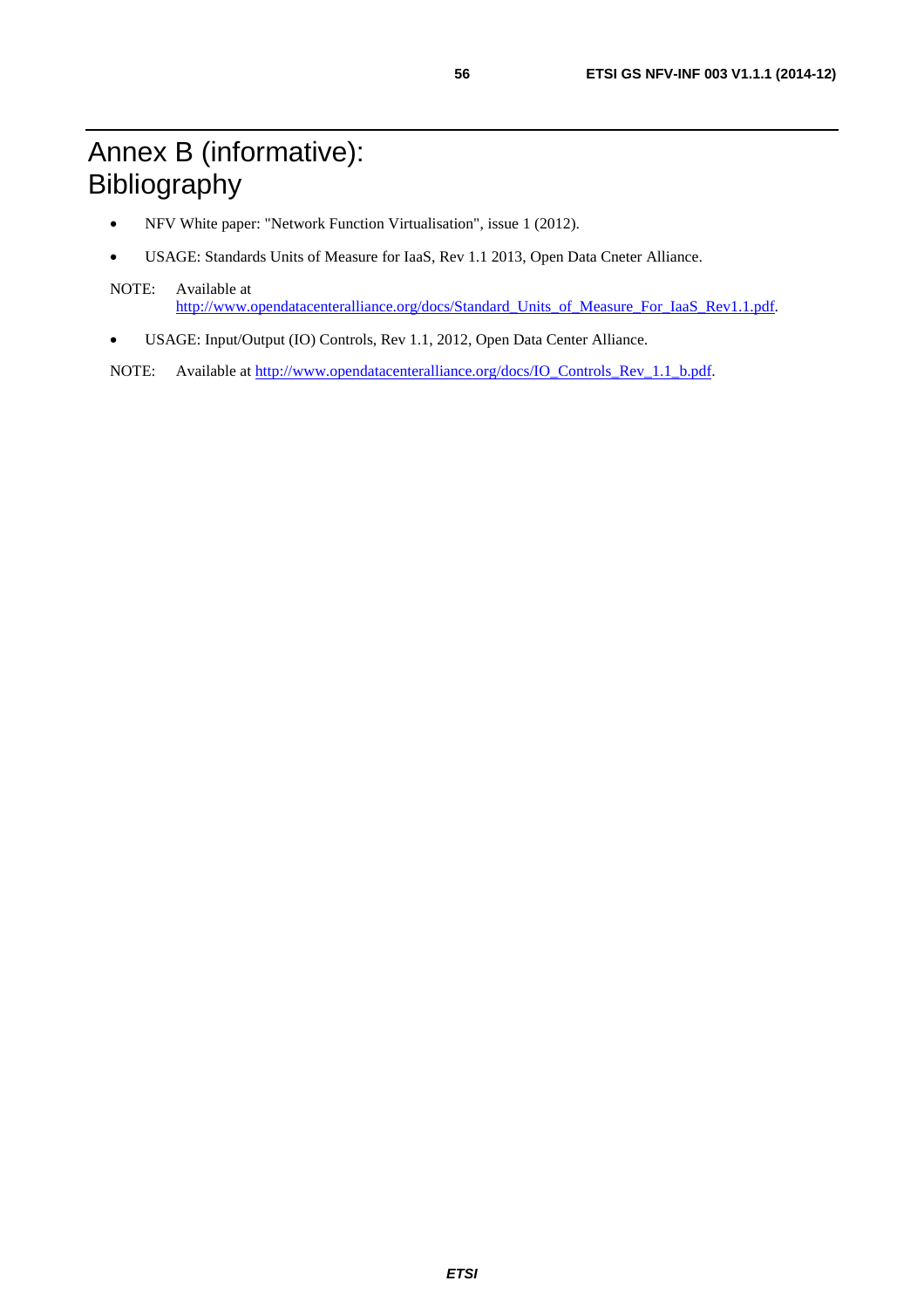# Annex B (informative): Bibliography

- NFV White paper: "Network Function Virtualisation", issue 1 (2012).
- USAGE: Standards Units of Measure for IaaS, Rev 1.1 2013, Open Data Cneter Alliance.

NOTE: Available at http://www.opendatacenteralliance.org/docs/Standard_Units_of_Measure_For_IaaS_Rev1.1.pdf.

- USAGE: Input/Output (IO) Controls, Rev 1.1, 2012, Open Data Center Alliance.

NOTE: Available at http://www.opendatacenteralliance.org/docs/IO_Controls_Rev_1.1_b.pdf.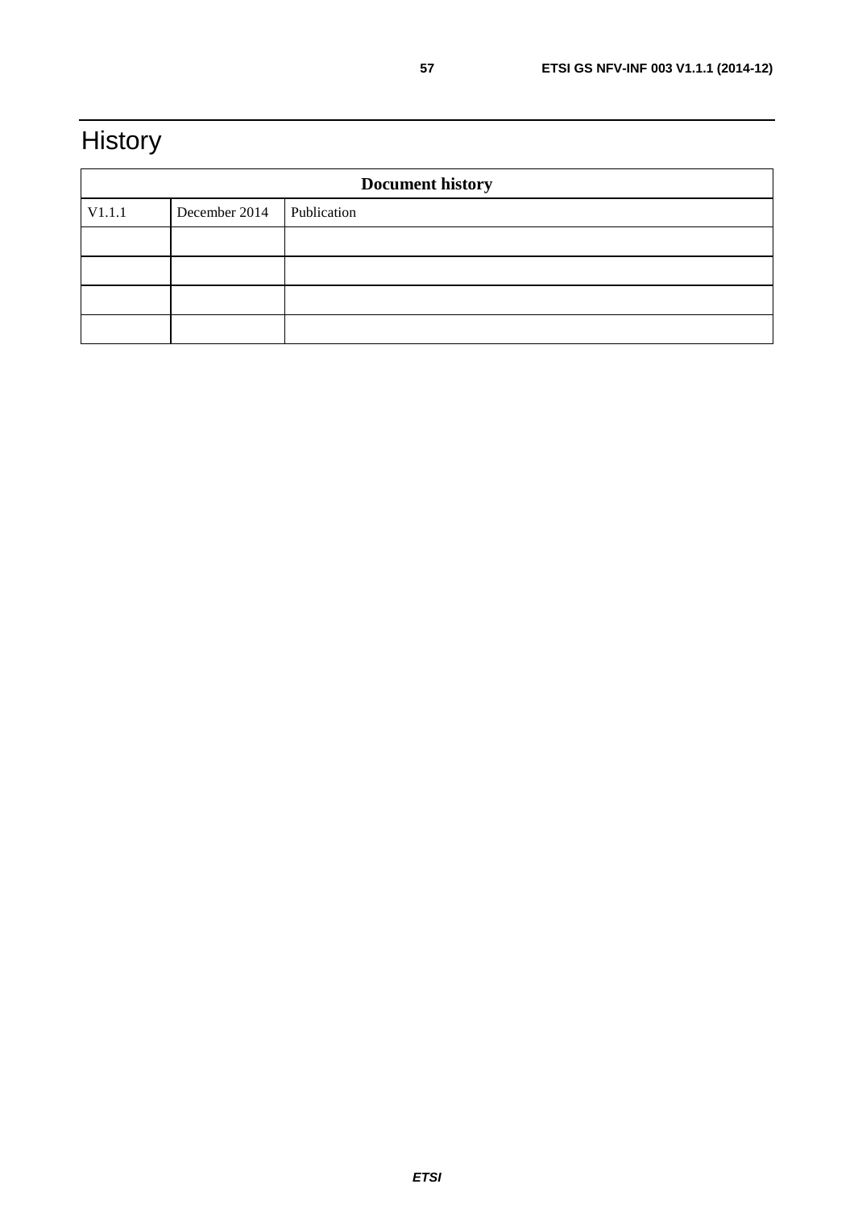# History

| Document history | | |
|---|---|---|
| V1.1.1 | December 2014 | Publication |
| | | |
| | | |
| | | |
| | | |